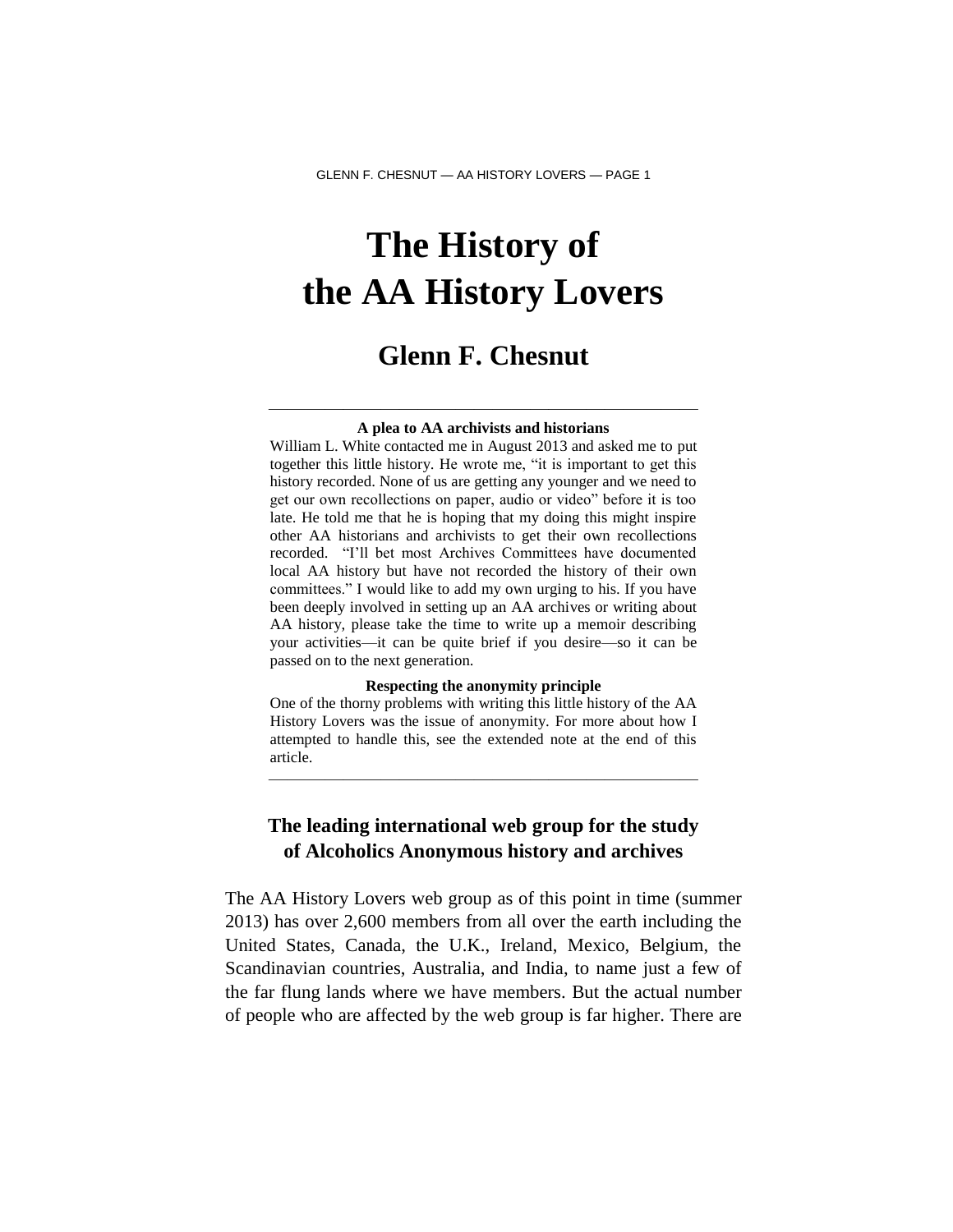# The History of the AA History Lovers

## Glenn F. Chesnut

---

**A plea to AA archivists and historians**

William L. White contacted me in August 2013 and asked me to put together this little history. He wrote me, "it is important to get this history recorded. None of us are getting any younger and we need to get our own recollections on paper, audio or video" before it is too late. He told me that he is hoping that my doing this might inspire other AA historians and archivists to get their own recollections recorded. "I'll bet most Archives Committees have documented local AA history but have not recorded the history of their own committees." I would like to add my own urging to his. If you have been deeply involved in setting up an AA archives or writing about AA history, please take the time to write up a memoir describing your activities—it can be quite brief if you desire—so it can be passed on to the next generation.

**Respecting the anonymity principle**

One of the thorny problems with writing this little history of the AA History Lovers was the issue of anonymity. For more about how I attempted to handle this, see the extended note at the end of this article.

---

### The leading international web group for the study of Alcoholics Anonymous history and archives

The AA History Lovers web group as of this point in time (summer 2013) has over 2,600 members from all over the earth including the United States, Canada, the U.K., Ireland, Mexico, Belgium, the Scandinavian countries, Australia, and India, to name just a few of the far flung lands where we have members. But the actual number of people who are affected by the web group is far higher. There are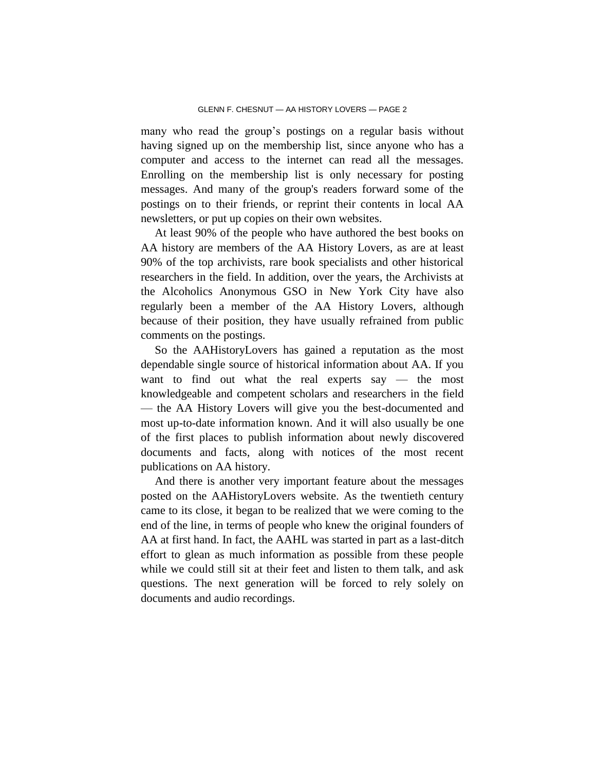many who read the group's postings on a regular basis without having signed up on the membership list, since anyone who has a computer and access to the internet can read all the messages. Enrolling on the membership list is only necessary for posting messages. And many of the group's readers forward some of the postings on to their friends, or reprint their contents in local AA newsletters, or put up copies on their own websites.

At least 90% of the people who have authored the best books on AA history are members of the AA History Lovers, as are at least 90% of the top archivists, rare book specialists and other historical researchers in the field. In addition, over the years, the Archivists at the Alcoholics Anonymous GSO in New York City have also regularly been a member of the AA History Lovers, although because of their position, they have usually refrained from public comments on the postings.

So the AAHistoryLovers has gained a reputation as the most dependable single source of historical information about AA. If you want to find out what the real experts say — the most knowledgeable and competent scholars and researchers in the field — the AA History Lovers will give you the best-documented and most up-to-date information known. And it will also usually be one of the first places to publish information about newly discovered documents and facts, along with notices of the most recent publications on AA history.

And there is another very important feature about the messages posted on the AAHistoryLovers website. As the twentieth century came to its close, it began to be realized that we were coming to the end of the line, in terms of people who knew the original founders of AA at first hand. In fact, the AAHL was started in part as a last-ditch effort to glean as much information as possible from these people while we could still sit at their feet and listen to them talk, and ask questions. The next generation will be forced to rely solely on documents and audio recordings.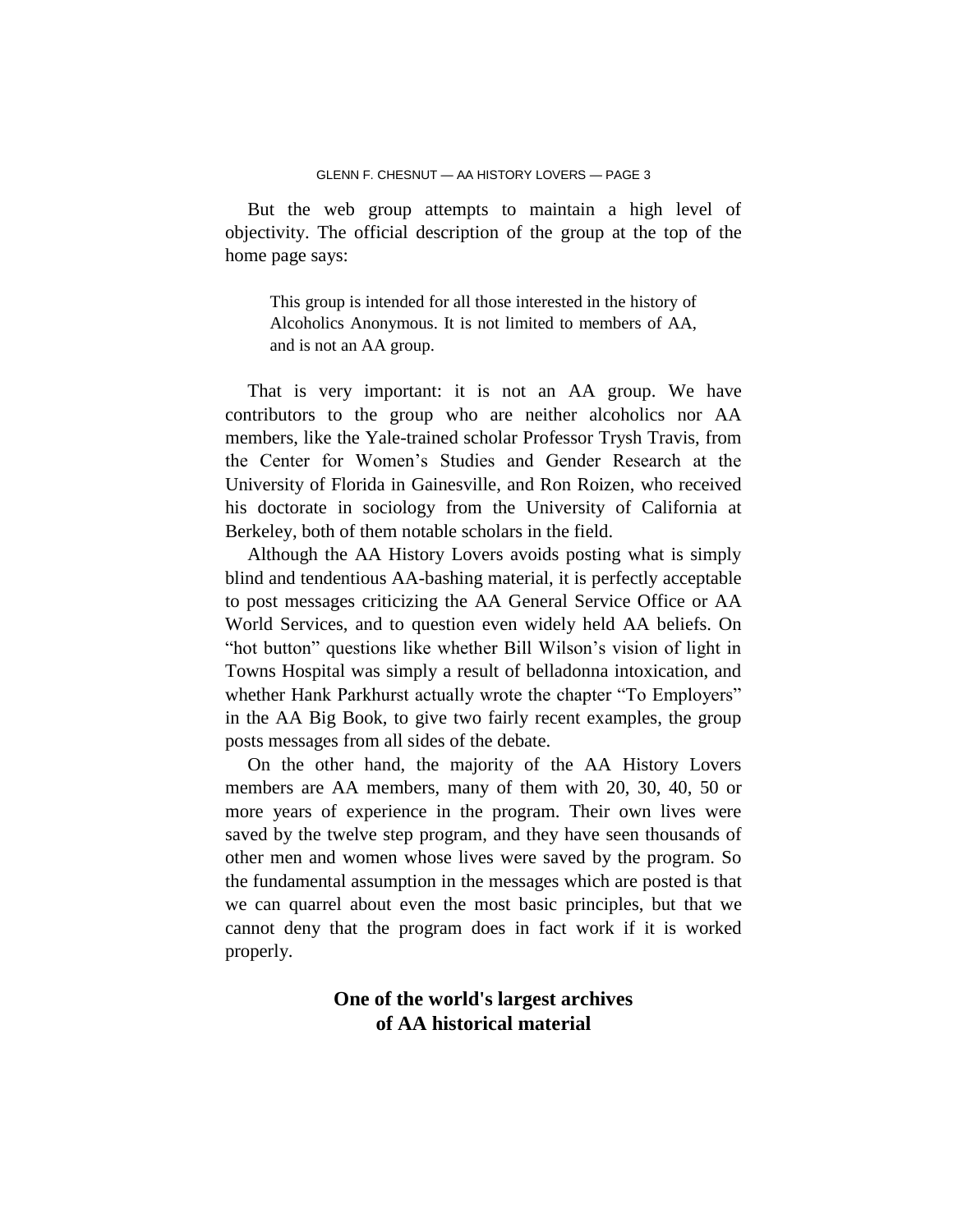But the web group attempts to maintain a high level of objectivity. The official description of the group at the top of the home page says:

> This group is intended for all those interested in the history of Alcoholics Anonymous. It is not limited to members of AA, and is not an AA group.

That is very important: it is not an AA group. We have contributors to the group who are neither alcoholics nor AA members, like the Yale-trained scholar Professor Trysh Travis, from the Center for Women's Studies and Gender Research at the University of Florida in Gainesville, and Ron Roizen, who received his doctorate in sociology from the University of California at Berkeley, both of them notable scholars in the field.

Although the AA History Lovers avoids posting what is simply blind and tendentious AA-bashing material, it is perfectly acceptable to post messages criticizing the AA General Service Office or AA World Services, and to question even widely held AA beliefs. On "hot button" questions like whether Bill Wilson's vision of light in Towns Hospital was simply a result of belladonna intoxication, and whether Hank Parkhurst actually wrote the chapter "To Employers" in the AA Big Book, to give two fairly recent examples, the group posts messages from all sides of the debate.

On the other hand, the majority of the AA History Lovers members are AA members, many of them with 20, 30, 40, 50 or more years of experience in the program. Their own lives were saved by the twelve step program, and they have seen thousands of other men and women whose lives were saved by the program. So the fundamental assumption in the messages which are posted is that we can quarrel about even the most basic principles, but that we cannot deny that the program does in fact work if it is worked properly.

## One of the world's largest archives of AA historical material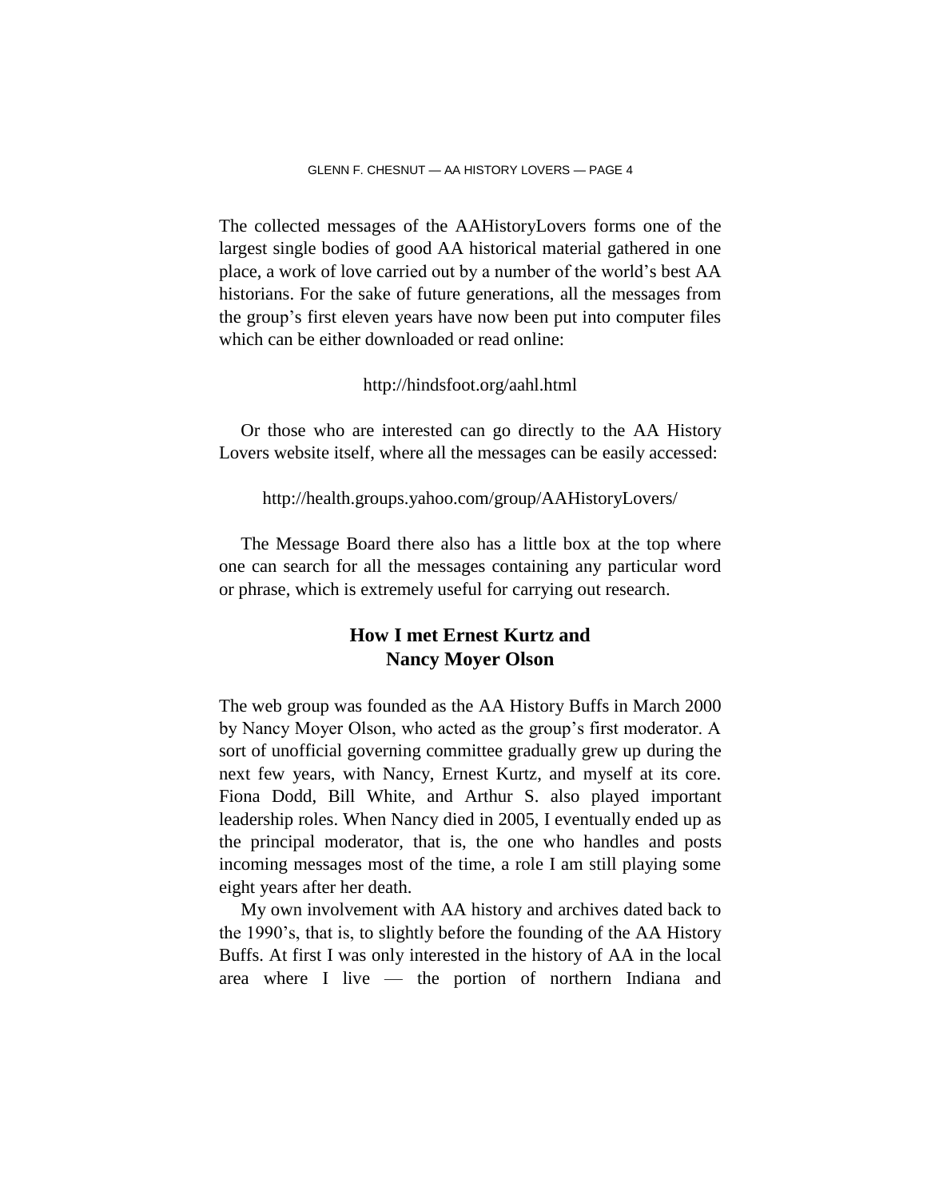The collected messages of the AAHistoryLovers forms one of the largest single bodies of good AA historical material gathered in one place, a work of love carried out by a number of the world's best AA historians. For the sake of future generations, all the messages from the group's first eleven years have now been put into computer files which can be either downloaded or read online:

http://hindsfoot.org/aahl.html

Or those who are interested can go directly to the AA History Lovers website itself, where all the messages can be easily accessed:

http://health.groups.yahoo.com/group/AAHistoryLovers/

The Message Board there also has a little box at the top where one can search for all the messages containing any particular word or phrase, which is extremely useful for carrying out research.

## How I met Ernest Kurtz and Nancy Moyer Olson

The web group was founded as the AA History Buffs in March 2000 by Nancy Moyer Olson, who acted as the group's first moderator. A sort of unofficial governing committee gradually grew up during the next few years, with Nancy, Ernest Kurtz, and myself at its core. Fiona Dodd, Bill White, and Arthur S. also played important leadership roles. When Nancy died in 2005, I eventually ended up as the principal moderator, that is, the one who handles and posts incoming messages most of the time, a role I am still playing some eight years after her death.

My own involvement with AA history and archives dated back to the 1990's, that is, to slightly before the founding of the AA History Buffs. At first I was only interested in the history of AA in the local area where I live — the portion of northern Indiana and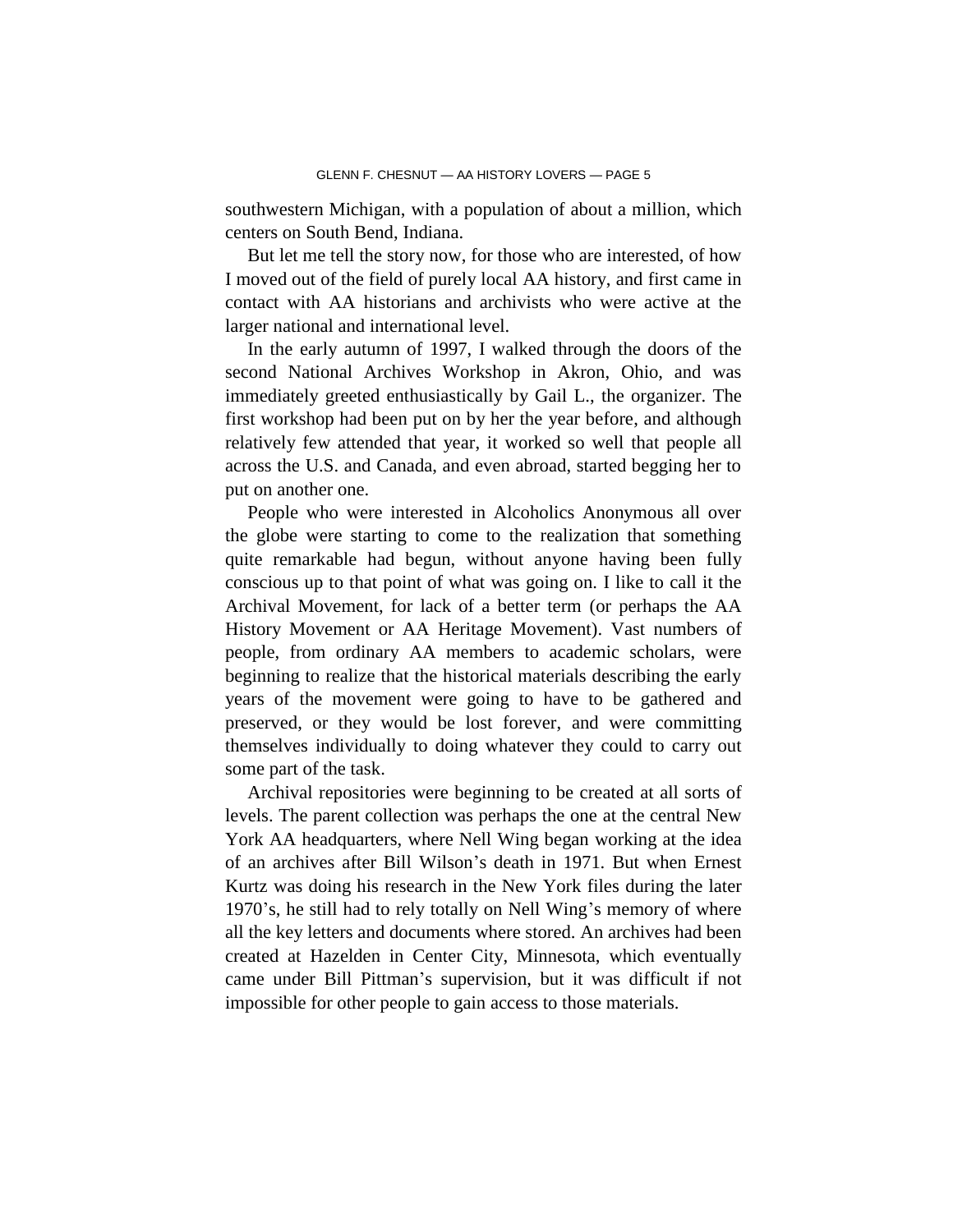southwestern Michigan, with a population of about a million, which centers on South Bend, Indiana.

But let me tell the story now, for those who are interested, of how I moved out of the field of purely local AA history, and first came in contact with AA historians and archivists who were active at the larger national and international level.

In the early autumn of 1997, I walked through the doors of the second National Archives Workshop in Akron, Ohio, and was immediately greeted enthusiastically by Gail L., the organizer. The first workshop had been put on by her the year before, and although relatively few attended that year, it worked so well that people all across the U.S. and Canada, and even abroad, started begging her to put on another one.

People who were interested in Alcoholics Anonymous all over the globe were starting to come to the realization that something quite remarkable had begun, without anyone having been fully conscious up to that point of what was going on. I like to call it the Archival Movement, for lack of a better term (or perhaps the AA History Movement or AA Heritage Movement). Vast numbers of people, from ordinary AA members to academic scholars, were beginning to realize that the historical materials describing the early years of the movement were going to have to be gathered and preserved, or they would be lost forever, and were committing themselves individually to doing whatever they could to carry out some part of the task.

Archival repositories were beginning to be created at all sorts of levels. The parent collection was perhaps the one at the central New York AA headquarters, where Nell Wing began working at the idea of an archives after Bill Wilson's death in 1971. But when Ernest Kurtz was doing his research in the New York files during the later 1970's, he still had to rely totally on Nell Wing's memory of where all the key letters and documents where stored. An archives had been created at Hazelden in Center City, Minnesota, which eventually came under Bill Pittman's supervision, but it was difficult if not impossible for other people to gain access to those materials.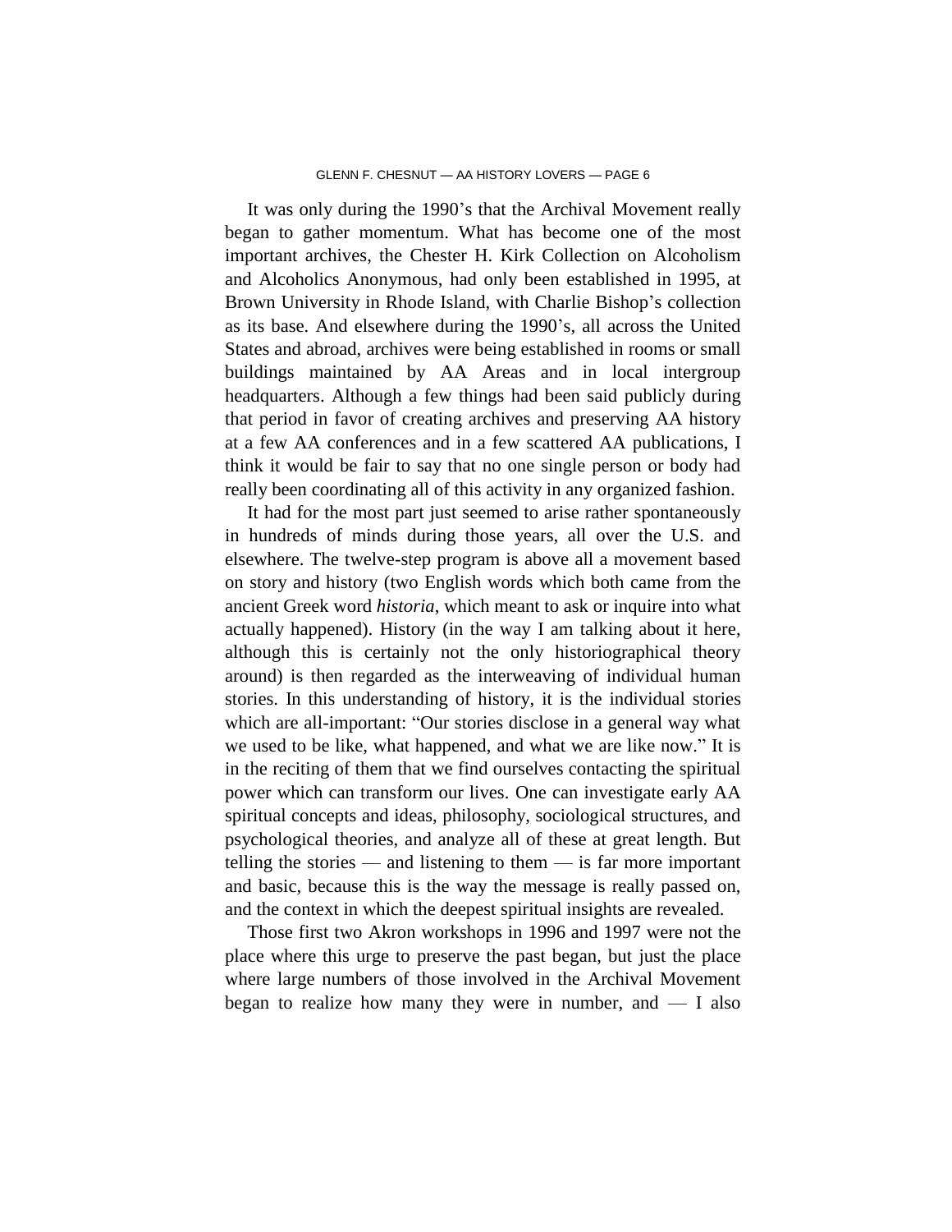It was only during the 1990's that the Archival Movement really began to gather momentum. What has become one of the most important archives, the Chester H. Kirk Collection on Alcoholism and Alcoholics Anonymous, had only been established in 1995, at Brown University in Rhode Island, with Charlie Bishop's collection as its base. And elsewhere during the 1990's, all across the United States and abroad, archives were being established in rooms or small buildings maintained by AA Areas and in local intergroup headquarters. Although a few things had been said publicly during that period in favor of creating archives and preserving AA history at a few AA conferences and in a few scattered AA publications, I think it would be fair to say that no one single person or body had really been coordinating all of this activity in any organized fashion.

It had for the most part just seemed to arise rather spontaneously in hundreds of minds during those years, all over the U.S. and elsewhere. The twelve-step program is above all a movement based on story and history (two English words which both came from the ancient Greek word *historia*, which meant to ask or inquire into what actually happened). History (in the way I am talking about it here, although this is certainly not the only historiographical theory around) is then regarded as the interweaving of individual human stories. In this understanding of history, it is the individual stories which are all-important: "Our stories disclose in a general way what we used to be like, what happened, and what we are like now." It is in the reciting of them that we find ourselves contacting the spiritual power which can transform our lives. One can investigate early AA spiritual concepts and ideas, philosophy, sociological structures, and psychological theories, and analyze all of these at great length. But telling the stories — and listening to them — is far more important and basic, because this is the way the message is really passed on, and the context in which the deepest spiritual insights are revealed.

Those first two Akron workshops in 1996 and 1997 were not the place where this urge to preserve the past began, but just the place where large numbers of those involved in the Archival Movement began to realize how many they were in number, and — I also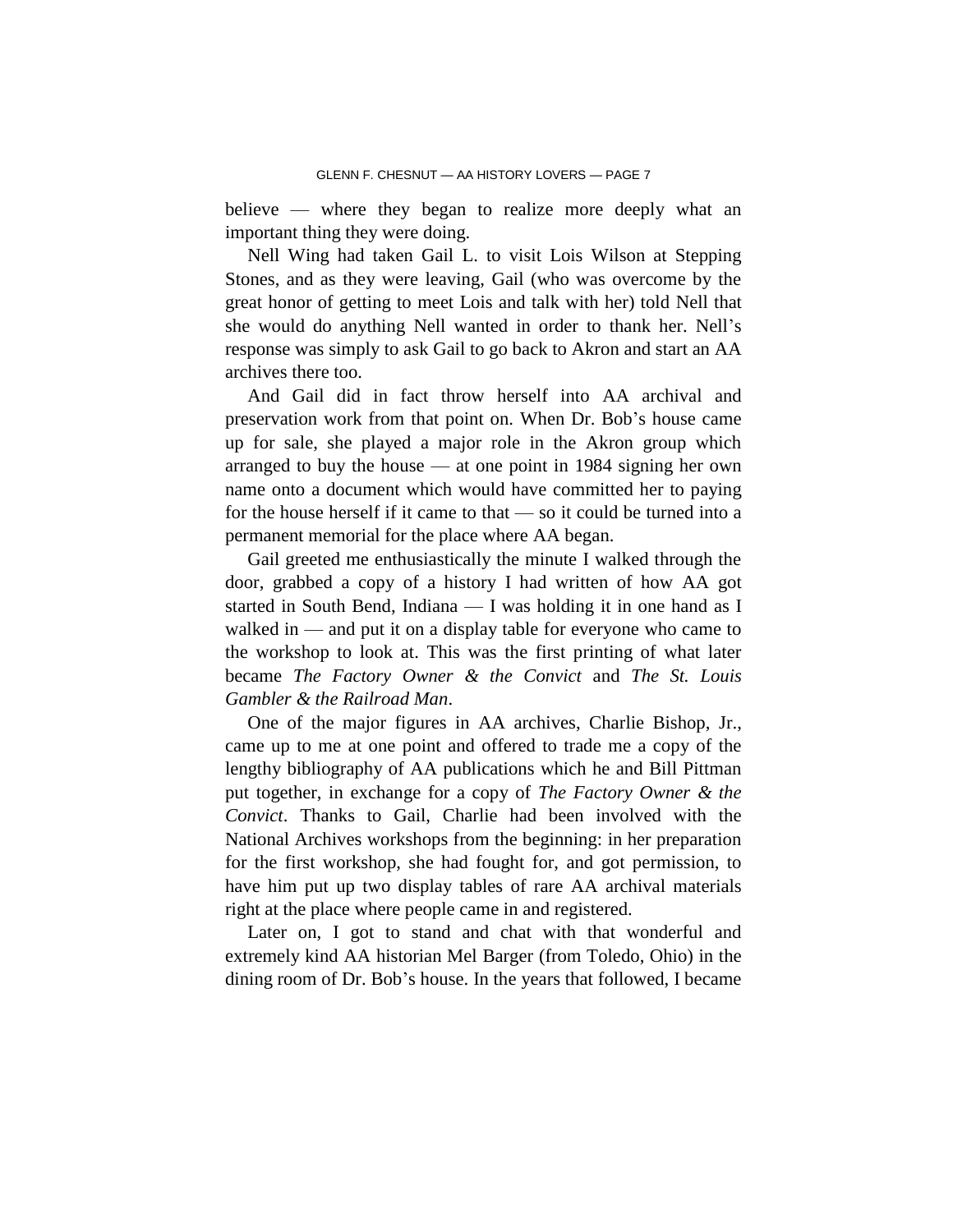believe — where they began to realize more deeply what an important thing they were doing.

Nell Wing had taken Gail L. to visit Lois Wilson at Stepping Stones, and as they were leaving, Gail (who was overcome by the great honor of getting to meet Lois and talk with her) told Nell that she would do anything Nell wanted in order to thank her. Nell's response was simply to ask Gail to go back to Akron and start an AA archives there too.

And Gail did in fact throw herself into AA archival and preservation work from that point on. When Dr. Bob's house came up for sale, she played a major role in the Akron group which arranged to buy the house — at one point in 1984 signing her own name onto a document which would have committed her to paying for the house herself if it came to that — so it could be turned into a permanent memorial for the place where AA began.

Gail greeted me enthusiastically the minute I walked through the door, grabbed a copy of a history I had written of how AA got started in South Bend, Indiana — I was holding it in one hand as I walked in — and put it on a display table for everyone who came to the workshop to look at. This was the first printing of what later became *The Factory Owner & the Convict* and *The St. Louis Gambler & the Railroad Man*.

One of the major figures in AA archives, Charlie Bishop, Jr., came up to me at one point and offered to trade me a copy of the lengthy bibliography of AA publications which he and Bill Pittman put together, in exchange for a copy of *The Factory Owner & the Convict*. Thanks to Gail, Charlie had been involved with the National Archives workshops from the beginning: in her preparation for the first workshop, she had fought for, and got permission, to have him put up two display tables of rare AA archival materials right at the place where people came in and registered.

Later on, I got to stand and chat with that wonderful and extremely kind AA historian Mel Barger (from Toledo, Ohio) in the dining room of Dr. Bob's house. In the years that followed, I became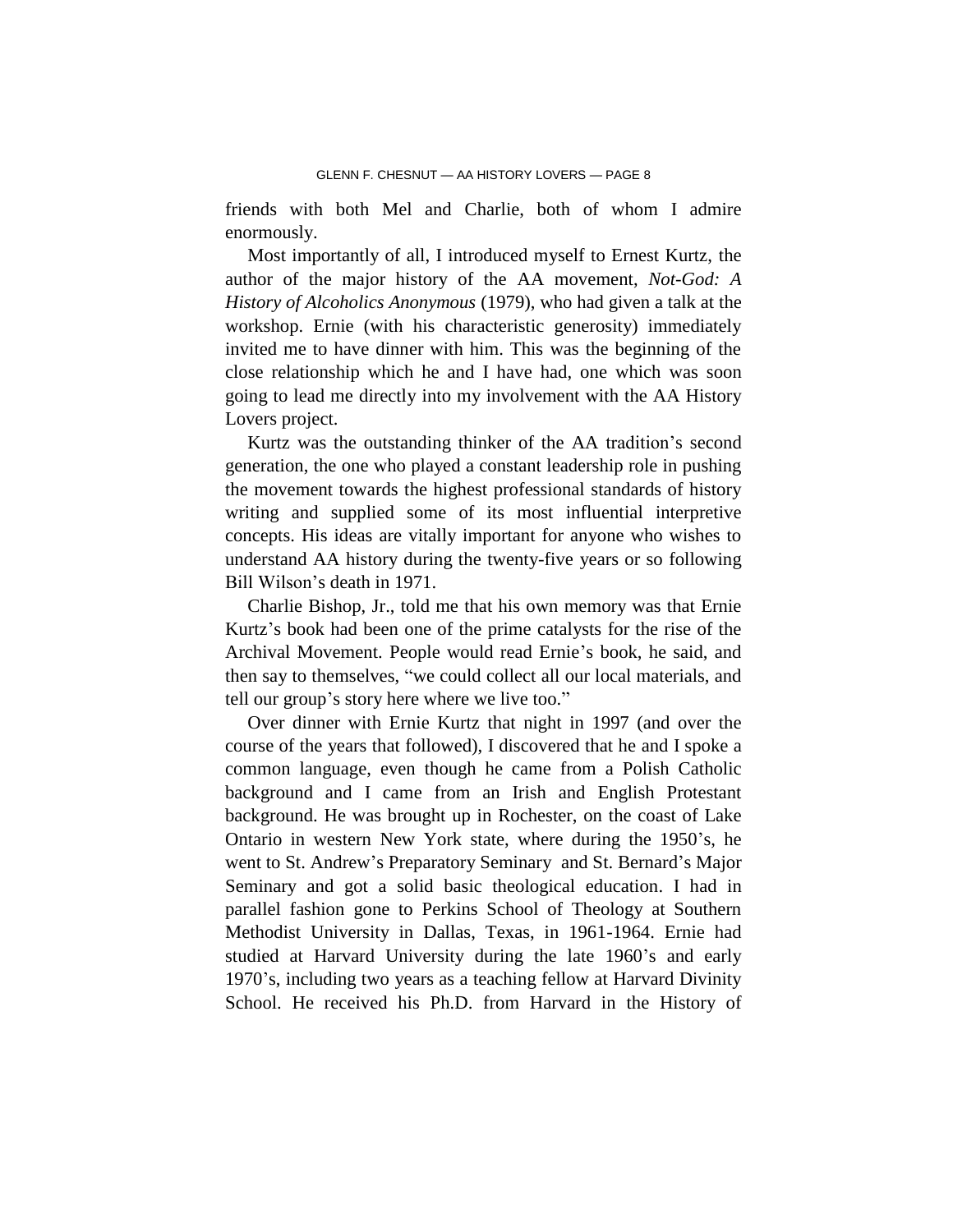friends with both Mel and Charlie, both of whom I admire enormously.

Most importantly of all, I introduced myself to Ernest Kurtz, the author of the major history of the AA movement, *Not-God: A History of Alcoholics Anonymous* (1979), who had given a talk at the workshop. Ernie (with his characteristic generosity) immediately invited me to have dinner with him. This was the beginning of the close relationship which he and I have had, one which was soon going to lead me directly into my involvement with the AA History Lovers project.

Kurtz was the outstanding thinker of the AA tradition's second generation, the one who played a constant leadership role in pushing the movement towards the highest professional standards of history writing and supplied some of its most influential interpretive concepts. His ideas are vitally important for anyone who wishes to understand AA history during the twenty-five years or so following Bill Wilson's death in 1971.

Charlie Bishop, Jr., told me that his own memory was that Ernie Kurtz's book had been one of the prime catalysts for the rise of the Archival Movement. People would read Ernie's book, he said, and then say to themselves, "we could collect all our local materials, and tell our group's story here where we live too."

Over dinner with Ernie Kurtz that night in 1997 (and over the course of the years that followed), I discovered that he and I spoke a common language, even though he came from a Polish Catholic background and I came from an Irish and English Protestant background. He was brought up in Rochester, on the coast of Lake Ontario in western New York state, where during the 1950's, he went to St. Andrew's Preparatory Seminary and St. Bernard's Major Seminary and got a solid basic theological education. I had in parallel fashion gone to Perkins School of Theology at Southern Methodist University in Dallas, Texas, in 1961-1964. Ernie had studied at Harvard University during the late 1960's and early 1970's, including two years as a teaching fellow at Harvard Divinity School. He received his Ph.D. from Harvard in the History of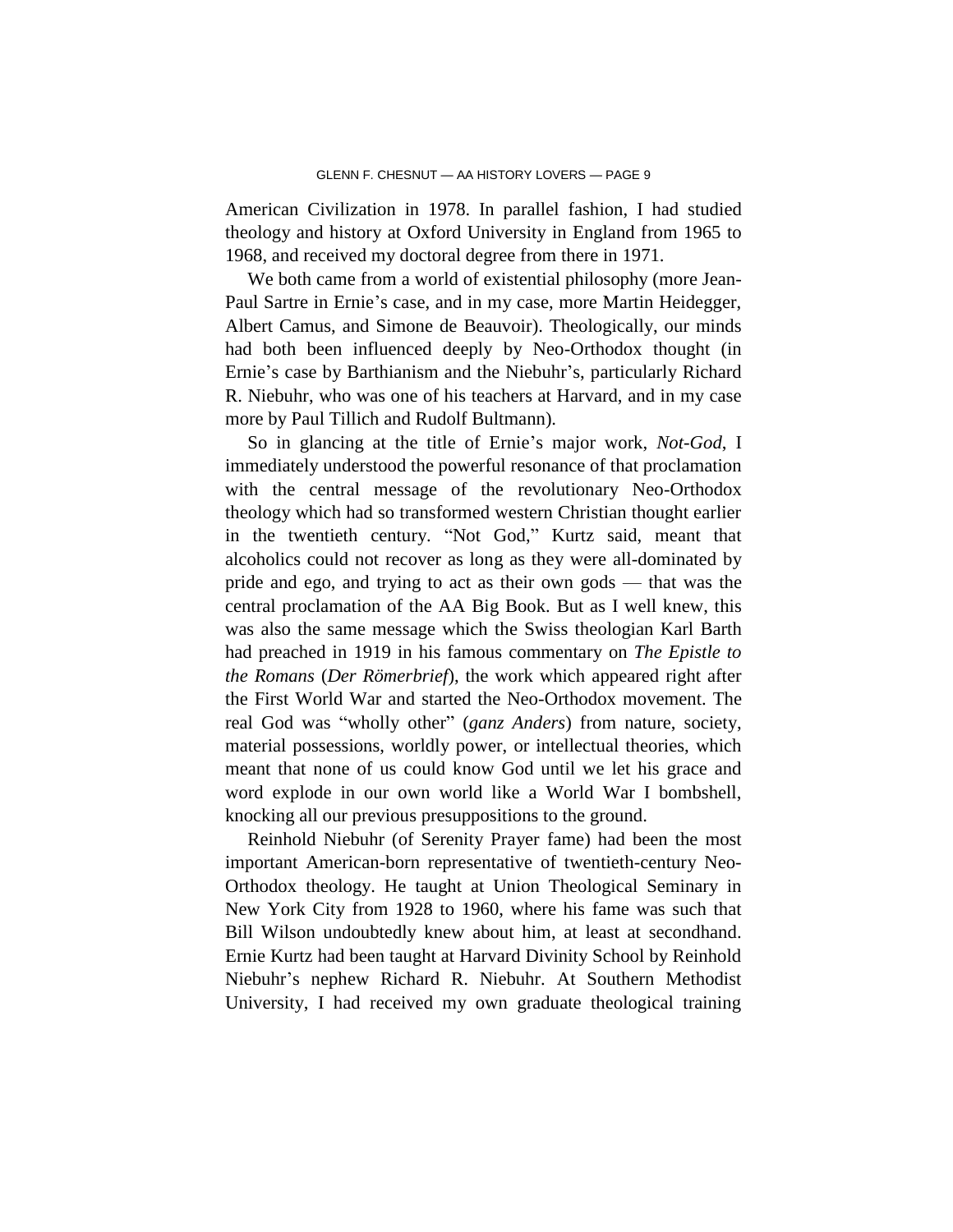American Civilization in 1978. In parallel fashion, I had studied theology and history at Oxford University in England from 1965 to 1968, and received my doctoral degree from there in 1971.

We both came from a world of existential philosophy (more Jean-Paul Sartre in Ernie's case, and in my case, more Martin Heidegger, Albert Camus, and Simone de Beauvoir). Theologically, our minds had both been influenced deeply by Neo-Orthodox thought (in Ernie's case by Barthianism and the Niebuhr's, particularly Richard R. Niebuhr, who was one of his teachers at Harvard, and in my case more by Paul Tillich and Rudolf Bultmann).

So in glancing at the title of Ernie's major work, *Not-God*, I immediately understood the powerful resonance of that proclamation with the central message of the revolutionary Neo-Orthodox theology which had so transformed western Christian thought earlier in the twentieth century. "Not God," Kurtz said, meant that alcoholics could not recover as long as they were all-dominated by pride and ego, and trying to act as their own gods — that was the central proclamation of the AA Big Book. But as I well knew, this was also the same message which the Swiss theologian Karl Barth had preached in 1919 in his famous commentary on *The Epistle to the Romans* (*Der Römerbrief*), the work which appeared right after the First World War and started the Neo-Orthodox movement. The real God was "wholly other" (*ganz Anders*) from nature, society, material possessions, worldly power, or intellectual theories, which meant that none of us could know God until we let his grace and word explode in our own world like a World War I bombshell, knocking all our previous presuppositions to the ground.

Reinhold Niebuhr (of Serenity Prayer fame) had been the most important American-born representative of twentieth-century Neo-Orthodox theology. He taught at Union Theological Seminary in New York City from 1928 to 1960, where his fame was such that Bill Wilson undoubtedly knew about him, at least at secondhand. Ernie Kurtz had been taught at Harvard Divinity School by Reinhold Niebuhr's nephew Richard R. Niebuhr. At Southern Methodist University, I had received my own graduate theological training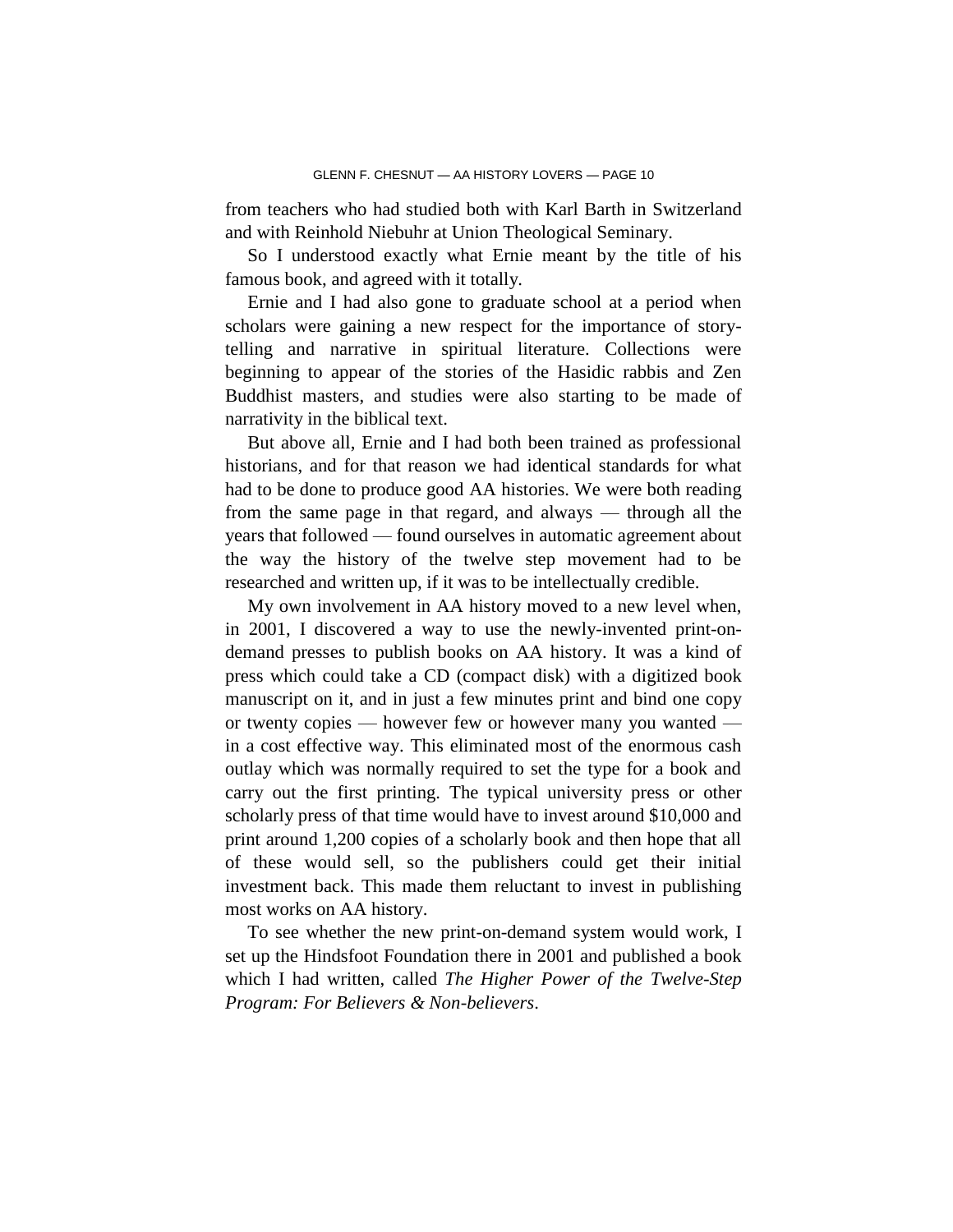from teachers who had studied both with Karl Barth in Switzerland and with Reinhold Niebuhr at Union Theological Seminary.

So I understood exactly what Ernie meant by the title of his famous book, and agreed with it totally.

Ernie and I had also gone to graduate school at a period when scholars were gaining a new respect for the importance of story-telling and narrative in spiritual literature. Collections were beginning to appear of the stories of the Hasidic rabbis and Zen Buddhist masters, and studies were also starting to be made of narrativity in the biblical text.

But above all, Ernie and I had both been trained as professional historians, and for that reason we had identical standards for what had to be done to produce good AA histories. We were both reading from the same page in that regard, and always — through all the years that followed — found ourselves in automatic agreement about the way the history of the twelve step movement had to be researched and written up, if it was to be intellectually credible.

My own involvement in AA history moved to a new level when, in 2001, I discovered a way to use the newly-invented print-on-demand presses to publish books on AA history. It was a kind of press which could take a CD (compact disk) with a digitized book manuscript on it, and in just a few minutes print and bind one copy or twenty copies — however few or however many you wanted — in a cost effective way. This eliminated most of the enormous cash outlay which was normally required to set the type for a book and carry out the first printing. The typical university press or other scholarly press of that time would have to invest around $10,000 and print around 1,200 copies of a scholarly book and then hope that all of these would sell, so the publishers could get their initial investment back. This made them reluctant to invest in publishing most works on AA history.

To see whether the new print-on-demand system would work, I set up the Hindsfoot Foundation there in 2001 and published a book which I had written, called *The Higher Power of the Twelve-Step Program: For Believers & Non-believers*.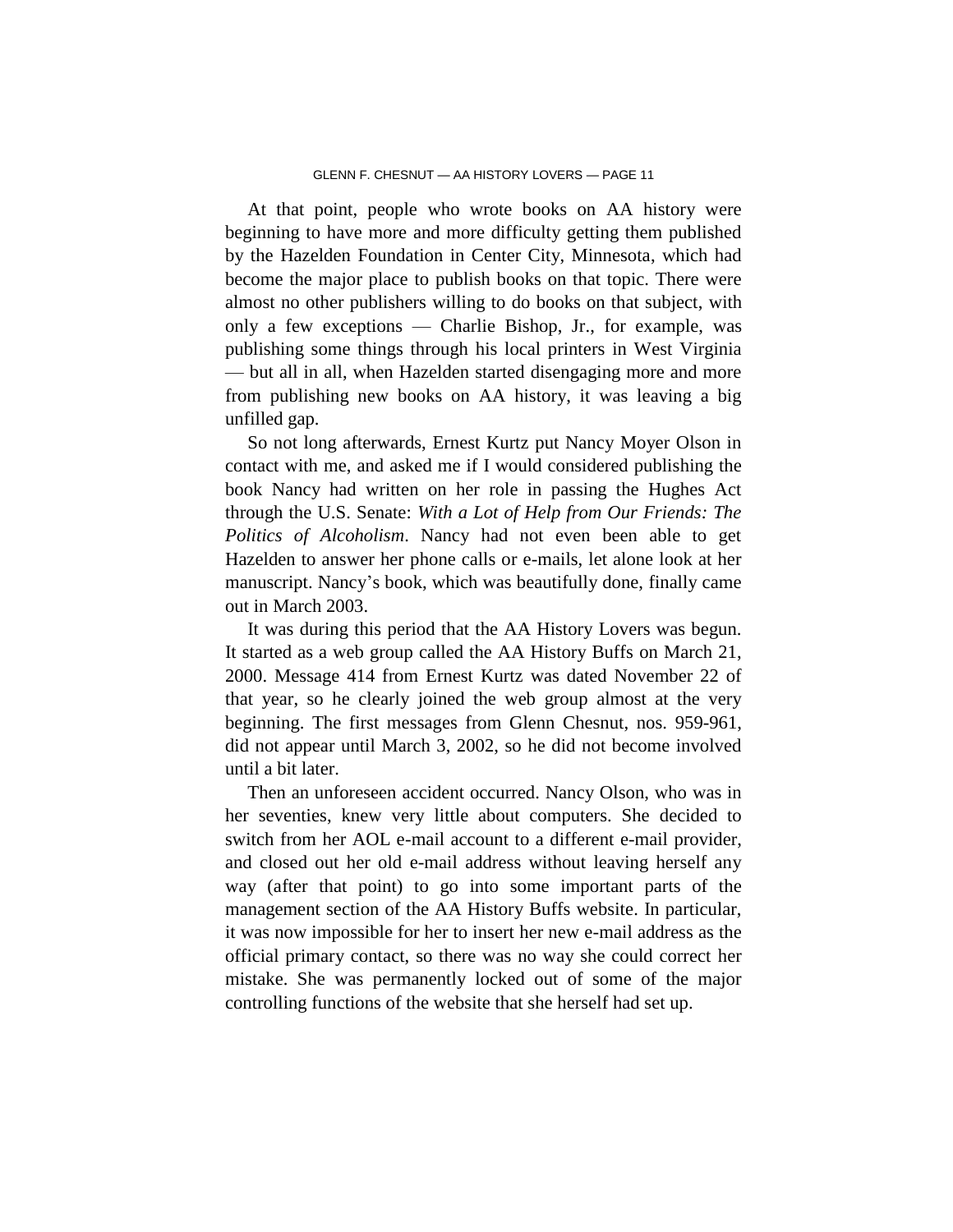At that point, people who wrote books on AA history were beginning to have more and more difficulty getting them published by the Hazelden Foundation in Center City, Minnesota, which had become the major place to publish books on that topic. There were almost no other publishers willing to do books on that subject, with only a few exceptions — Charlie Bishop, Jr., for example, was publishing some things through his local printers in West Virginia — but all in all, when Hazelden started disengaging more and more from publishing new books on AA history, it was leaving a big unfilled gap.

So not long afterwards, Ernest Kurtz put Nancy Moyer Olson in contact with me, and asked me if I would considered publishing the book Nancy had written on her role in passing the Hughes Act through the U.S. Senate: *With a Lot of Help from Our Friends: The Politics of Alcoholism*. Nancy had not even been able to get Hazelden to answer her phone calls or e-mails, let alone look at her manuscript. Nancy's book, which was beautifully done, finally came out in March 2003.

It was during this period that the AA History Lovers was begun. It started as a web group called the AA History Buffs on March 21, 2000. Message 414 from Ernest Kurtz was dated November 22 of that year, so he clearly joined the web group almost at the very beginning. The first messages from Glenn Chesnut, nos. 959-961, did not appear until March 3, 2002, so he did not become involved until a bit later.

Then an unforeseen accident occurred. Nancy Olson, who was in her seventies, knew very little about computers. She decided to switch from her AOL e-mail account to a different e-mail provider, and closed out her old e-mail address without leaving herself any way (after that point) to go into some important parts of the management section of the AA History Buffs website. In particular, it was now impossible for her to insert her new e-mail address as the official primary contact, so there was no way she could correct her mistake. She was permanently locked out of some of the major controlling functions of the website that she herself had set up.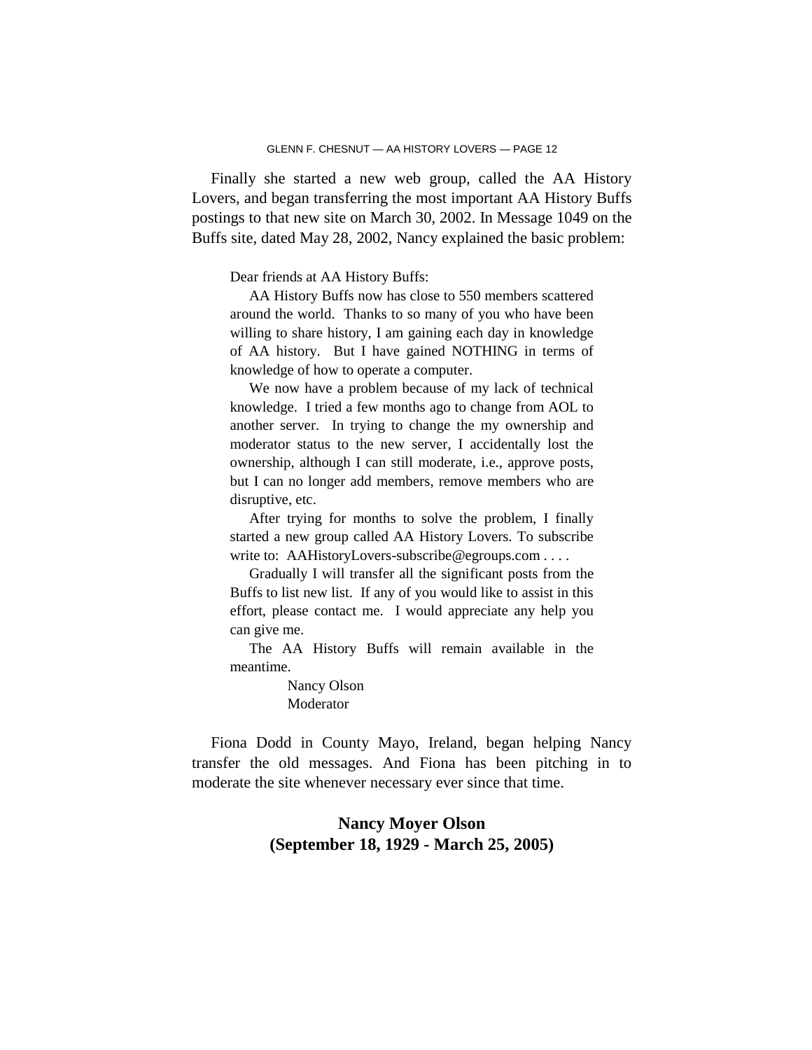Finally she started a new web group, called the AA History Lovers, and began transferring the most important AA History Buffs postings to that new site on March 30, 2002. In Message 1049 on the Buffs site, dated May 28, 2002, Nancy explained the basic problem:

> Dear friends at AA History Buffs:
>
> AA History Buffs now has close to 550 members scattered around the world. Thanks to so many of you who have been willing to share history, I am gaining each day in knowledge of AA history. But I have gained NOTHING in terms of knowledge of how to operate a computer.
>
> We now have a problem because of my lack of technical knowledge. I tried a few months ago to change from AOL to another server. In trying to change the my ownership and moderator status to the new server, I accidentally lost the ownership, although I can still moderate, i.e., approve posts, but I can no longer add members, remove members who are disruptive, etc.
>
> After trying for months to solve the problem, I finally started a new group called AA History Lovers. To subscribe write to: AAHistoryLovers-subscribe@egroups.com . . . .
>
> Gradually I will transfer all the significant posts from the Buffs to list new list. If any of you would like to assist in this effort, please contact me. I would appreciate any help you can give me.
>
> The AA History Buffs will remain available in the meantime.
>
> Nancy Olson
> Moderator

Fiona Dodd in County Mayo, Ireland, began helping Nancy transfer the old messages. And Fiona has been pitching in to moderate the site whenever necessary ever since that time.

## Nancy Moyer Olson (September 18, 1929 - March 25, 2005)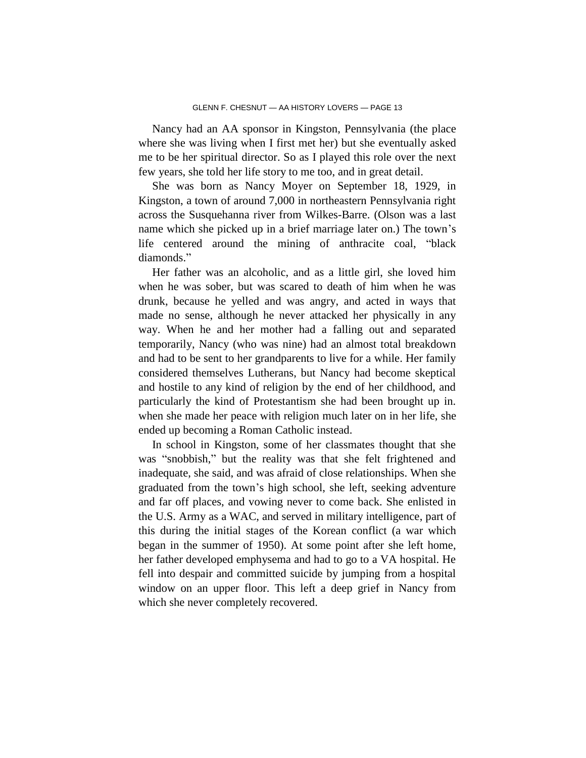Nancy had an AA sponsor in Kingston, Pennsylvania (the place where she was living when I first met her) but she eventually asked me to be her spiritual director. So as I played this role over the next few years, she told her life story to me too, and in great detail.

She was born as Nancy Moyer on September 18, 1929, in Kingston, a town of around 7,000 in northeastern Pennsylvania right across the Susquehanna river from Wilkes-Barre. (Olson was a last name which she picked up in a brief marriage later on.) The town's life centered around the mining of anthracite coal, "black diamonds."

Her father was an alcoholic, and as a little girl, she loved him when he was sober, but was scared to death of him when he was drunk, because he yelled and was angry, and acted in ways that made no sense, although he never attacked her physically in any way. When he and her mother had a falling out and separated temporarily, Nancy (who was nine) had an almost total breakdown and had to be sent to her grandparents to live for a while. Her family considered themselves Lutherans, but Nancy had become skeptical and hostile to any kind of religion by the end of her childhood, and particularly the kind of Protestantism she had been brought up in. when she made her peace with religion much later on in her life, she ended up becoming a Roman Catholic instead.

In school in Kingston, some of her classmates thought that she was "snobbish," but the reality was that she felt frightened and inadequate, she said, and was afraid of close relationships. When she graduated from the town's high school, she left, seeking adventure and far off places, and vowing never to come back. She enlisted in the U.S. Army as a WAC, and served in military intelligence, part of this during the initial stages of the Korean conflict (a war which began in the summer of 1950). At some point after she left home, her father developed emphysema and had to go to a VA hospital. He fell into despair and committed suicide by jumping from a hospital window on an upper floor. This left a deep grief in Nancy from which she never completely recovered.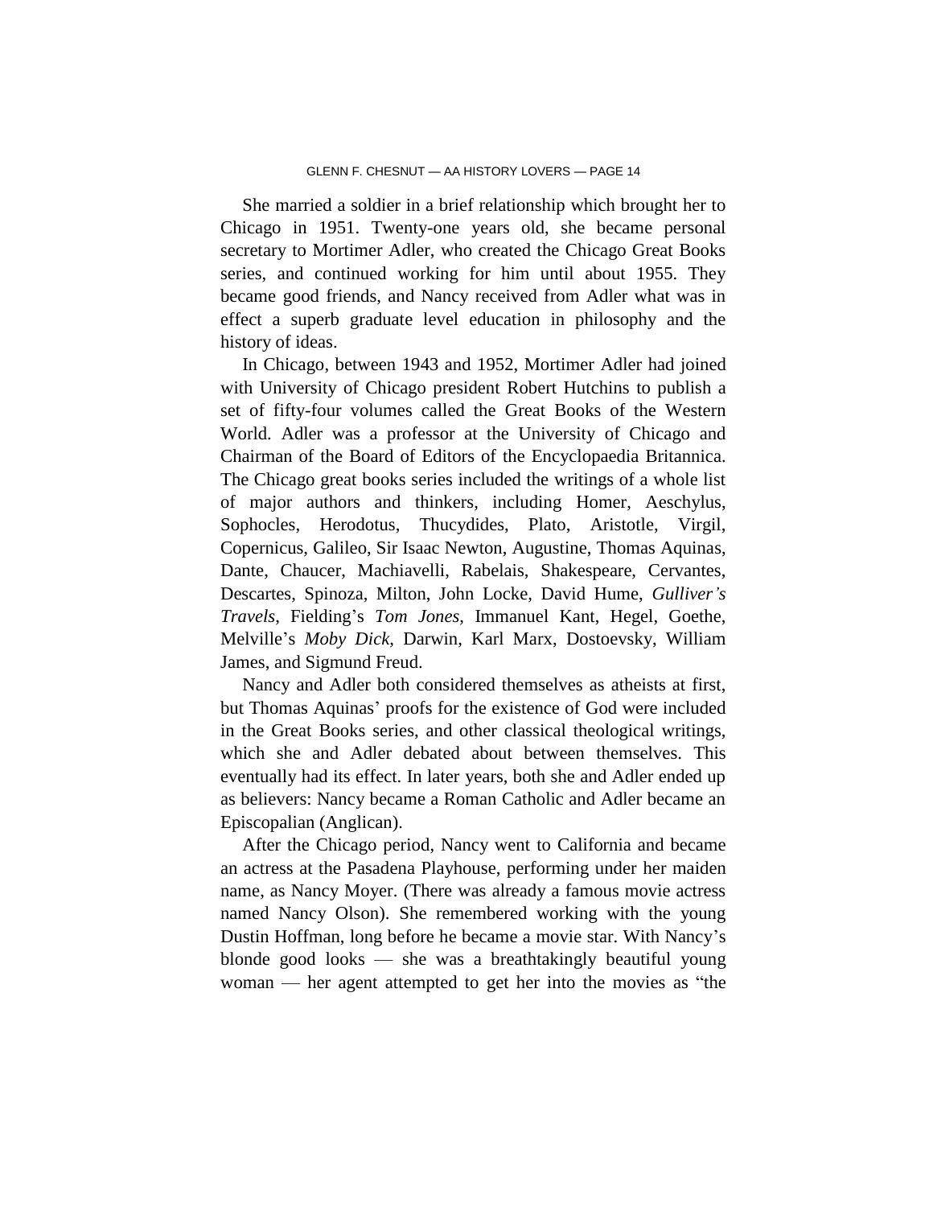She married a soldier in a brief relationship which brought her to Chicago in 1951. Twenty-one years old, she became personal secretary to Mortimer Adler, who created the Chicago Great Books series, and continued working for him until about 1955. They became good friends, and Nancy received from Adler what was in effect a superb graduate level education in philosophy and the history of ideas.

In Chicago, between 1943 and 1952, Mortimer Adler had joined with University of Chicago president Robert Hutchins to publish a set of fifty-four volumes called the Great Books of the Western World. Adler was a professor at the University of Chicago and Chairman of the Board of Editors of the Encyclopaedia Britannica. The Chicago great books series included the writings of a whole list of major authors and thinkers, including Homer, Aeschylus, Sophocles, Herodotus, Thucydides, Plato, Aristotle, Virgil, Copernicus, Galileo, Sir Isaac Newton, Augustine, Thomas Aquinas, Dante, Chaucer, Machiavelli, Rabelais, Shakespeare, Cervantes, Descartes, Spinoza, Milton, John Locke, David Hume, *Gulliver's Travels*, Fielding's *Tom Jones*, Immanuel Kant, Hegel, Goethe, Melville's *Moby Dick*, Darwin, Karl Marx, Dostoevsky, William James, and Sigmund Freud.

Nancy and Adler both considered themselves as atheists at first, but Thomas Aquinas' proofs for the existence of God were included in the Great Books series, and other classical theological writings, which she and Adler debated about between themselves. This eventually had its effect. In later years, both she and Adler ended up as believers: Nancy became a Roman Catholic and Adler became an Episcopalian (Anglican).

After the Chicago period, Nancy went to California and became an actress at the Pasadena Playhouse, performing under her maiden name, as Nancy Moyer. (There was already a famous movie actress named Nancy Olson). She remembered working with the young Dustin Hoffman, long before he became a movie star. With Nancy's blonde good looks — she was a breathtakingly beautiful young woman — her agent attempted to get her into the movies as "the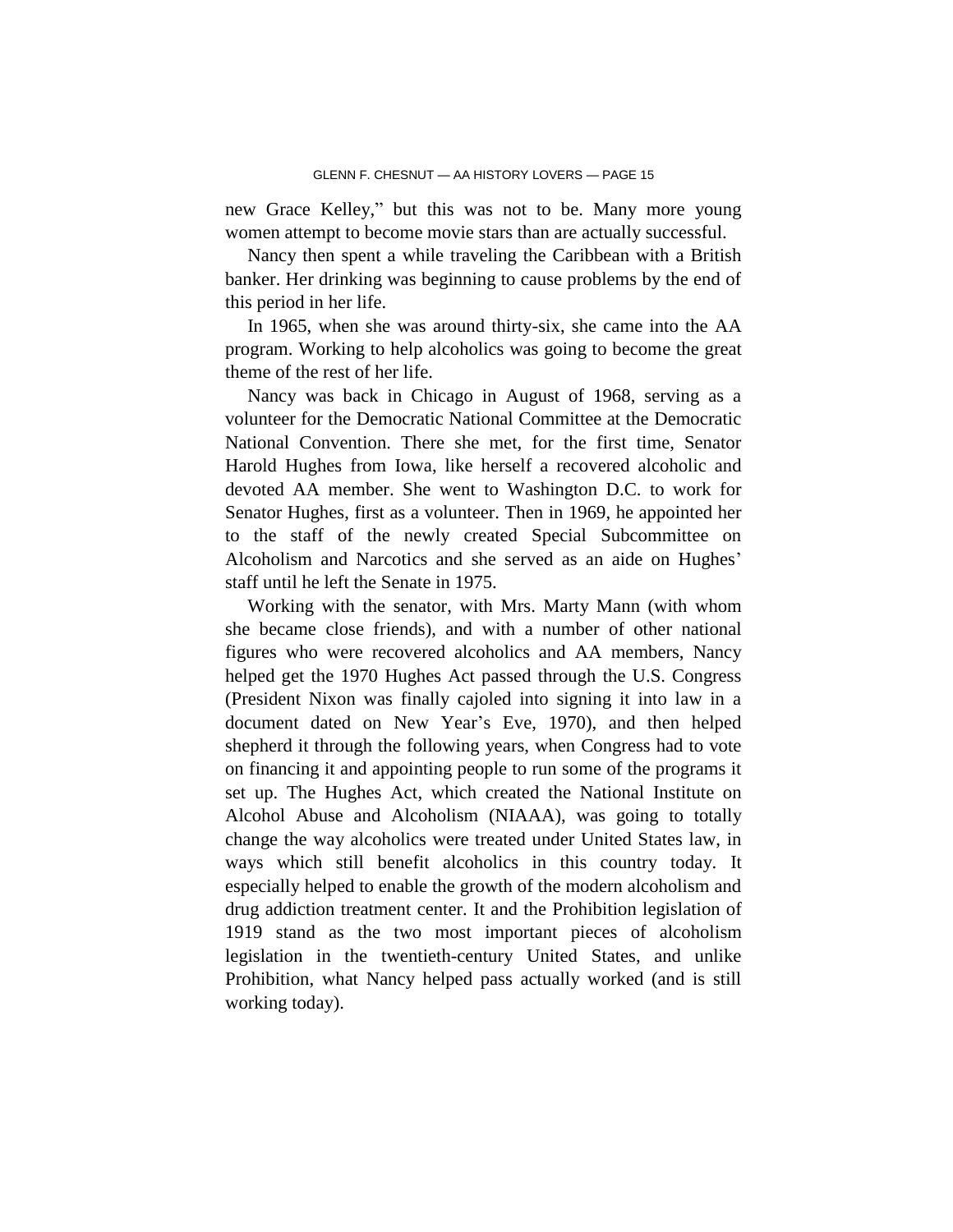new Grace Kelley," but this was not to be. Many more young women attempt to become movie stars than are actually successful.

Nancy then spent a while traveling the Caribbean with a British banker. Her drinking was beginning to cause problems by the end of this period in her life.

In 1965, when she was around thirty-six, she came into the AA program. Working to help alcoholics was going to become the great theme of the rest of her life.

Nancy was back in Chicago in August of 1968, serving as a volunteer for the Democratic National Committee at the Democratic National Convention. There she met, for the first time, Senator Harold Hughes from Iowa, like herself a recovered alcoholic and devoted AA member. She went to Washington D.C. to work for Senator Hughes, first as a volunteer. Then in 1969, he appointed her to the staff of the newly created Special Subcommittee on Alcoholism and Narcotics and she served as an aide on Hughes' staff until he left the Senate in 1975.

Working with the senator, with Mrs. Marty Mann (with whom she became close friends), and with a number of other national figures who were recovered alcoholics and AA members, Nancy helped get the 1970 Hughes Act passed through the U.S. Congress (President Nixon was finally cajoled into signing it into law in a document dated on New Year's Eve, 1970), and then helped shepherd it through the following years, when Congress had to vote on financing it and appointing people to run some of the programs it set up. The Hughes Act, which created the National Institute on Alcohol Abuse and Alcoholism (NIAAA), was going to totally change the way alcoholics were treated under United States law, in ways which still benefit alcoholics in this country today. It especially helped to enable the growth of the modern alcoholism and drug addiction treatment center. It and the Prohibition legislation of 1919 stand as the two most important pieces of alcoholism legislation in the twentieth-century United States, and unlike Prohibition, what Nancy helped pass actually worked (and is still working today).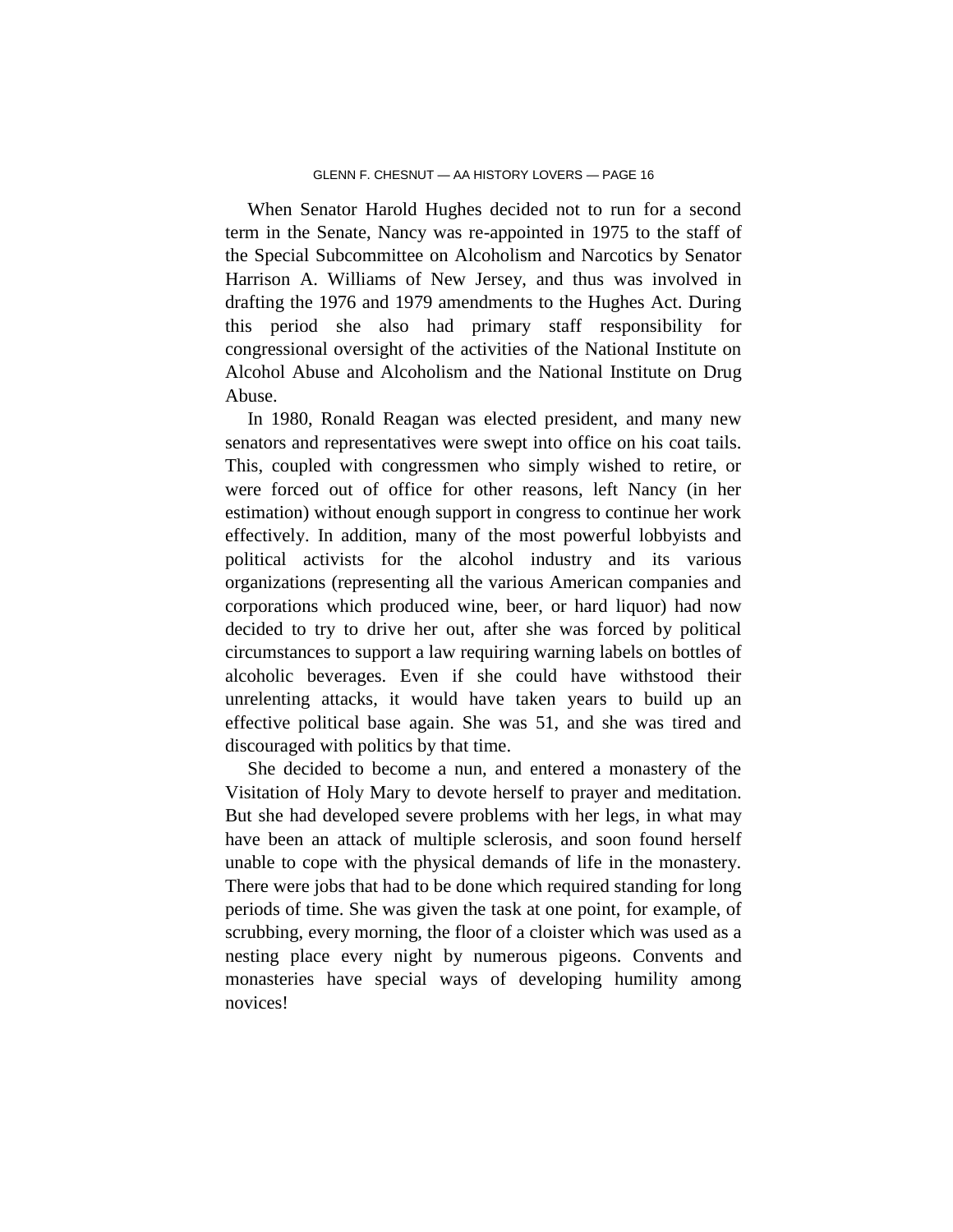When Senator Harold Hughes decided not to run for a second term in the Senate, Nancy was re-appointed in 1975 to the staff of the Special Subcommittee on Alcoholism and Narcotics by Senator Harrison A. Williams of New Jersey, and thus was involved in drafting the 1976 and 1979 amendments to the Hughes Act. During this period she also had primary staff responsibility for congressional oversight of the activities of the National Institute on Alcohol Abuse and Alcoholism and the National Institute on Drug Abuse.

In 1980, Ronald Reagan was elected president, and many new senators and representatives were swept into office on his coat tails. This, coupled with congressmen who simply wished to retire, or were forced out of office for other reasons, left Nancy (in her estimation) without enough support in congress to continue her work effectively. In addition, many of the most powerful lobbyists and political activists for the alcohol industry and its various organizations (representing all the various American companies and corporations which produced wine, beer, or hard liquor) had now decided to try to drive her out, after she was forced by political circumstances to support a law requiring warning labels on bottles of alcoholic beverages. Even if she could have withstood their unrelenting attacks, it would have taken years to build up an effective political base again. She was 51, and she was tired and discouraged with politics by that time.

She decided to become a nun, and entered a monastery of the Visitation of Holy Mary to devote herself to prayer and meditation. But she had developed severe problems with her legs, in what may have been an attack of multiple sclerosis, and soon found herself unable to cope with the physical demands of life in the monastery. There were jobs that had to be done which required standing for long periods of time. She was given the task at one point, for example, of scrubbing, every morning, the floor of a cloister which was used as a nesting place every night by numerous pigeons. Convents and monasteries have special ways of developing humility among novices!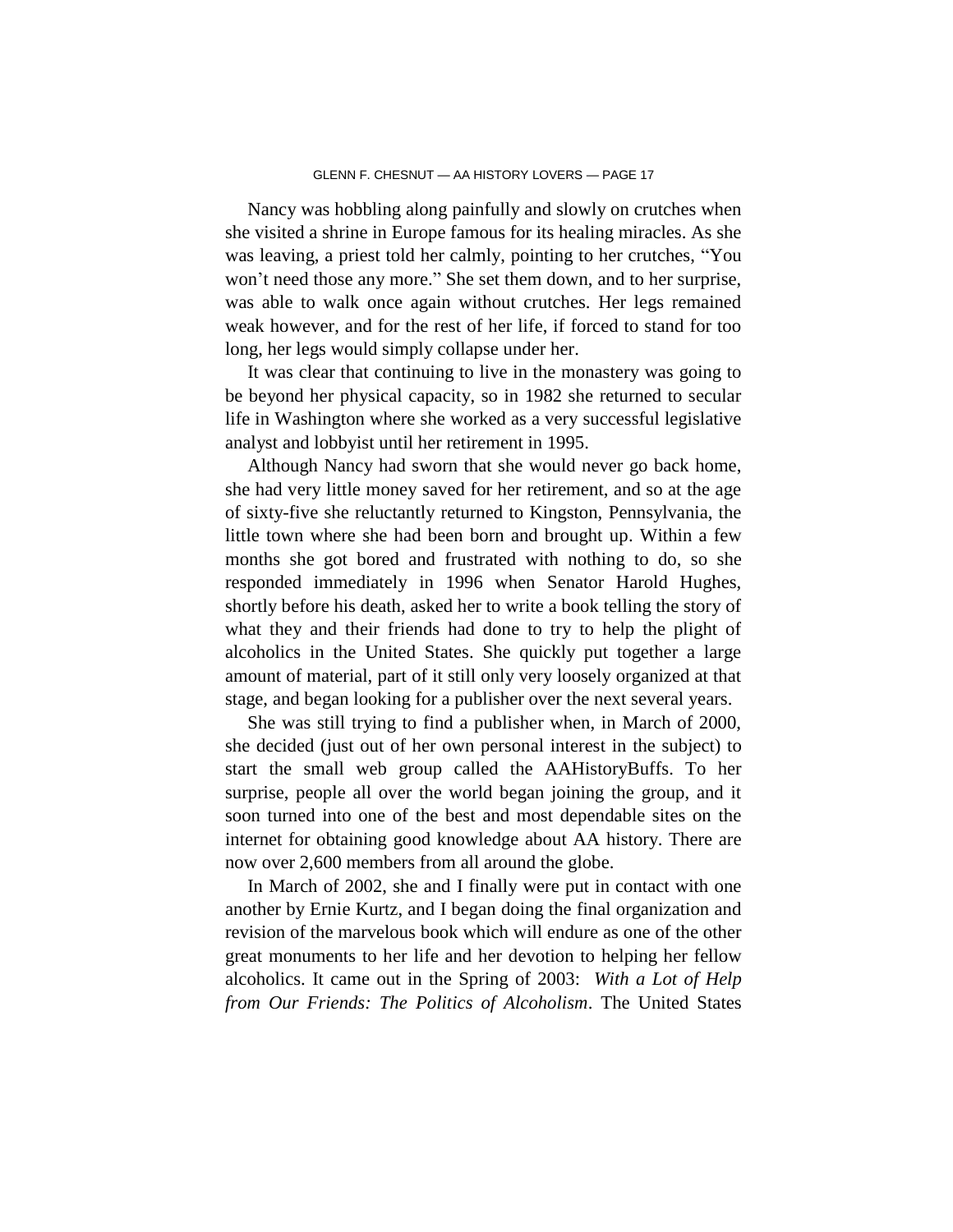Nancy was hobbling along painfully and slowly on crutches when she visited a shrine in Europe famous for its healing miracles. As she was leaving, a priest told her calmly, pointing to her crutches, "You won't need those any more." She set them down, and to her surprise, was able to walk once again without crutches. Her legs remained weak however, and for the rest of her life, if forced to stand for too long, her legs would simply collapse under her.

It was clear that continuing to live in the monastery was going to be beyond her physical capacity, so in 1982 she returned to secular life in Washington where she worked as a very successful legislative analyst and lobbyist until her retirement in 1995.

Although Nancy had sworn that she would never go back home, she had very little money saved for her retirement, and so at the age of sixty-five she reluctantly returned to Kingston, Pennsylvania, the little town where she had been born and brought up. Within a few months she got bored and frustrated with nothing to do, so she responded immediately in 1996 when Senator Harold Hughes, shortly before his death, asked her to write a book telling the story of what they and their friends had done to try to help the plight of alcoholics in the United States. She quickly put together a large amount of material, part of it still only very loosely organized at that stage, and began looking for a publisher over the next several years.

She was still trying to find a publisher when, in March of 2000, she decided (just out of her own personal interest in the subject) to start the small web group called the AAHistoryBuffs. To her surprise, people all over the world began joining the group, and it soon turned into one of the best and most dependable sites on the internet for obtaining good knowledge about AA history. There are now over 2,600 members from all around the globe.

In March of 2002, she and I finally were put in contact with one another by Ernie Kurtz, and I began doing the final organization and revision of the marvelous book which will endure as one of the other great monuments to her life and her devotion to helping her fellow alcoholics. It came out in the Spring of 2003: *With a Lot of Help from Our Friends: The Politics of Alcoholism*. The United States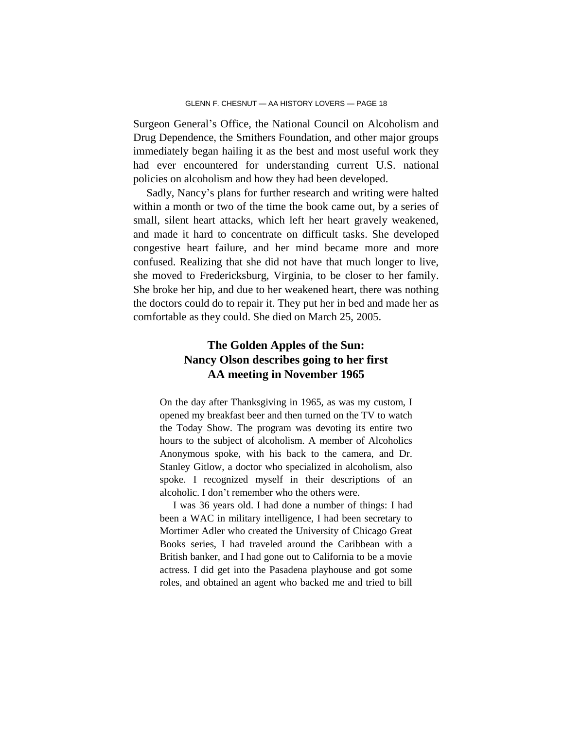Surgeon General's Office, the National Council on Alcoholism and Drug Dependence, the Smithers Foundation, and other major groups immediately began hailing it as the best and most useful work they had ever encountered for understanding current U.S. national policies on alcoholism and how they had been developed.

Sadly, Nancy's plans for further research and writing were halted within a month or two of the time the book came out, by a series of small, silent heart attacks, which left her heart gravely weakened, and made it hard to concentrate on difficult tasks. She developed congestive heart failure, and her mind became more and more confused. Realizing that she did not have that much longer to live, she moved to Fredericksburg, Virginia, to be closer to her family. She broke her hip, and due to her weakened heart, there was nothing the doctors could do to repair it. They put her in bed and made her as comfortable as they could. She died on March 25, 2005.

## The Golden Apples of the Sun: Nancy Olson describes going to her first AA meeting in November 1965

> On the day after Thanksgiving in 1965, as was my custom, I opened my breakfast beer and then turned on the TV to watch the Today Show. The program was devoting its entire two hours to the subject of alcoholism. A member of Alcoholics Anonymous spoke, with his back to the camera, and Dr. Stanley Gitlow, a doctor who specialized in alcoholism, also spoke. I recognized myself in their descriptions of an alcoholic. I don't remember who the others were.
>
> I was 36 years old. I had done a number of things: I had been a WAC in military intelligence, I had been secretary to Mortimer Adler who created the University of Chicago Great Books series, I had traveled around the Caribbean with a British banker, and I had gone out to California to be a movie actress. I did get into the Pasadena playhouse and got some roles, and obtained an agent who backed me and tried to bill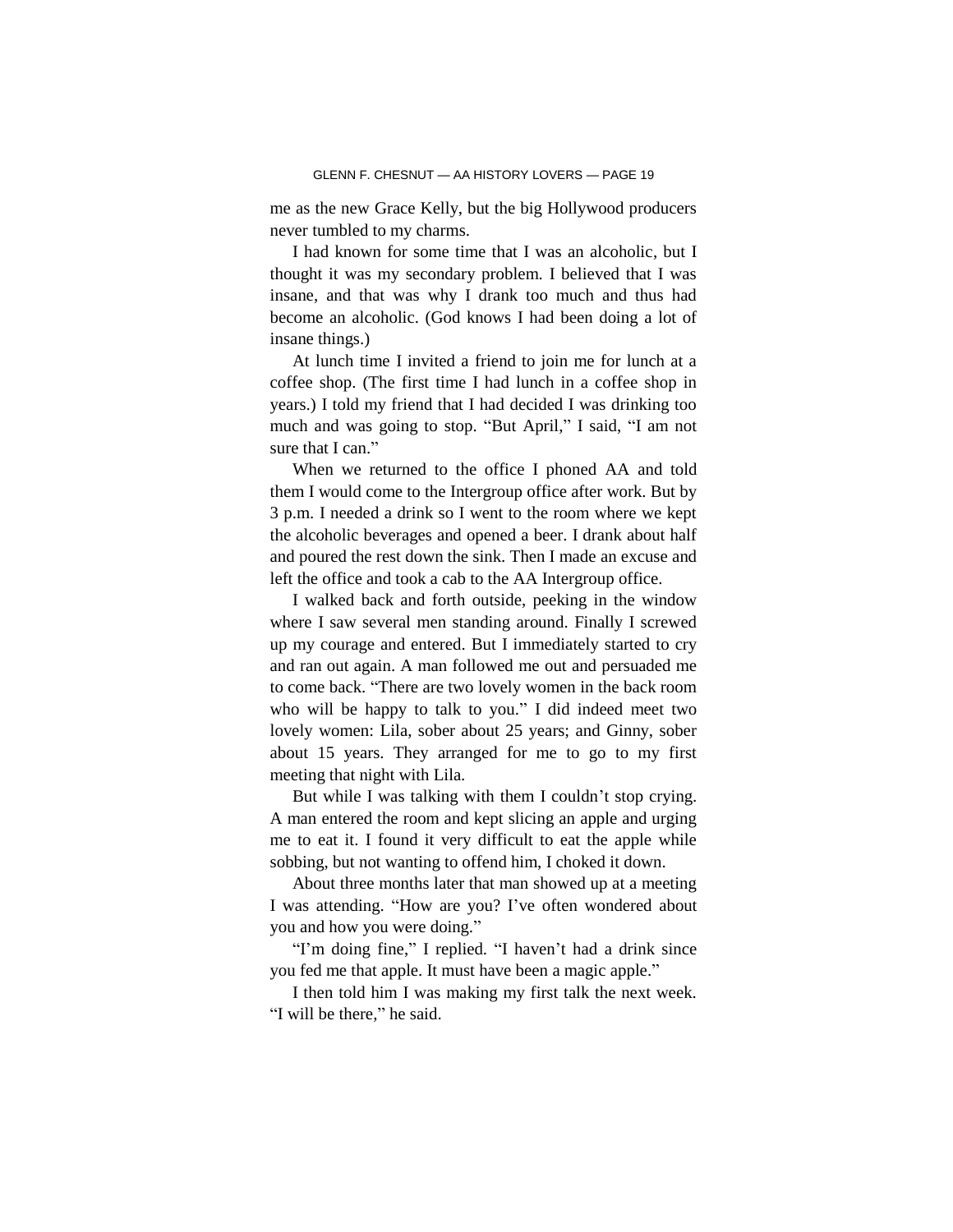me as the new Grace Kelly, but the big Hollywood producers never tumbled to my charms.

I had known for some time that I was an alcoholic, but I thought it was my secondary problem. I believed that I was insane, and that was why I drank too much and thus had become an alcoholic. (God knows I had been doing a lot of insane things.)

At lunch time I invited a friend to join me for lunch at a coffee shop. (The first time I had lunch in a coffee shop in years.) I told my friend that I had decided I was drinking too much and was going to stop. "But April," I said, "I am not sure that I can."

When we returned to the office I phoned AA and told them I would come to the Intergroup office after work. But by 3 p.m. I needed a drink so I went to the room where we kept the alcoholic beverages and opened a beer. I drank about half and poured the rest down the sink. Then I made an excuse and left the office and took a cab to the AA Intergroup office.

I walked back and forth outside, peeking in the window where I saw several men standing around. Finally I screwed up my courage and entered. But I immediately started to cry and ran out again. A man followed me out and persuaded me to come back. "There are two lovely women in the back room who will be happy to talk to you." I did indeed meet two lovely women: Lila, sober about 25 years; and Ginny, sober about 15 years. They arranged for me to go to my first meeting that night with Lila.

But while I was talking with them I couldn't stop crying. A man entered the room and kept slicing an apple and urging me to eat it. I found it very difficult to eat the apple while sobbing, but not wanting to offend him, I choked it down.

About three months later that man showed up at a meeting I was attending. "How are you? I've often wondered about you and how you were doing."

"I'm doing fine," I replied. "I haven't had a drink since you fed me that apple. It must have been a magic apple."

I then told him I was making my first talk the next week. "I will be there," he said.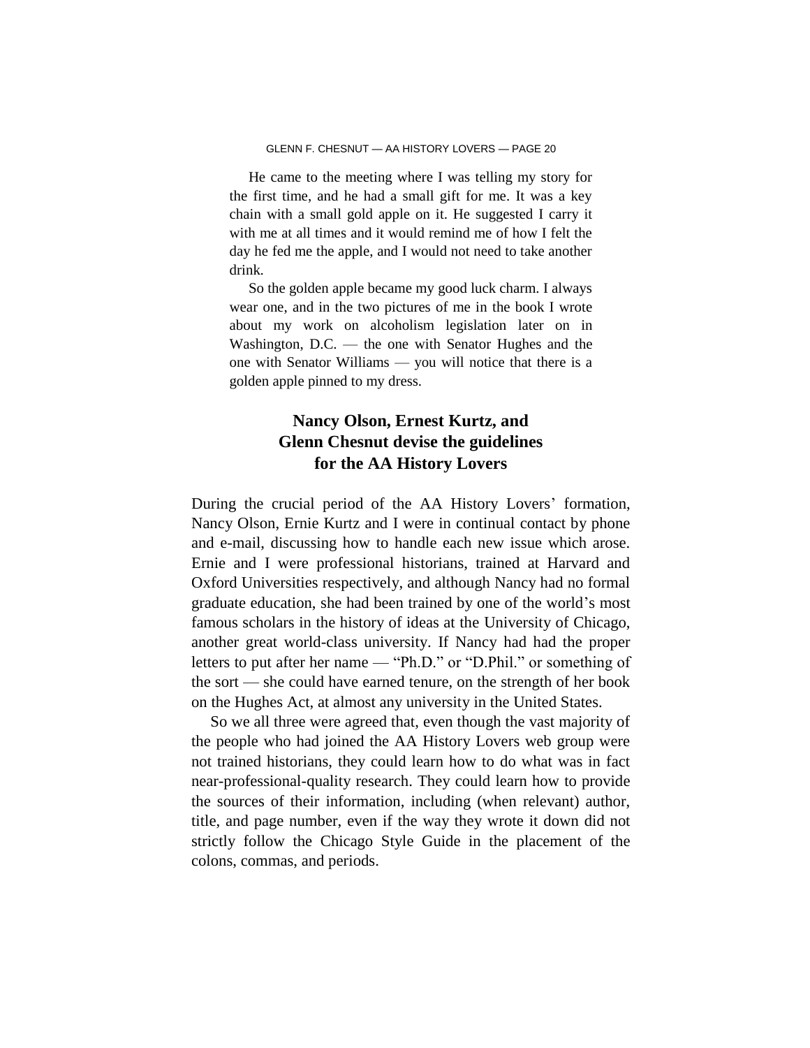He came to the meeting where I was telling my story for the first time, and he had a small gift for me. It was a key chain with a small gold apple on it. He suggested I carry it with me at all times and it would remind me of how I felt the day he fed me the apple, and I would not need to take another drink.

So the golden apple became my good luck charm. I always wear one, and in the two pictures of me in the book I wrote about my work on alcoholism legislation later on in Washington, D.C. — the one with Senator Hughes and the one with Senator Williams — you will notice that there is a golden apple pinned to my dress.

## Nancy Olson, Ernest Kurtz, and Glenn Chesnut devise the guidelines for the AA History Lovers

During the crucial period of the AA History Lovers' formation, Nancy Olson, Ernie Kurtz and I were in continual contact by phone and e-mail, discussing how to handle each new issue which arose. Ernie and I were professional historians, trained at Harvard and Oxford Universities respectively, and although Nancy had no formal graduate education, she had been trained by one of the world's most famous scholars in the history of ideas at the University of Chicago, another great world-class university. If Nancy had had the proper letters to put after her name — "Ph.D." or "D.Phil." or something of the sort — she could have earned tenure, on the strength of her book on the Hughes Act, at almost any university in the United States.

So we all three were agreed that, even though the vast majority of the people who had joined the AA History Lovers web group were not trained historians, they could learn how to do what was in fact near-professional-quality research. They could learn how to provide the sources of their information, including (when relevant) author, title, and page number, even if the way they wrote it down did not strictly follow the Chicago Style Guide in the placement of the colons, commas, and periods.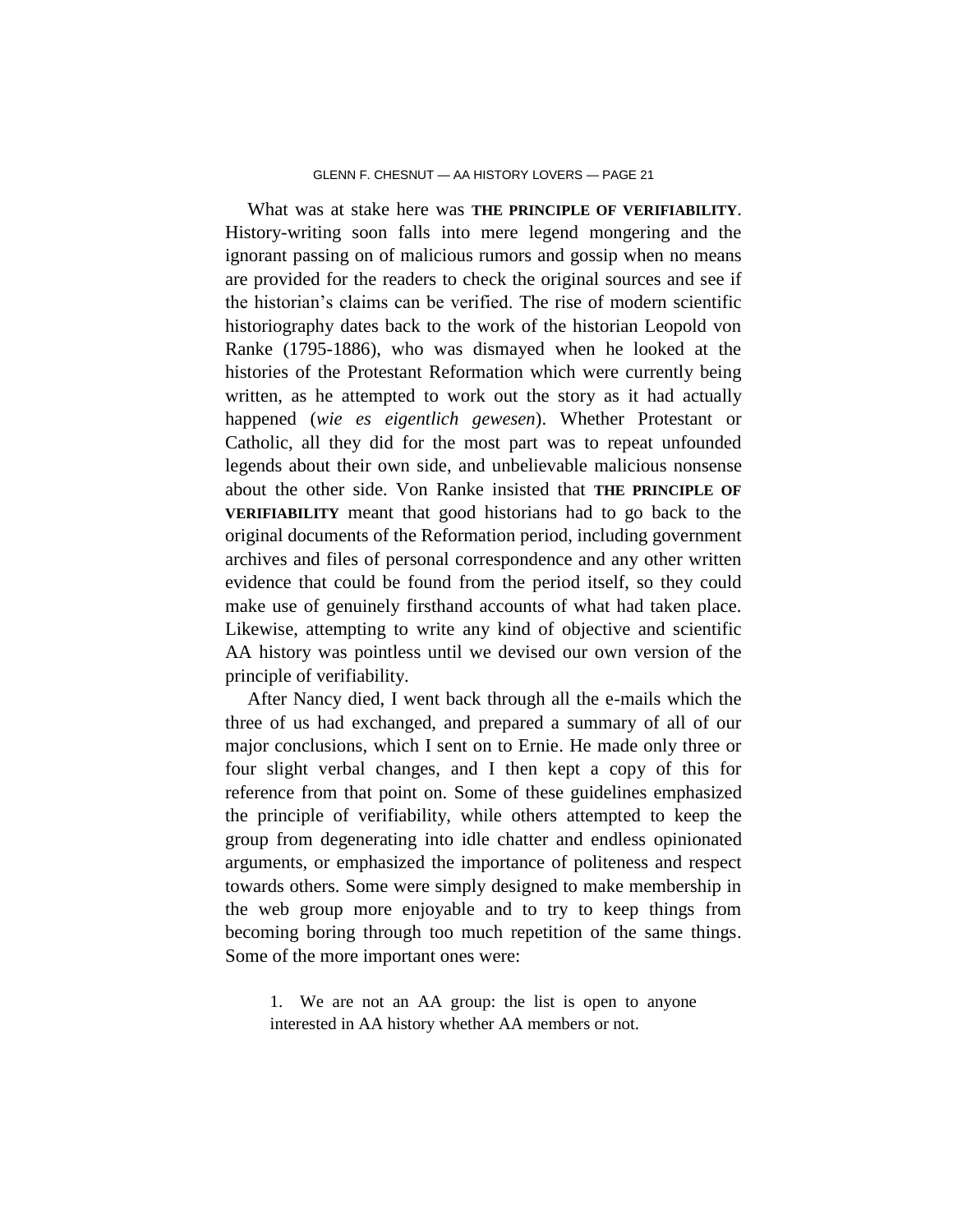What was at stake here was **THE PRINCIPLE OF VERIFIABILITY**. History-writing soon falls into mere legend mongering and the ignorant passing on of malicious rumors and gossip when no means are provided for the readers to check the original sources and see if the historian's claims can be verified. The rise of modern scientific historiography dates back to the work of the historian Leopold von Ranke (1795-1886), who was dismayed when he looked at the histories of the Protestant Reformation which were currently being written, as he attempted to work out the story as it had actually happened (*wie es eigentlich gewesen*). Whether Protestant or Catholic, all they did for the most part was to repeat unfounded legends about their own side, and unbelievable malicious nonsense about the other side. Von Ranke insisted that **THE PRINCIPLE OF VERIFIABILITY** meant that good historians had to go back to the original documents of the Reformation period, including government archives and files of personal correspondence and any other written evidence that could be found from the period itself, so they could make use of genuinely firsthand accounts of what had taken place. Likewise, attempting to write any kind of objective and scientific AA history was pointless until we devised our own version of the principle of verifiability.

After Nancy died, I went back through all the e-mails which the three of us had exchanged, and prepared a summary of all of our major conclusions, which I sent on to Ernie. He made only three or four slight verbal changes, and I then kept a copy of this for reference from that point on. Some of these guidelines emphasized the principle of verifiability, while others attempted to keep the group from degenerating into idle chatter and endless opinionated arguments, or emphasized the importance of politeness and respect towards others. Some were simply designed to make membership in the web group more enjoyable and to try to keep things from becoming boring through too much repetition of the same things. Some of the more important ones were:

1. We are not an AA group: the list is open to anyone interested in AA history whether AA members or not.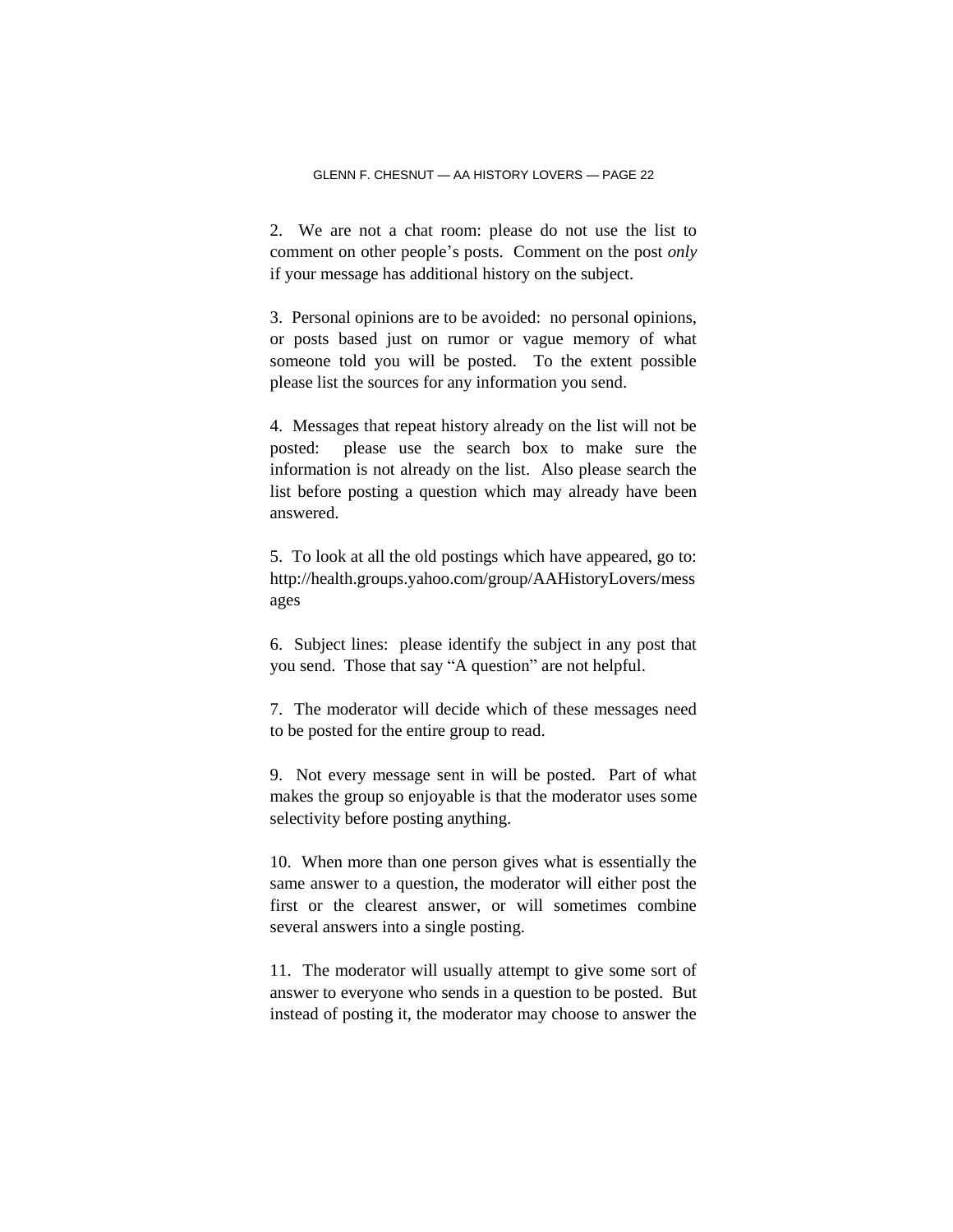2. We are not a chat room: please do not use the list to comment on other people's posts. Comment on the post *only* if your message has additional history on the subject.

3. Personal opinions are to be avoided: no personal opinions, or posts based just on rumor or vague memory of what someone told you will be posted. To the extent possible please list the sources for any information you send.

4. Messages that repeat history already on the list will not be posted: please use the search box to make sure the information is not already on the list. Also please search the list before posting a question which may already have been answered.

5. To look at all the old postings which have appeared, go to: http://health.groups.yahoo.com/group/AAHistoryLovers/messages

6. Subject lines: please identify the subject in any post that you send. Those that say "A question" are not helpful.

7. The moderator will decide which of these messages need to be posted for the entire group to read.

9. Not every message sent in will be posted. Part of what makes the group so enjoyable is that the moderator uses some selectivity before posting anything.

10. When more than one person gives what is essentially the same answer to a question, the moderator will either post the first or the clearest answer, or will sometimes combine several answers into a single posting.

11. The moderator will usually attempt to give some sort of answer to everyone who sends in a question to be posted. But instead of posting it, the moderator may choose to answer the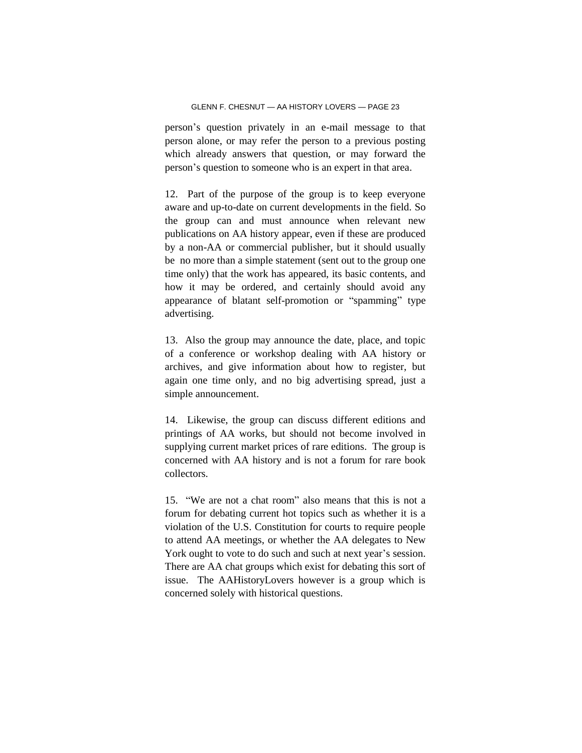person's question privately in an e-mail message to that person alone, or may refer the person to a previous posting which already answers that question, or may forward the person's question to someone who is an expert in that area.

12. Part of the purpose of the group is to keep everyone aware and up-to-date on current developments in the field. So the group can and must announce when relevant new publications on AA history appear, even if these are produced by a non-AA or commercial publisher, but it should usually be no more than a simple statement (sent out to the group one time only) that the work has appeared, its basic contents, and how it may be ordered, and certainly should avoid any appearance of blatant self-promotion or "spamming" type advertising.

13. Also the group may announce the date, place, and topic of a conference or workshop dealing with AA history or archives, and give information about how to register, but again one time only, and no big advertising spread, just a simple announcement.

14. Likewise, the group can discuss different editions and printings of AA works, but should not become involved in supplying current market prices of rare editions. The group is concerned with AA history and is not a forum for rare book collectors.

15. "We are not a chat room" also means that this is not a forum for debating current hot topics such as whether it is a violation of the U.S. Constitution for courts to require people to attend AA meetings, or whether the AA delegates to New York ought to vote to do such and such at next year's session. There are AA chat groups which exist for debating this sort of issue. The AAHistoryLovers however is a group which is concerned solely with historical questions.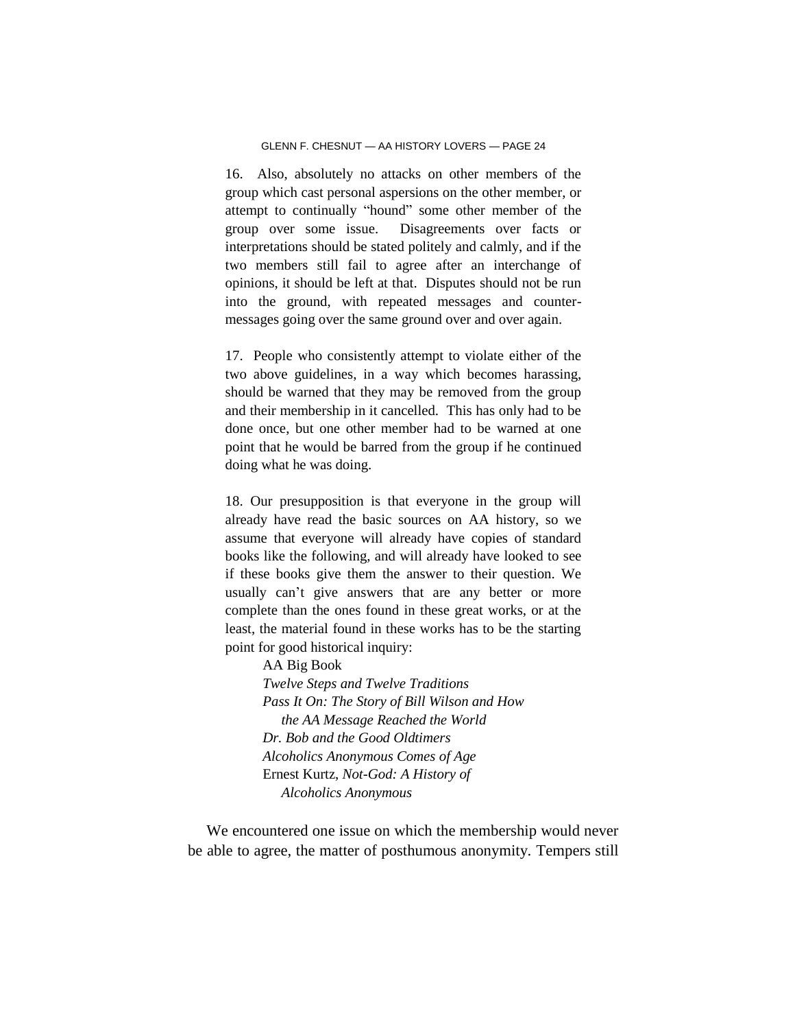16. Also, absolutely no attacks on other members of the group which cast personal aspersions on the other member, or attempt to continually "hound" some other member of the group over some issue. Disagreements over facts or interpretations should be stated politely and calmly, and if the two members still fail to agree after an interchange of opinions, it should be left at that. Disputes should not be run into the ground, with repeated messages and counter-messages going over the same ground over and over again.

17. People who consistently attempt to violate either of the two above guidelines, in a way which becomes harassing, should be warned that they may be removed from the group and their membership in it cancelled. This has only had to be done once, but one other member had to be warned at one point that he would be barred from the group if he continued doing what he was doing.

18. Our presupposition is that everyone in the group will already have read the basic sources on AA history, so we assume that everyone will already have copies of standard books like the following, and will already have looked to see if these books give them the answer to their question. We usually can't give answers that are any better or more complete than the ones found in these great works, or at the least, the material found in these works has to be the starting point for good historical inquiry:

> AA Big Book
> *Twelve Steps and Twelve Traditions*
> *Pass It On: The Story of Bill Wilson and How the AA Message Reached the World*
> *Dr. Bob and the Good Oldtimers*
> *Alcoholics Anonymous Comes of Age*
> Ernest Kurtz, *Not-God: A History of Alcoholics Anonymous*

We encountered one issue on which the membership would never be able to agree, the matter of posthumous anonymity. Tempers still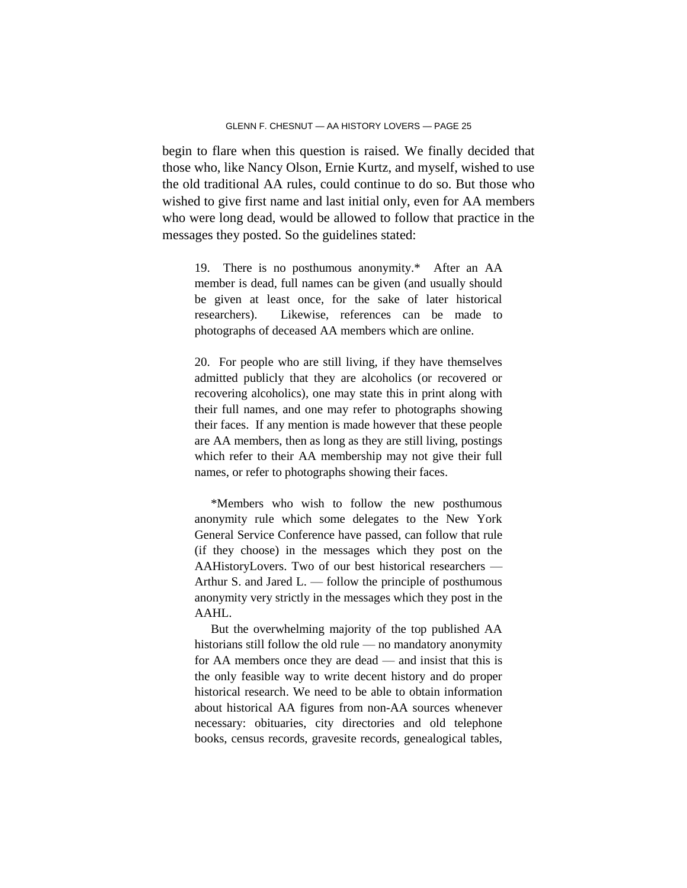begin to flare when this question is raised. We finally decided that those who, like Nancy Olson, Ernie Kurtz, and myself, wished to use the old traditional AA rules, could continue to do so. But those who wished to give first name and last initial only, even for AA members who were long dead, would be allowed to follow that practice in the messages they posted. So the guidelines stated:

> 19. There is no posthumous anonymity.* After an AA member is dead, full names can be given (and usually should be given at least once, for the sake of later historical researchers). Likewise, references can be made to photographs of deceased AA members which are online.
>
> 20. For people who are still living, if they have themselves admitted publicly that they are alcoholics (or recovered or recovering alcoholics), one may state this in print along with their full names, and one may refer to photographs showing their faces. If any mention is made however that these people are AA members, then as long as they are still living, postings which refer to their AA membership may not give their full names, or refer to photographs showing their faces.
>
> *Members who wish to follow the new posthumous anonymity rule which some delegates to the New York General Service Conference have passed, can follow that rule (if they choose) in the messages which they post on the AAHistoryLovers. Two of our best historical researchers — Arthur S. and Jared L. — follow the principle of posthumous anonymity very strictly in the messages which they post in the AAHL.
>
> But the overwhelming majority of the top published AA historians still follow the old rule — no mandatory anonymity for AA members once they are dead — and insist that this is the only feasible way to write decent history and do proper historical research. We need to be able to obtain information about historical AA figures from non-AA sources whenever necessary: obituaries, city directories and old telephone books, census records, gravesite records, genealogical tables,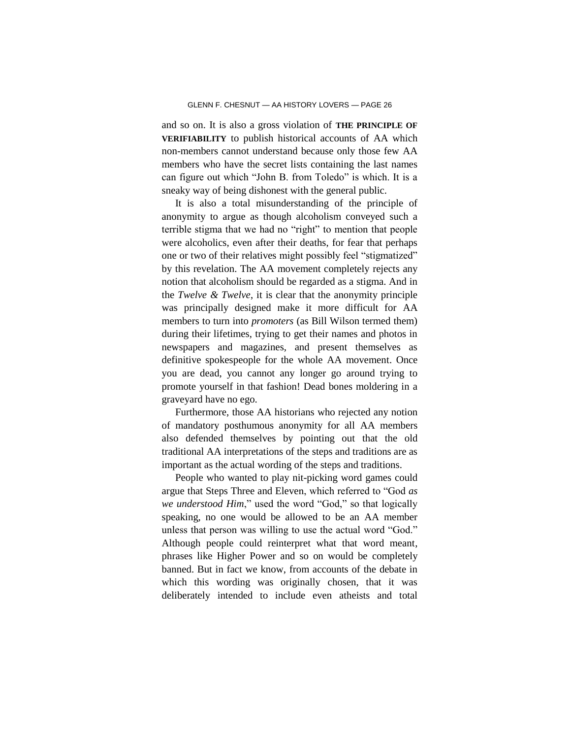and so on. It is also a gross violation of **THE PRINCIPLE OF VERIFIABILITY** to publish historical accounts of AA which non-members cannot understand because only those few AA members who have the secret lists containing the last names can figure out which "John B. from Toledo" is which. It is a sneaky way of being dishonest with the general public.

It is also a total misunderstanding of the principle of anonymity to argue as though alcoholism conveyed such a terrible stigma that we had no "right" to mention that people were alcoholics, even after their deaths, for fear that perhaps one or two of their relatives might possibly feel "stigmatized" by this revelation. The AA movement completely rejects any notion that alcoholism should be regarded as a stigma. And in the *Twelve & Twelve*, it is clear that the anonymity principle was principally designed make it more difficult for AA members to turn into *promoters* (as Bill Wilson termed them) during their lifetimes, trying to get their names and photos in newspapers and magazines, and present themselves as definitive spokespeople for the whole AA movement. Once you are dead, you cannot any longer go around trying to promote yourself in that fashion! Dead bones moldering in a graveyard have no ego.

Furthermore, those AA historians who rejected any notion of mandatory posthumous anonymity for all AA members also defended themselves by pointing out that the old traditional AA interpretations of the steps and traditions are as important as the actual wording of the steps and traditions.

People who wanted to play nit-picking word games could argue that Steps Three and Eleven, which referred to "God *as we understood Him*," used the word "God," so that logically speaking, no one would be allowed to be an AA member unless that person was willing to use the actual word "God." Although people could reinterpret what that word meant, phrases like Higher Power and so on would be completely banned. But in fact we know, from accounts of the debate in which this wording was originally chosen, that it was deliberately intended to include even atheists and total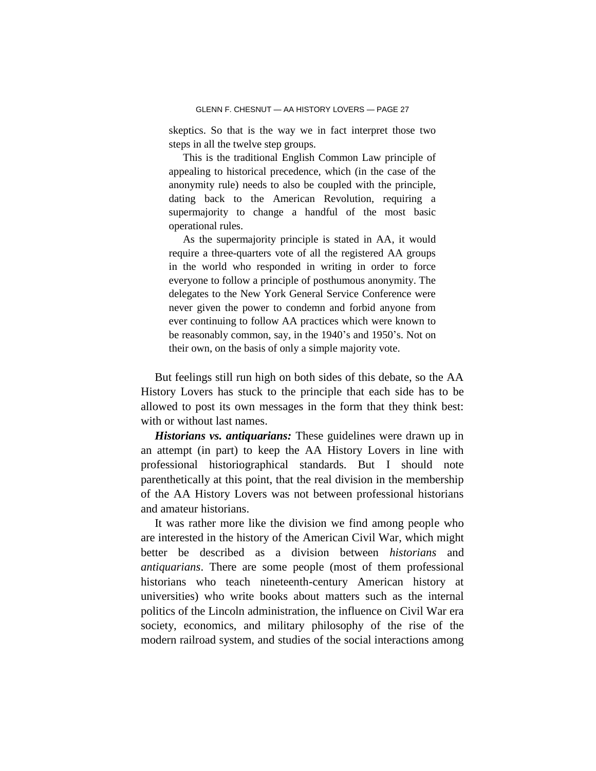> skeptics. So that is the way we in fact interpret those two steps in all the twelve step groups.
>
> This is the traditional English Common Law principle of appealing to historical precedence, which (in the case of the anonymity rule) needs to also be coupled with the principle, dating back to the American Revolution, requiring a supermajority to change a handful of the most basic operational rules.
>
> As the supermajority principle is stated in AA, it would require a three-quarters vote of all the registered AA groups in the world who responded in writing in order to force everyone to follow a principle of posthumous anonymity. The delegates to the New York General Service Conference were never given the power to condemn and forbid anyone from ever continuing to follow AA practices which were known to be reasonably common, say, in the 1940's and 1950's. Not on their own, on the basis of only a simple majority vote.

But feelings still run high on both sides of this debate, so the AA History Lovers has stuck to the principle that each side has to be allowed to post its own messages in the form that they think best: with or without last names.

***Historians vs. antiquarians:*** These guidelines were drawn up in an attempt (in part) to keep the AA History Lovers in line with professional historiographical standards. But I should note parenthetically at this point, that the real division in the membership of the AA History Lovers was not between professional historians and amateur historians.

It was rather more like the division we find among people who are interested in the history of the American Civil War, which might better be described as a division between *historians* and *antiquarians*. There are some people (most of them professional historians who teach nineteenth-century American history at universities) who write books about matters such as the internal politics of the Lincoln administration, the influence on Civil War era society, economics, and military philosophy of the rise of the modern railroad system, and studies of the social interactions among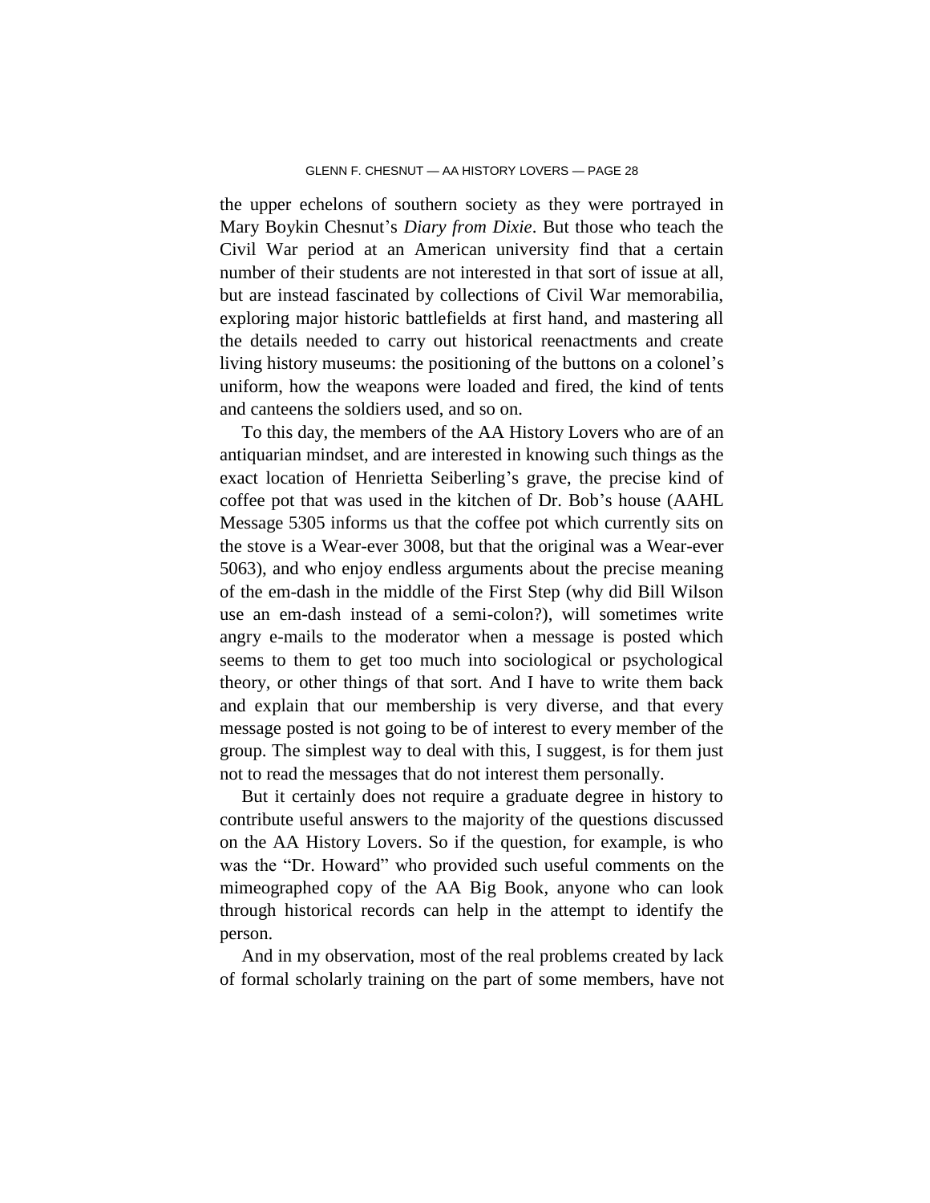the upper echelons of southern society as they were portrayed in Mary Boykin Chesnut's *Diary from Dixie*. But those who teach the Civil War period at an American university find that a certain number of their students are not interested in that sort of issue at all, but are instead fascinated by collections of Civil War memorabilia, exploring major historic battlefields at first hand, and mastering all the details needed to carry out historical reenactments and create living history museums: the positioning of the buttons on a colonel's uniform, how the weapons were loaded and fired, the kind of tents and canteens the soldiers used, and so on.

To this day, the members of the AA History Lovers who are of an antiquarian mindset, and are interested in knowing such things as the exact location of Henrietta Seiberling's grave, the precise kind of coffee pot that was used in the kitchen of Dr. Bob's house (AAHL Message 5305 informs us that the coffee pot which currently sits on the stove is a Wear-ever 3008, but that the original was a Wear-ever 5063), and who enjoy endless arguments about the precise meaning of the em-dash in the middle of the First Step (why did Bill Wilson use an em-dash instead of a semi-colon?), will sometimes write angry e-mails to the moderator when a message is posted which seems to them to get too much into sociological or psychological theory, or other things of that sort. And I have to write them back and explain that our membership is very diverse, and that every message posted is not going to be of interest to every member of the group. The simplest way to deal with this, I suggest, is for them just not to read the messages that do not interest them personally.

But it certainly does not require a graduate degree in history to contribute useful answers to the majority of the questions discussed on the AA History Lovers. So if the question, for example, is who was the "Dr. Howard" who provided such useful comments on the mimeographed copy of the AA Big Book, anyone who can look through historical records can help in the attempt to identify the person.

And in my observation, most of the real problems created by lack of formal scholarly training on the part of some members, have not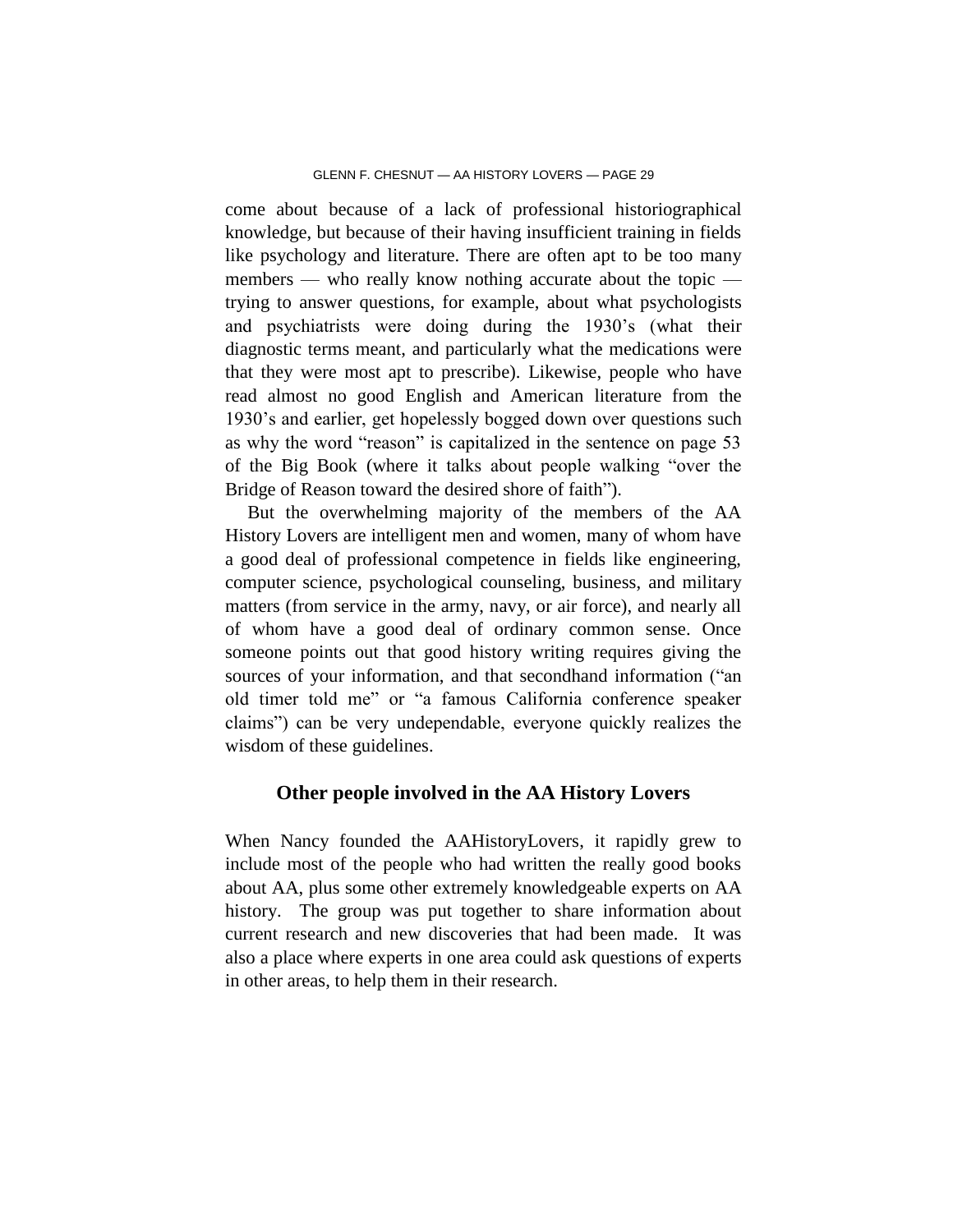come about because of a lack of professional historiographical knowledge, but because of their having insufficient training in fields like psychology and literature. There are often apt to be too many members — who really know nothing accurate about the topic — trying to answer questions, for example, about what psychologists and psychiatrists were doing during the 1930's (what their diagnostic terms meant, and particularly what the medications were that they were most apt to prescribe). Likewise, people who have read almost no good English and American literature from the 1930's and earlier, get hopelessly bogged down over questions such as why the word "reason" is capitalized in the sentence on page 53 of the Big Book (where it talks about people walking "over the Bridge of Reason toward the desired shore of faith").

But the overwhelming majority of the members of the AA History Lovers are intelligent men and women, many of whom have a good deal of professional competence in fields like engineering, computer science, psychological counseling, business, and military matters (from service in the army, navy, or air force), and nearly all of whom have a good deal of ordinary common sense. Once someone points out that good history writing requires giving the sources of your information, and that secondhand information ("an old timer told me" or "a famous California conference speaker claims") can be very undependable, everyone quickly realizes the wisdom of these guidelines.

## Other people involved in the AA History Lovers

When Nancy founded the AAHistoryLovers, it rapidly grew to include most of the people who had written the really good books about AA, plus some other extremely knowledgeable experts on AA history. The group was put together to share information about current research and new discoveries that had been made. It was also a place where experts in one area could ask questions of experts in other areas, to help them in their research.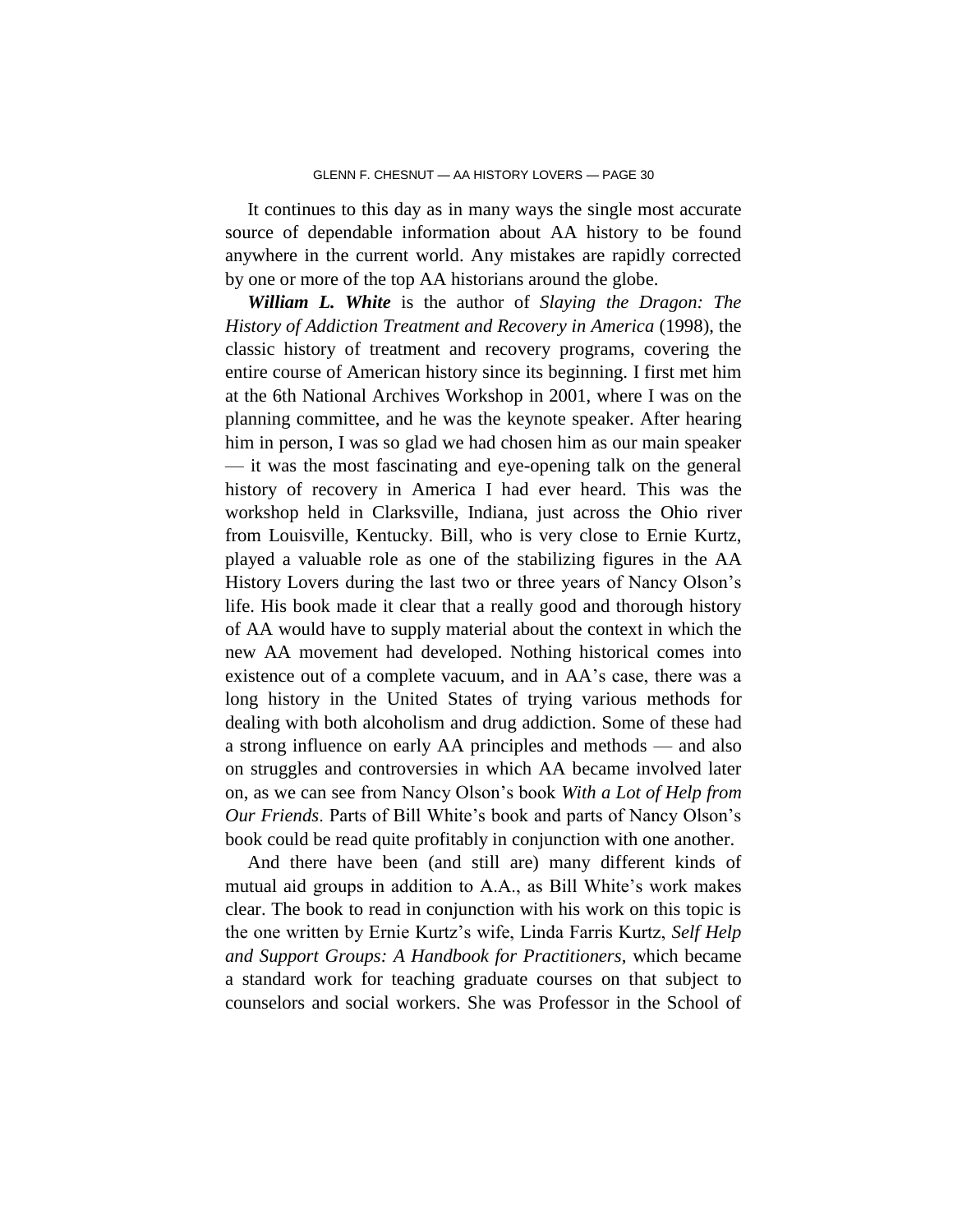It continues to this day as in many ways the single most accurate source of dependable information about AA history to be found anywhere in the current world. Any mistakes are rapidly corrected by one or more of the top AA historians around the globe.

***William L. White*** is the author of *Slaying the Dragon: The History of Addiction Treatment and Recovery in America* (1998), the classic history of treatment and recovery programs, covering the entire course of American history since its beginning. I first met him at the 6th National Archives Workshop in 2001, where I was on the planning committee, and he was the keynote speaker. After hearing him in person, I was so glad we had chosen him as our main speaker — it was the most fascinating and eye-opening talk on the general history of recovery in America I had ever heard. This was the workshop held in Clarksville, Indiana, just across the Ohio river from Louisville, Kentucky. Bill, who is very close to Ernie Kurtz, played a valuable role as one of the stabilizing figures in the AA History Lovers during the last two or three years of Nancy Olson's life. His book made it clear that a really good and thorough history of AA would have to supply material about the context in which the new AA movement had developed. Nothing historical comes into existence out of a complete vacuum, and in AA's case, there was a long history in the United States of trying various methods for dealing with both alcoholism and drug addiction. Some of these had a strong influence on early AA principles and methods — and also on struggles and controversies in which AA became involved later on, as we can see from Nancy Olson's book *With a Lot of Help from Our Friends*. Parts of Bill White's book and parts of Nancy Olson's book could be read quite profitably in conjunction with one another.

And there have been (and still are) many different kinds of mutual aid groups in addition to A.A., as Bill White's work makes clear. The book to read in conjunction with his work on this topic is the one written by Ernie Kurtz's wife, Linda Farris Kurtz, *Self Help and Support Groups: A Handbook for Practitioners*, which became a standard work for teaching graduate courses on that subject to counselors and social workers. She was Professor in the School of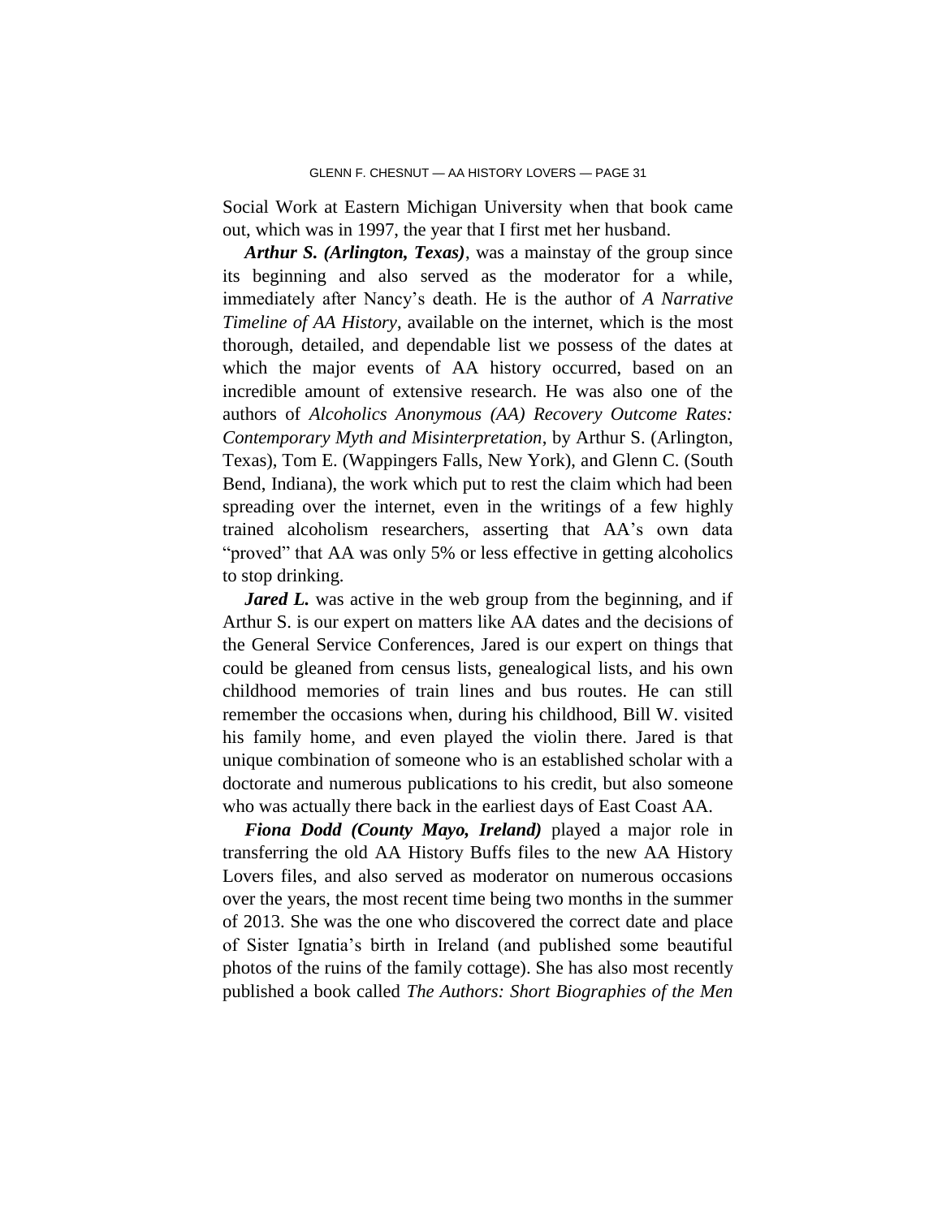Social Work at Eastern Michigan University when that book came out, which was in 1997, the year that I first met her husband.

***Arthur S. (Arlington, Texas)***, was a mainstay of the group since its beginning and also served as the moderator for a while, immediately after Nancy's death. He is the author of *A Narrative Timeline of AA History*, available on the internet, which is the most thorough, detailed, and dependable list we possess of the dates at which the major events of AA history occurred, based on an incredible amount of extensive research. He was also one of the authors of *Alcoholics Anonymous (AA) Recovery Outcome Rates: Contemporary Myth and Misinterpretation*, by Arthur S. (Arlington, Texas), Tom E. (Wappingers Falls, New York), and Glenn C. (South Bend, Indiana), the work which put to rest the claim which had been spreading over the internet, even in the writings of a few highly trained alcoholism researchers, asserting that AA's own data "proved" that AA was only 5% or less effective in getting alcoholics to stop drinking.

***Jared L.*** was active in the web group from the beginning, and if Arthur S. is our expert on matters like AA dates and the decisions of the General Service Conferences, Jared is our expert on things that could be gleaned from census lists, genealogical lists, and his own childhood memories of train lines and bus routes. He can still remember the occasions when, during his childhood, Bill W. visited his family home, and even played the violin there. Jared is that unique combination of someone who is an established scholar with a doctorate and numerous publications to his credit, but also someone who was actually there back in the earliest days of East Coast AA.

***Fiona Dodd (County Mayo, Ireland)*** played a major role in transferring the old AA History Buffs files to the new AA History Lovers files, and also served as moderator on numerous occasions over the years, the most recent time being two months in the summer of 2013. She was the one who discovered the correct date and place of Sister Ignatia's birth in Ireland (and published some beautiful photos of the ruins of the family cottage). She has also most recently published a book called *The Authors: Short Biographies of the Men*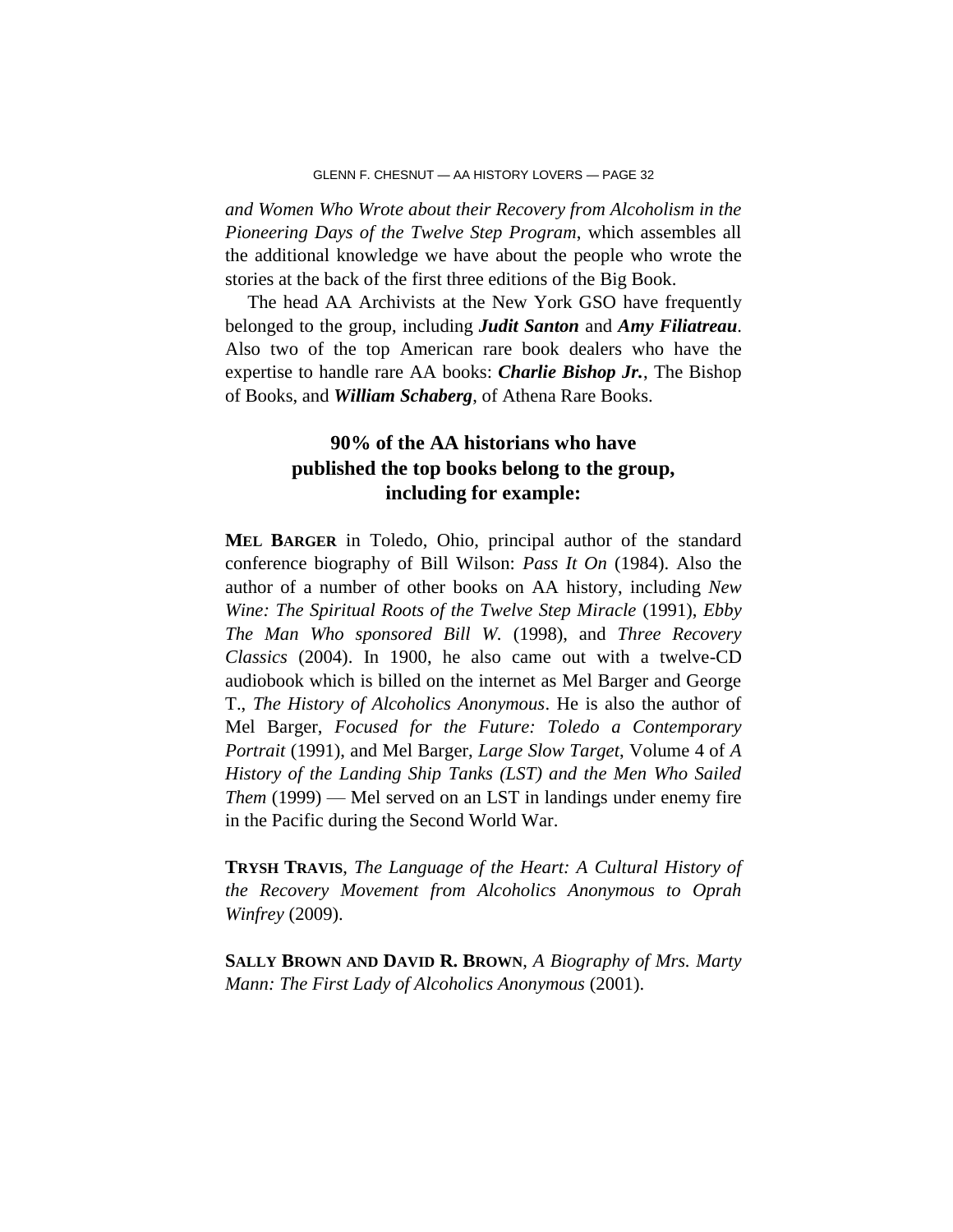*and Women Who Wrote about their Recovery from Alcoholism in the Pioneering Days of the Twelve Step Program*, which assembles all the additional knowledge we have about the people who wrote the stories at the back of the first three editions of the Big Book.

The head AA Archivists at the New York GSO have frequently belonged to the group, including ***Judit Santon*** and ***Amy Filiatreau***. Also two of the top American rare book dealers who have the expertise to handle rare AA books: ***Charlie Bishop Jr.***, The Bishop of Books, and ***William Schaberg***, of Athena Rare Books.

## 90% of the AA historians who have published the top books belong to the group, including for example:

**MEL BARGER** in Toledo, Ohio, principal author of the standard conference biography of Bill Wilson: *Pass It On* (1984). Also the author of a number of other books on AA history, including *New Wine: The Spiritual Roots of the Twelve Step Miracle* (1991), *Ebby The Man Who sponsored Bill W.* (1998), and *Three Recovery Classics* (2004). In 1900, he also came out with a twelve-CD audiobook which is billed on the internet as Mel Barger and George T., *The History of Alcoholics Anonymous*. He is also the author of Mel Barger, *Focused for the Future: Toledo a Contemporary Portrait* (1991), and Mel Barger, *Large Slow Target*, Volume 4 of *A History of the Landing Ship Tanks (LST) and the Men Who Sailed Them* (1999) — Mel served on an LST in landings under enemy fire in the Pacific during the Second World War.

**TRYSH TRAVIS**, *The Language of the Heart: A Cultural History of the Recovery Movement from Alcoholics Anonymous to Oprah Winfrey* (2009).

**SALLY BROWN AND DAVID R. BROWN**, *A Biography of Mrs. Marty Mann: The First Lady of Alcoholics Anonymous* (2001).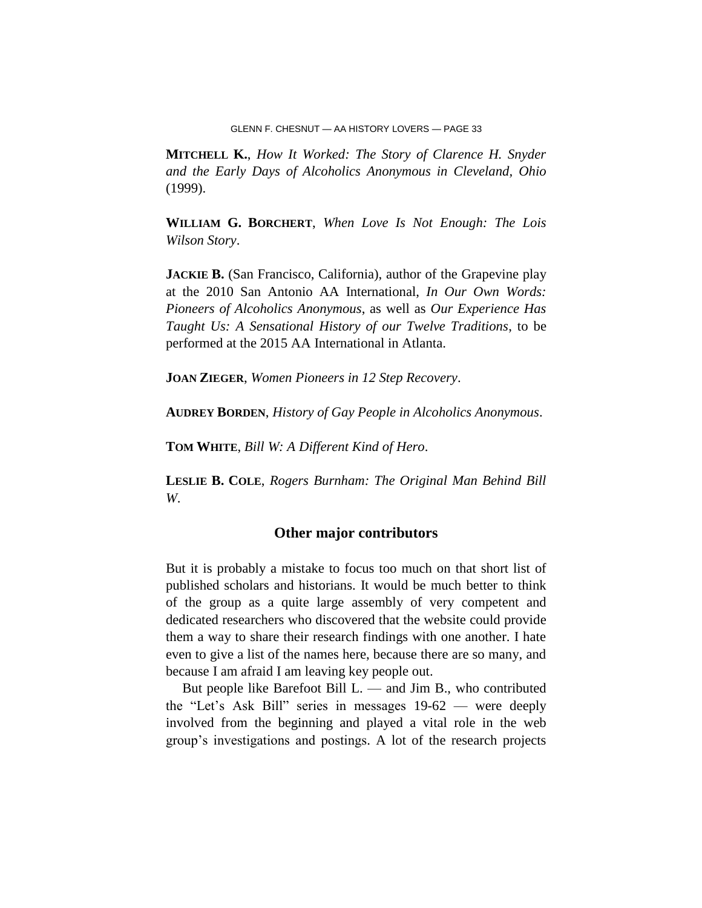**MITCHELL K.**, *How It Worked: The Story of Clarence H. Snyder and the Early Days of Alcoholics Anonymous in Cleveland, Ohio* (1999).

**WILLIAM G. BORCHERT**, *When Love Is Not Enough: The Lois Wilson Story*.

**JACKIE B.** (San Francisco, California), author of the Grapevine play at the 2010 San Antonio AA International, *In Our Own Words: Pioneers of Alcoholics Anonymous*, as well as *Our Experience Has Taught Us: A Sensational History of our Twelve Traditions*, to be performed at the 2015 AA International in Atlanta.

**JOAN ZIEGER**, *Women Pioneers in 12 Step Recovery*.

**AUDREY BORDEN**, *History of Gay People in Alcoholics Anonymous*.

**TOM WHITE**, *Bill W: A Different Kind of Hero*.

**LESLIE B. COLE**, *Rogers Burnham: The Original Man Behind Bill W*.

## Other major contributors

But it is probably a mistake to focus too much on that short list of published scholars and historians. It would be much better to think of the group as a quite large assembly of very competent and dedicated researchers who discovered that the website could provide them a way to share their research findings with one another. I hate even to give a list of the names here, because there are so many, and because I am afraid I am leaving key people out.

But people like Barefoot Bill L. — and Jim B., who contributed the "Let's Ask Bill" series in messages 19-62 — were deeply involved from the beginning and played a vital role in the web group's investigations and postings. A lot of the research projects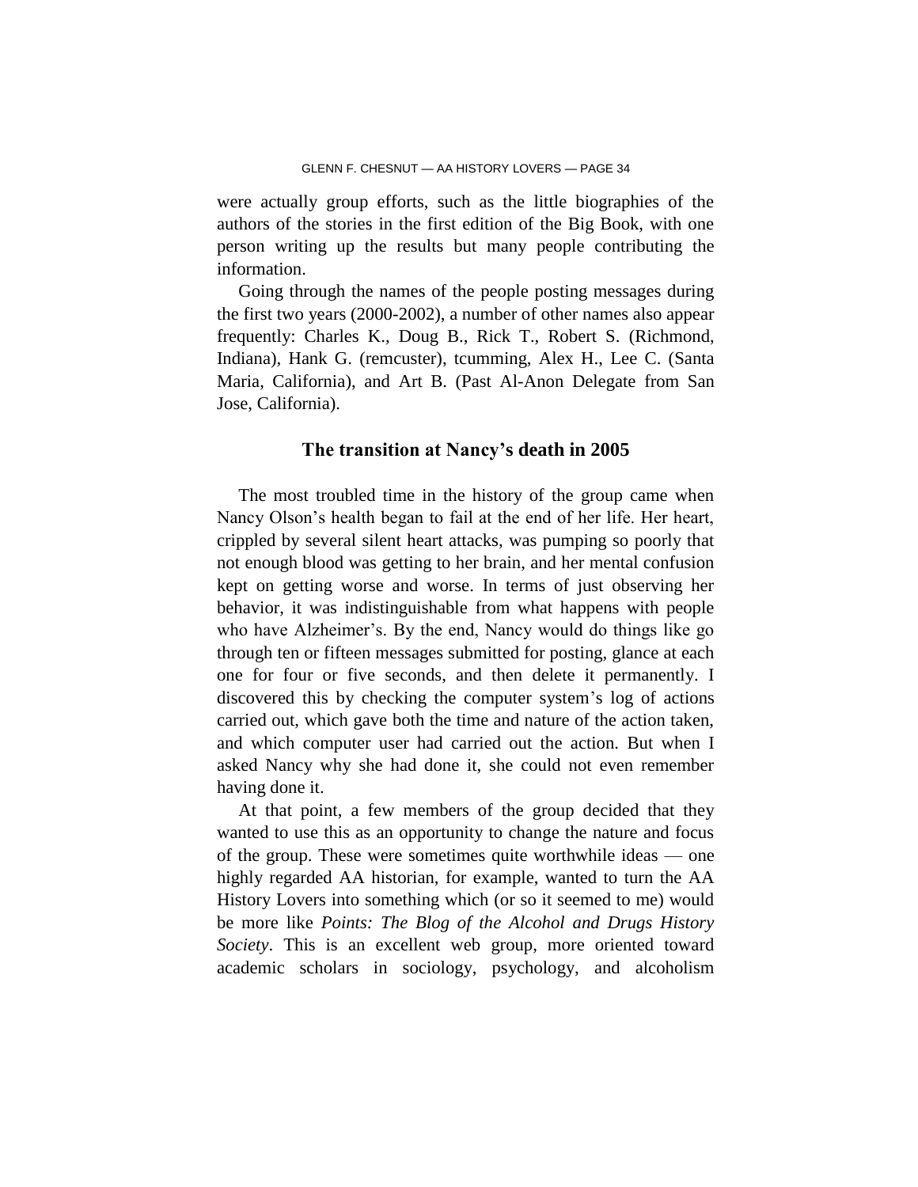were actually group efforts, such as the little biographies of the authors of the stories in the first edition of the Big Book, with one person writing up the results but many people contributing the information.

Going through the names of the people posting messages during the first two years (2000-2002), a number of other names also appear frequently: Charles K., Doug B., Rick T., Robert S. (Richmond, Indiana), Hank G. (remcuster), tcumming, Alex H., Lee C. (Santa Maria, California), and Art B. (Past Al-Anon Delegate from San Jose, California).

## The transition at Nancy's death in 2005

The most troubled time in the history of the group came when Nancy Olson's health began to fail at the end of her life. Her heart, crippled by several silent heart attacks, was pumping so poorly that not enough blood was getting to her brain, and her mental confusion kept on getting worse and worse. In terms of just observing her behavior, it was indistinguishable from what happens with people who have Alzheimer's. By the end, Nancy would do things like go through ten or fifteen messages submitted for posting, glance at each one for four or five seconds, and then delete it permanently. I discovered this by checking the computer system's log of actions carried out, which gave both the time and nature of the action taken, and which computer user had carried out the action. But when I asked Nancy why she had done it, she could not even remember having done it.

At that point, a few members of the group decided that they wanted to use this as an opportunity to change the nature and focus of the group. These were sometimes quite worthwhile ideas — one highly regarded AA historian, for example, wanted to turn the AA History Lovers into something which (or so it seemed to me) would be more like *Points: The Blog of the Alcohol and Drugs History Society*. This is an excellent web group, more oriented toward academic scholars in sociology, psychology, and alcoholism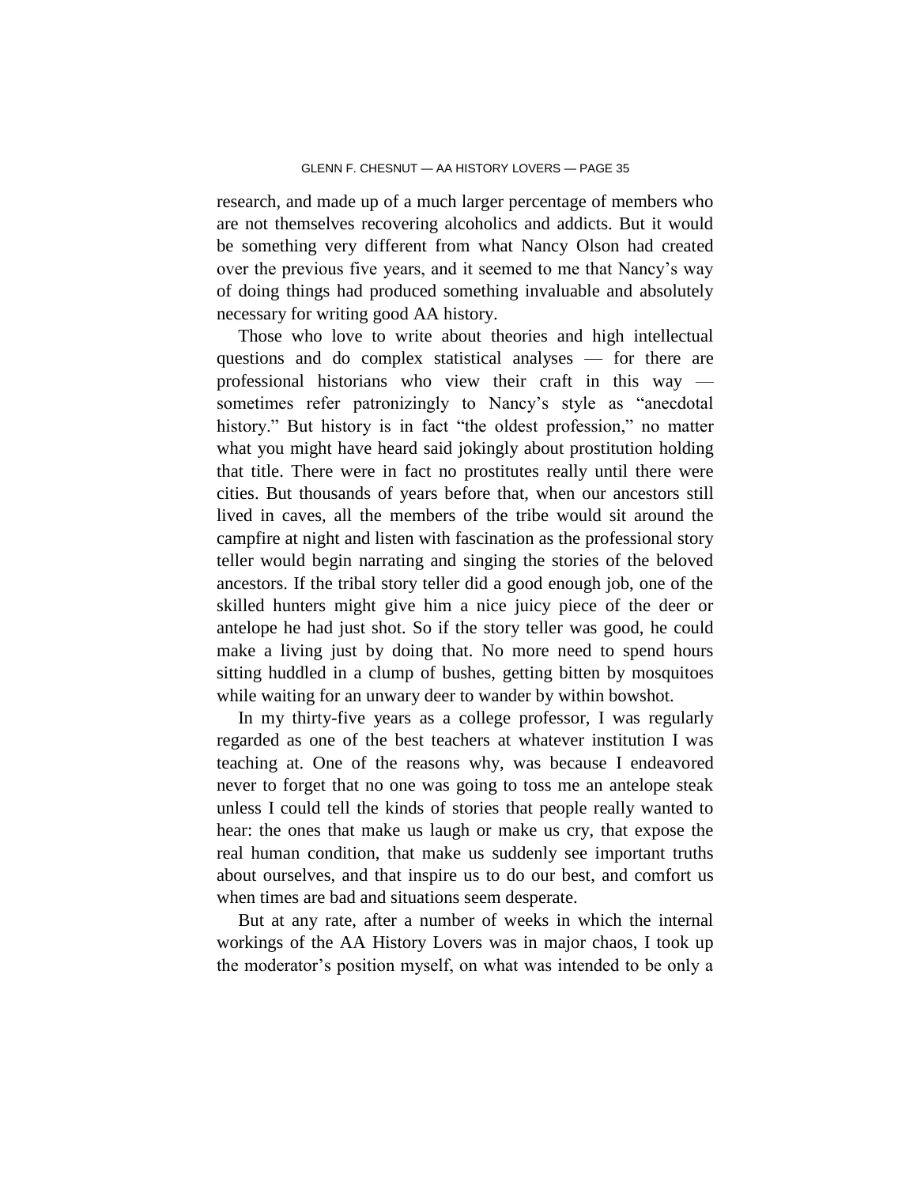research, and made up of a much larger percentage of members who are not themselves recovering alcoholics and addicts. But it would be something very different from what Nancy Olson had created over the previous five years, and it seemed to me that Nancy's way of doing things had produced something invaluable and absolutely necessary for writing good AA history.

Those who love to write about theories and high intellectual questions and do complex statistical analyses — for there are professional historians who view their craft in this way — sometimes refer patronizingly to Nancy's style as "anecdotal history." But history is in fact "the oldest profession," no matter what you might have heard said jokingly about prostitution holding that title. There were in fact no prostitutes really until there were cities. But thousands of years before that, when our ancestors still lived in caves, all the members of the tribe would sit around the campfire at night and listen with fascination as the professional story teller would begin narrating and singing the stories of the beloved ancestors. If the tribal story teller did a good enough job, one of the skilled hunters might give him a nice juicy piece of the deer or antelope he had just shot. So if the story teller was good, he could make a living just by doing that. No more need to spend hours sitting huddled in a clump of bushes, getting bitten by mosquitoes while waiting for an unwary deer to wander by within bowshot.

In my thirty-five years as a college professor, I was regularly regarded as one of the best teachers at whatever institution I was teaching at. One of the reasons why, was because I endeavored never to forget that no one was going to toss me an antelope steak unless I could tell the kinds of stories that people really wanted to hear: the ones that make us laugh or make us cry, that expose the real human condition, that make us suddenly see important truths about ourselves, and that inspire us to do our best, and comfort us when times are bad and situations seem desperate.

But at any rate, after a number of weeks in which the internal workings of the AA History Lovers was in major chaos, I took up the moderator's position myself, on what was intended to be only a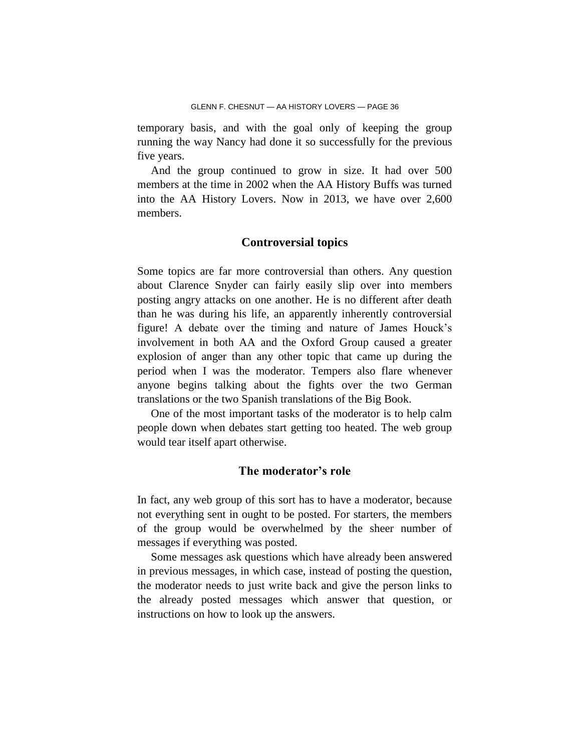temporary basis, and with the goal only of keeping the group running the way Nancy had done it so successfully for the previous five years.

And the group continued to grow in size. It had over 500 members at the time in 2002 when the AA History Buffs was turned into the AA History Lovers. Now in 2013, we have over 2,600 members.

## Controversial topics

Some topics are far more controversial than others. Any question about Clarence Snyder can fairly easily slip over into members posting angry attacks on one another. He is no different after death than he was during his life, an apparently inherently controversial figure! A debate over the timing and nature of James Houck's involvement in both AA and the Oxford Group caused a greater explosion of anger than any other topic that came up during the period when I was the moderator. Tempers also flare whenever anyone begins talking about the fights over the two German translations or the two Spanish translations of the Big Book.

One of the most important tasks of the moderator is to help calm people down when debates start getting too heated. The web group would tear itself apart otherwise.

## The moderator's role

In fact, any web group of this sort has to have a moderator, because not everything sent in ought to be posted. For starters, the members of the group would be overwhelmed by the sheer number of messages if everything was posted.

Some messages ask questions which have already been answered in previous messages, in which case, instead of posting the question, the moderator needs to just write back and give the person links to the already posted messages which answer that question, or instructions on how to look up the answers.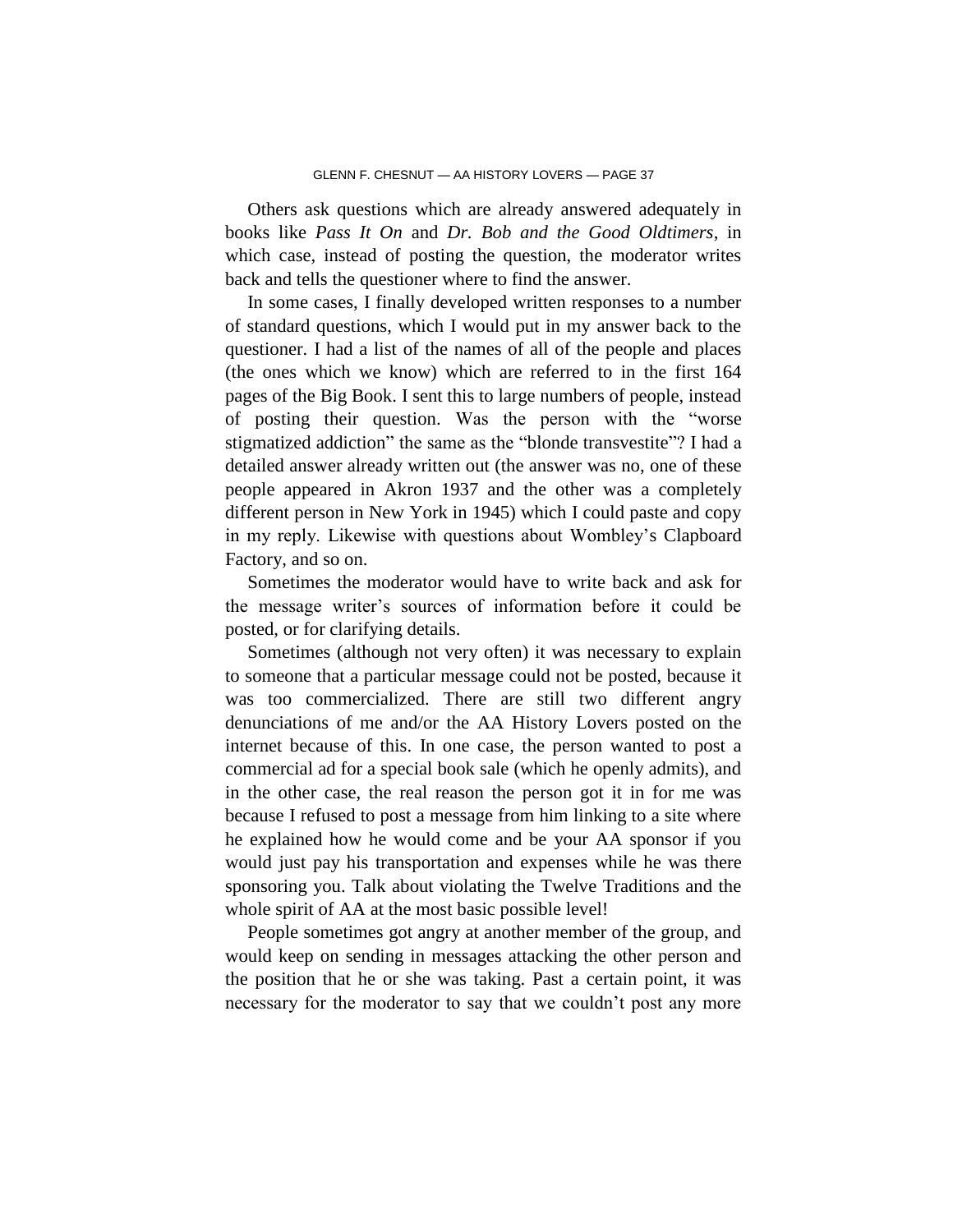Others ask questions which are already answered adequately in books like *Pass It On* and *Dr. Bob and the Good Oldtimers*, in which case, instead of posting the question, the moderator writes back and tells the questioner where to find the answer.

In some cases, I finally developed written responses to a number of standard questions, which I would put in my answer back to the questioner. I had a list of the names of all of the people and places (the ones which we know) which are referred to in the first 164 pages of the Big Book. I sent this to large numbers of people, instead of posting their question. Was the person with the "worse stigmatized addiction" the same as the "blonde transvestite"? I had a detailed answer already written out (the answer was no, one of these people appeared in Akron 1937 and the other was a completely different person in New York in 1945) which I could paste and copy in my reply. Likewise with questions about Wombley's Clapboard Factory, and so on.

Sometimes the moderator would have to write back and ask for the message writer's sources of information before it could be posted, or for clarifying details.

Sometimes (although not very often) it was necessary to explain to someone that a particular message could not be posted, because it was too commercialized. There are still two different angry denunciations of me and/or the AA History Lovers posted on the internet because of this. In one case, the person wanted to post a commercial ad for a special book sale (which he openly admits), and in the other case, the real reason the person got it in for me was because I refused to post a message from him linking to a site where he explained how he would come and be your AA sponsor if you would just pay his transportation and expenses while he was there sponsoring you. Talk about violating the Twelve Traditions and the whole spirit of AA at the most basic possible level!

People sometimes got angry at another member of the group, and would keep on sending in messages attacking the other person and the position that he or she was taking. Past a certain point, it was necessary for the moderator to say that we couldn't post any more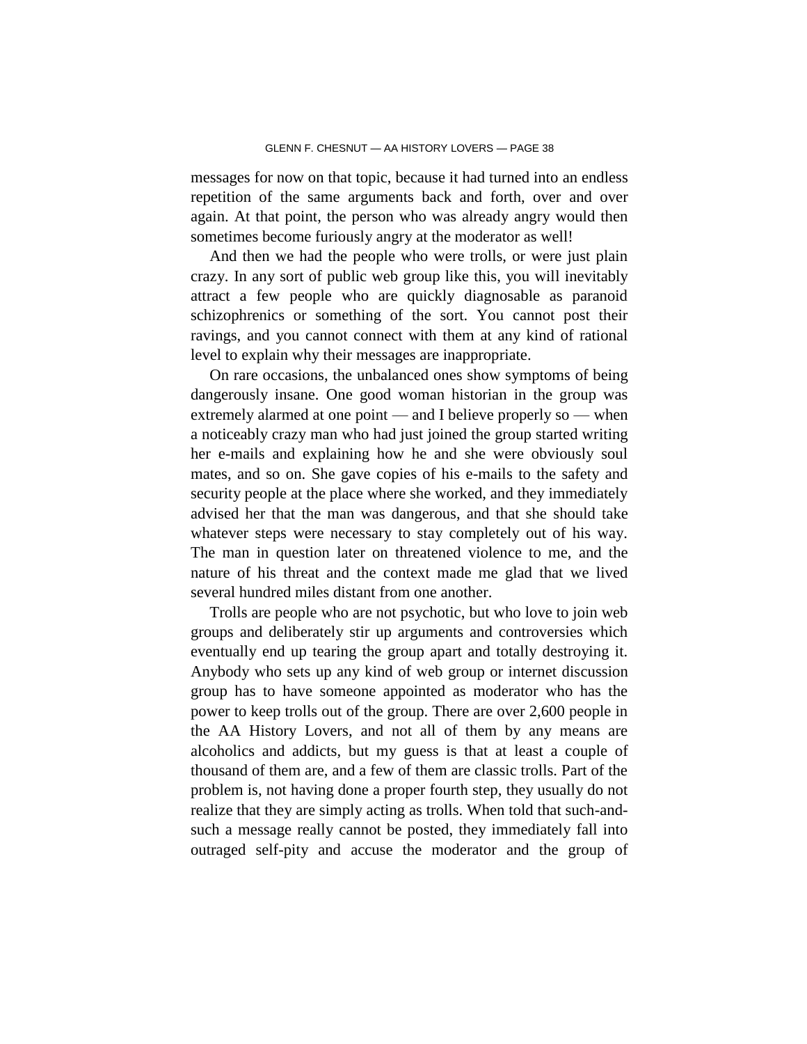messages for now on that topic, because it had turned into an endless repetition of the same arguments back and forth, over and over again. At that point, the person who was already angry would then sometimes become furiously angry at the moderator as well!

And then we had the people who were trolls, or were just plain crazy. In any sort of public web group like this, you will inevitably attract a few people who are quickly diagnosable as paranoid schizophrenics or something of the sort. You cannot post their ravings, and you cannot connect with them at any kind of rational level to explain why their messages are inappropriate.

On rare occasions, the unbalanced ones show symptoms of being dangerously insane. One good woman historian in the group was extremely alarmed at one point — and I believe properly so — when a noticeably crazy man who had just joined the group started writing her e-mails and explaining how he and she were obviously soul mates, and so on. She gave copies of his e-mails to the safety and security people at the place where she worked, and they immediately advised her that the man was dangerous, and that she should take whatever steps were necessary to stay completely out of his way. The man in question later on threatened violence to me, and the nature of his threat and the context made me glad that we lived several hundred miles distant from one another.

Trolls are people who are not psychotic, but who love to join web groups and deliberately stir up arguments and controversies which eventually end up tearing the group apart and totally destroying it. Anybody who sets up any kind of web group or internet discussion group has to have someone appointed as moderator who has the power to keep trolls out of the group. There are over 2,600 people in the AA History Lovers, and not all of them by any means are alcoholics and addicts, but my guess is that at least a couple of thousand of them are, and a few of them are classic trolls. Part of the problem is, not having done a proper fourth step, they usually do not realize that they are simply acting as trolls. When told that such-and-such a message really cannot be posted, they immediately fall into outraged self-pity and accuse the moderator and the group of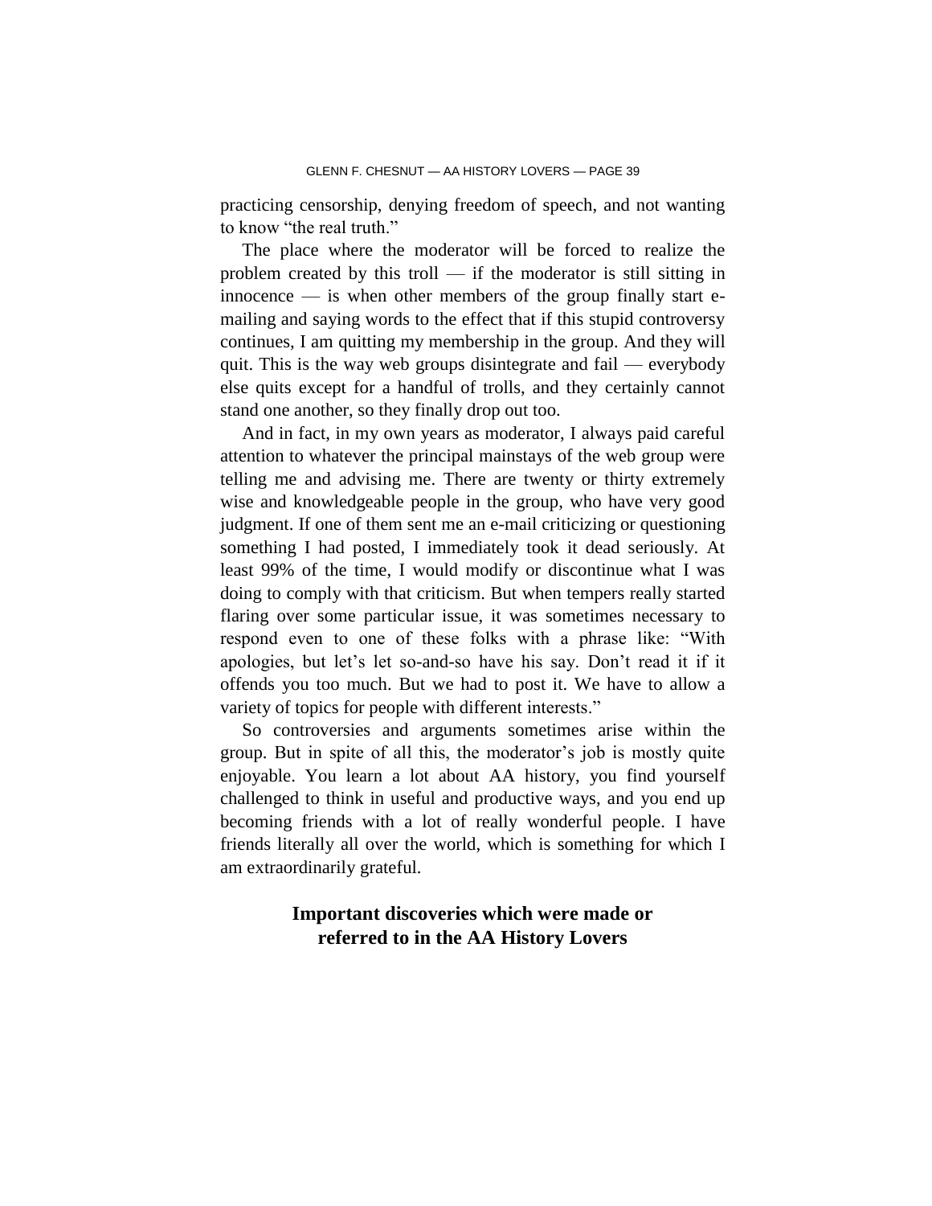practicing censorship, denying freedom of speech, and not wanting to know "the real truth."

The place where the moderator will be forced to realize the problem created by this troll — if the moderator is still sitting in innocence — is when other members of the group finally start e-mailing and saying words to the effect that if this stupid controversy continues, I am quitting my membership in the group. And they will quit. This is the way web groups disintegrate and fail — everybody else quits except for a handful of trolls, and they certainly cannot stand one another, so they finally drop out too.

And in fact, in my own years as moderator, I always paid careful attention to whatever the principal mainstays of the web group were telling me and advising me. There are twenty or thirty extremely wise and knowledgeable people in the group, who have very good judgment. If one of them sent me an e-mail criticizing or questioning something I had posted, I immediately took it dead seriously. At least 99% of the time, I would modify or discontinue what I was doing to comply with that criticism. But when tempers really started flaring over some particular issue, it was sometimes necessary to respond even to one of these folks with a phrase like: "With apologies, but let's let so-and-so have his say. Don't read it if it offends you too much. But we had to post it. We have to allow a variety of topics for people with different interests."

So controversies and arguments sometimes arise within the group. But in spite of all this, the moderator's job is mostly quite enjoyable. You learn a lot about AA history, you find yourself challenged to think in useful and productive ways, and you end up becoming friends with a lot of really wonderful people. I have friends literally all over the world, which is something for which I am extraordinarily grateful.

## Important discoveries which were made or referred to in the AA History Lovers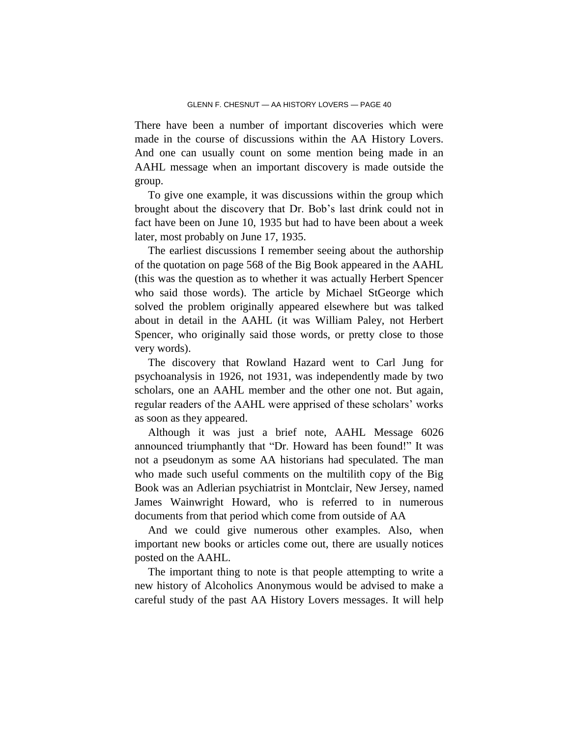There have been a number of important discoveries which were made in the course of discussions within the AA History Lovers. And one can usually count on some mention being made in an AAHL message when an important discovery is made outside the group.

To give one example, it was discussions within the group which brought about the discovery that Dr. Bob's last drink could not in fact have been on June 10, 1935 but had to have been about a week later, most probably on June 17, 1935.

The earliest discussions I remember seeing about the authorship of the quotation on page 568 of the Big Book appeared in the AAHL (this was the question as to whether it was actually Herbert Spencer who said those words). The article by Michael StGeorge which solved the problem originally appeared elsewhere but was talked about in detail in the AAHL (it was William Paley, not Herbert Spencer, who originally said those words, or pretty close to those very words).

The discovery that Rowland Hazard went to Carl Jung for psychoanalysis in 1926, not 1931, was independently made by two scholars, one an AAHL member and the other one not. But again, regular readers of the AAHL were apprised of these scholars' works as soon as they appeared.

Although it was just a brief note, AAHL Message 6026 announced triumphantly that "Dr. Howard has been found!" It was not a pseudonym as some AA historians had speculated. The man who made such useful comments on the multilith copy of the Big Book was an Adlerian psychiatrist in Montclair, New Jersey, named James Wainwright Howard, who is referred to in numerous documents from that period which come from outside of AA

And we could give numerous other examples. Also, when important new books or articles come out, there are usually notices posted on the AAHL.

The important thing to note is that people attempting to write a new history of Alcoholics Anonymous would be advised to make a careful study of the past AA History Lovers messages. It will help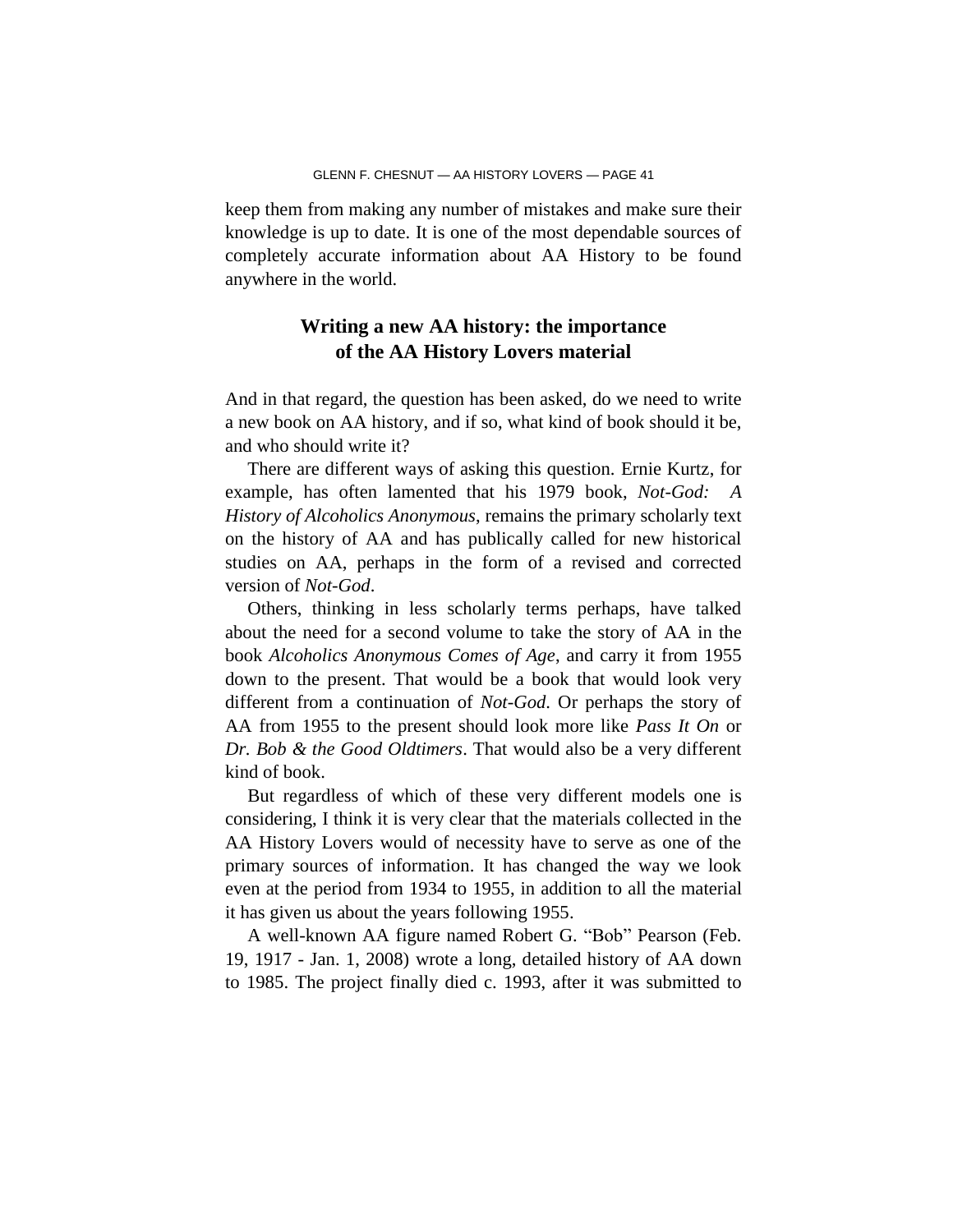keep them from making any number of mistakes and make sure their knowledge is up to date. It is one of the most dependable sources of completely accurate information about AA History to be found anywhere in the world.

## Writing a new AA history: the importance of the AA History Lovers material

And in that regard, the question has been asked, do we need to write a new book on AA history, and if so, what kind of book should it be, and who should write it?

There are different ways of asking this question. Ernie Kurtz, for example, has often lamented that his 1979 book, *Not-God: A History of Alcoholics Anonymous*, remains the primary scholarly text on the history of AA and has publically called for new historical studies on AA, perhaps in the form of a revised and corrected version of *Not-God*.

Others, thinking in less scholarly terms perhaps, have talked about the need for a second volume to take the story of AA in the book *Alcoholics Anonymous Comes of Age*, and carry it from 1955 down to the present. That would be a book that would look very different from a continuation of *Not-God*. Or perhaps the story of AA from 1955 to the present should look more like *Pass It On* or *Dr. Bob & the Good Oldtimers*. That would also be a very different kind of book.

But regardless of which of these very different models one is considering, I think it is very clear that the materials collected in the AA History Lovers would of necessity have to serve as one of the primary sources of information. It has changed the way we look even at the period from 1934 to 1955, in addition to all the material it has given us about the years following 1955.

A well-known AA figure named Robert G. "Bob" Pearson (Feb. 19, 1917 - Jan. 1, 2008) wrote a long, detailed history of AA down to 1985. The project finally died c. 1993, after it was submitted to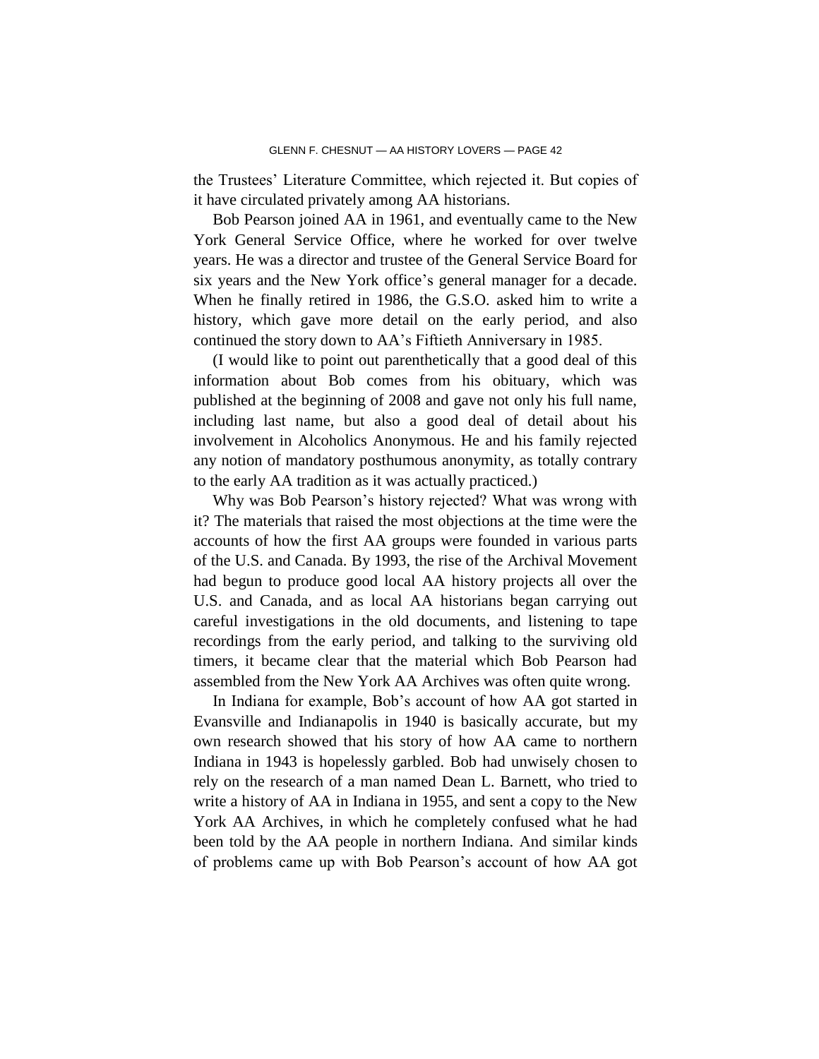the Trustees' Literature Committee, which rejected it. But copies of it have circulated privately among AA historians.

Bob Pearson joined AA in 1961, and eventually came to the New York General Service Office, where he worked for over twelve years. He was a director and trustee of the General Service Board for six years and the New York office's general manager for a decade. When he finally retired in 1986, the G.S.O. asked him to write a history, which gave more detail on the early period, and also continued the story down to AA's Fiftieth Anniversary in 1985.

(I would like to point out parenthetically that a good deal of this information about Bob comes from his obituary, which was published at the beginning of 2008 and gave not only his full name, including last name, but also a good deal of detail about his involvement in Alcoholics Anonymous. He and his family rejected any notion of mandatory posthumous anonymity, as totally contrary to the early AA tradition as it was actually practiced.)

Why was Bob Pearson's history rejected? What was wrong with it? The materials that raised the most objections at the time were the accounts of how the first AA groups were founded in various parts of the U.S. and Canada. By 1993, the rise of the Archival Movement had begun to produce good local AA history projects all over the U.S. and Canada, and as local AA historians began carrying out careful investigations in the old documents, and listening to tape recordings from the early period, and talking to the surviving old timers, it became clear that the material which Bob Pearson had assembled from the New York AA Archives was often quite wrong.

In Indiana for example, Bob's account of how AA got started in Evansville and Indianapolis in 1940 is basically accurate, but my own research showed that his story of how AA came to northern Indiana in 1943 is hopelessly garbled. Bob had unwisely chosen to rely on the research of a man named Dean L. Barnett, who tried to write a history of AA in Indiana in 1955, and sent a copy to the New York AA Archives, in which he completely confused what he had been told by the AA people in northern Indiana. And similar kinds of problems came up with Bob Pearson's account of how AA got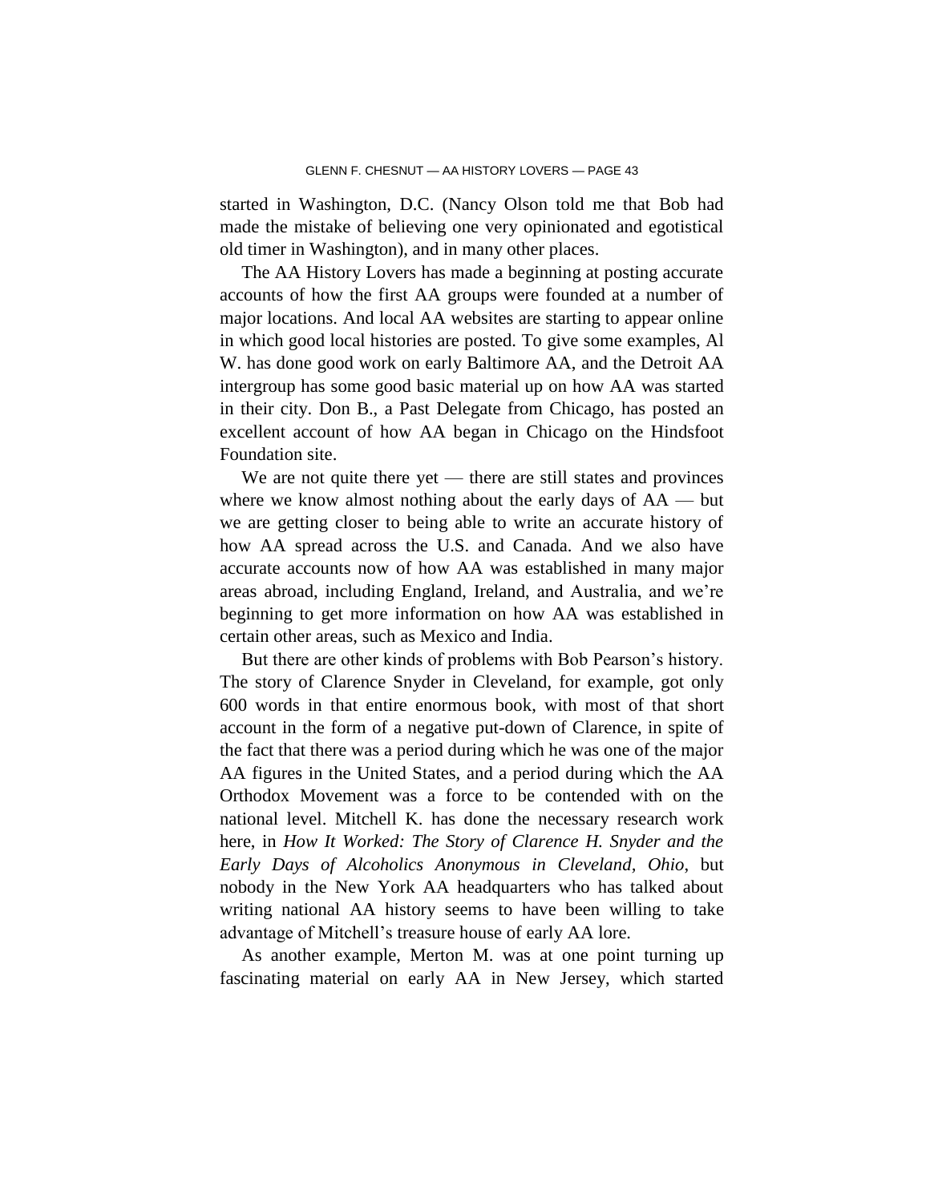started in Washington, D.C. (Nancy Olson told me that Bob had made the mistake of believing one very opinionated and egotistical old timer in Washington), and in many other places.

The AA History Lovers has made a beginning at posting accurate accounts of how the first AA groups were founded at a number of major locations. And local AA websites are starting to appear online in which good local histories are posted. To give some examples, Al W. has done good work on early Baltimore AA, and the Detroit AA intergroup has some good basic material up on how AA was started in their city. Don B., a Past Delegate from Chicago, has posted an excellent account of how AA began in Chicago on the Hindsfoot Foundation site.

We are not quite there yet — there are still states and provinces where we know almost nothing about the early days of AA — but we are getting closer to being able to write an accurate history of how AA spread across the U.S. and Canada. And we also have accurate accounts now of how AA was established in many major areas abroad, including England, Ireland, and Australia, and we're beginning to get more information on how AA was established in certain other areas, such as Mexico and India.

But there are other kinds of problems with Bob Pearson's history. The story of Clarence Snyder in Cleveland, for example, got only 600 words in that entire enormous book, with most of that short account in the form of a negative put-down of Clarence, in spite of the fact that there was a period during which he was one of the major AA figures in the United States, and a period during which the AA Orthodox Movement was a force to be contended with on the national level. Mitchell K. has done the necessary research work here, in *How It Worked: The Story of Clarence H. Snyder and the Early Days of Alcoholics Anonymous in Cleveland, Ohio*, but nobody in the New York AA headquarters who has talked about writing national AA history seems to have been willing to take advantage of Mitchell's treasure house of early AA lore.

As another example, Merton M. was at one point turning up fascinating material on early AA in New Jersey, which started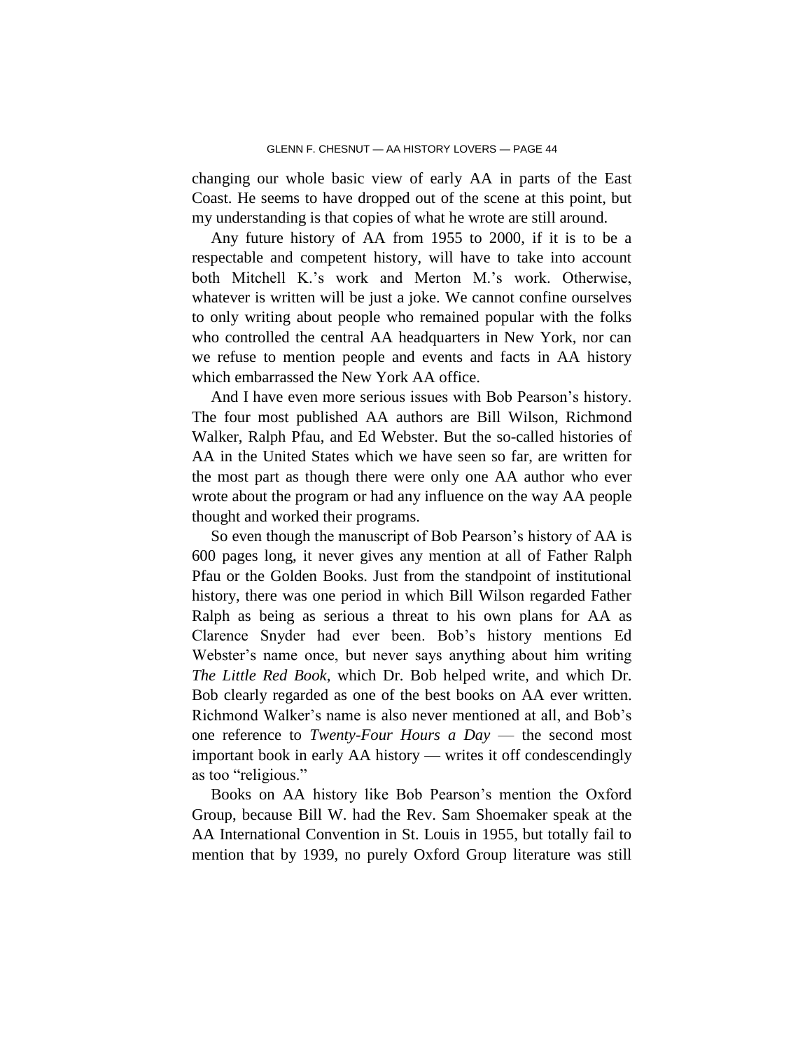changing our whole basic view of early AA in parts of the East Coast. He seems to have dropped out of the scene at this point, but my understanding is that copies of what he wrote are still around.

Any future history of AA from 1955 to 2000, if it is to be a respectable and competent history, will have to take into account both Mitchell K.'s work and Merton M.'s work. Otherwise, whatever is written will be just a joke. We cannot confine ourselves to only writing about people who remained popular with the folks who controlled the central AA headquarters in New York, nor can we refuse to mention people and events and facts in AA history which embarrassed the New York AA office.

And I have even more serious issues with Bob Pearson's history. The four most published AA authors are Bill Wilson, Richmond Walker, Ralph Pfau, and Ed Webster. But the so-called histories of AA in the United States which we have seen so far, are written for the most part as though there were only one AA author who ever wrote about the program or had any influence on the way AA people thought and worked their programs.

So even though the manuscript of Bob Pearson's history of AA is 600 pages long, it never gives any mention at all of Father Ralph Pfau or the Golden Books. Just from the standpoint of institutional history, there was one period in which Bill Wilson regarded Father Ralph as being as serious a threat to his own plans for AA as Clarence Snyder had ever been. Bob's history mentions Ed Webster's name once, but never says anything about him writing *The Little Red Book*, which Dr. Bob helped write, and which Dr. Bob clearly regarded as one of the best books on AA ever written. Richmond Walker's name is also never mentioned at all, and Bob's one reference to *Twenty-Four Hours a Day* — the second most important book in early AA history — writes it off condescendingly as too "religious."

Books on AA history like Bob Pearson's mention the Oxford Group, because Bill W. had the Rev. Sam Shoemaker speak at the AA International Convention in St. Louis in 1955, but totally fail to mention that by 1939, no purely Oxford Group literature was still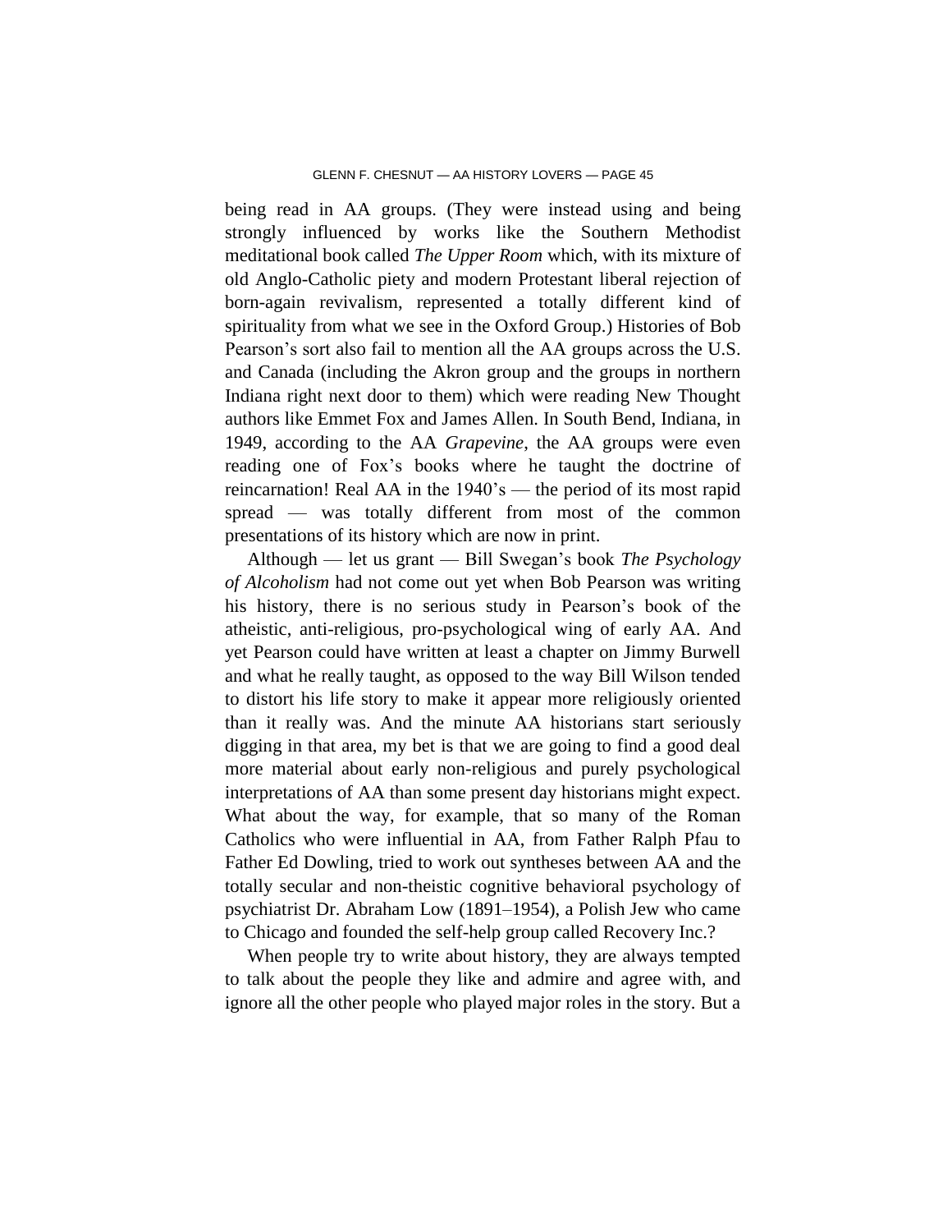being read in AA groups. (They were instead using and being strongly influenced by works like the Southern Methodist meditational book called *The Upper Room* which, with its mixture of old Anglo-Catholic piety and modern Protestant liberal rejection of born-again revivalism, represented a totally different kind of spirituality from what we see in the Oxford Group.) Histories of Bob Pearson's sort also fail to mention all the AA groups across the U.S. and Canada (including the Akron group and the groups in northern Indiana right next door to them) which were reading New Thought authors like Emmet Fox and James Allen. In South Bend, Indiana, in 1949, according to the AA *Grapevine*, the AA groups were even reading one of Fox's books where he taught the doctrine of reincarnation! Real AA in the 1940's — the period of its most rapid spread — was totally different from most of the common presentations of its history which are now in print.

Although — let us grant — Bill Swegan's book *The Psychology of Alcoholism* had not come out yet when Bob Pearson was writing his history, there is no serious study in Pearson's book of the atheistic, anti-religious, pro-psychological wing of early AA. And yet Pearson could have written at least a chapter on Jimmy Burwell and what he really taught, as opposed to the way Bill Wilson tended to distort his life story to make it appear more religiously oriented than it really was. And the minute AA historians start seriously digging in that area, my bet is that we are going to find a good deal more material about early non-religious and purely psychological interpretations of AA than some present day historians might expect. What about the way, for example, that so many of the Roman Catholics who were influential in AA, from Father Ralph Pfau to Father Ed Dowling, tried to work out syntheses between AA and the totally secular and non-theistic cognitive behavioral psychology of psychiatrist Dr. Abraham Low (1891–1954), a Polish Jew who came to Chicago and founded the self-help group called Recovery Inc.?

When people try to write about history, they are always tempted to talk about the people they like and admire and agree with, and ignore all the other people who played major roles in the story. But a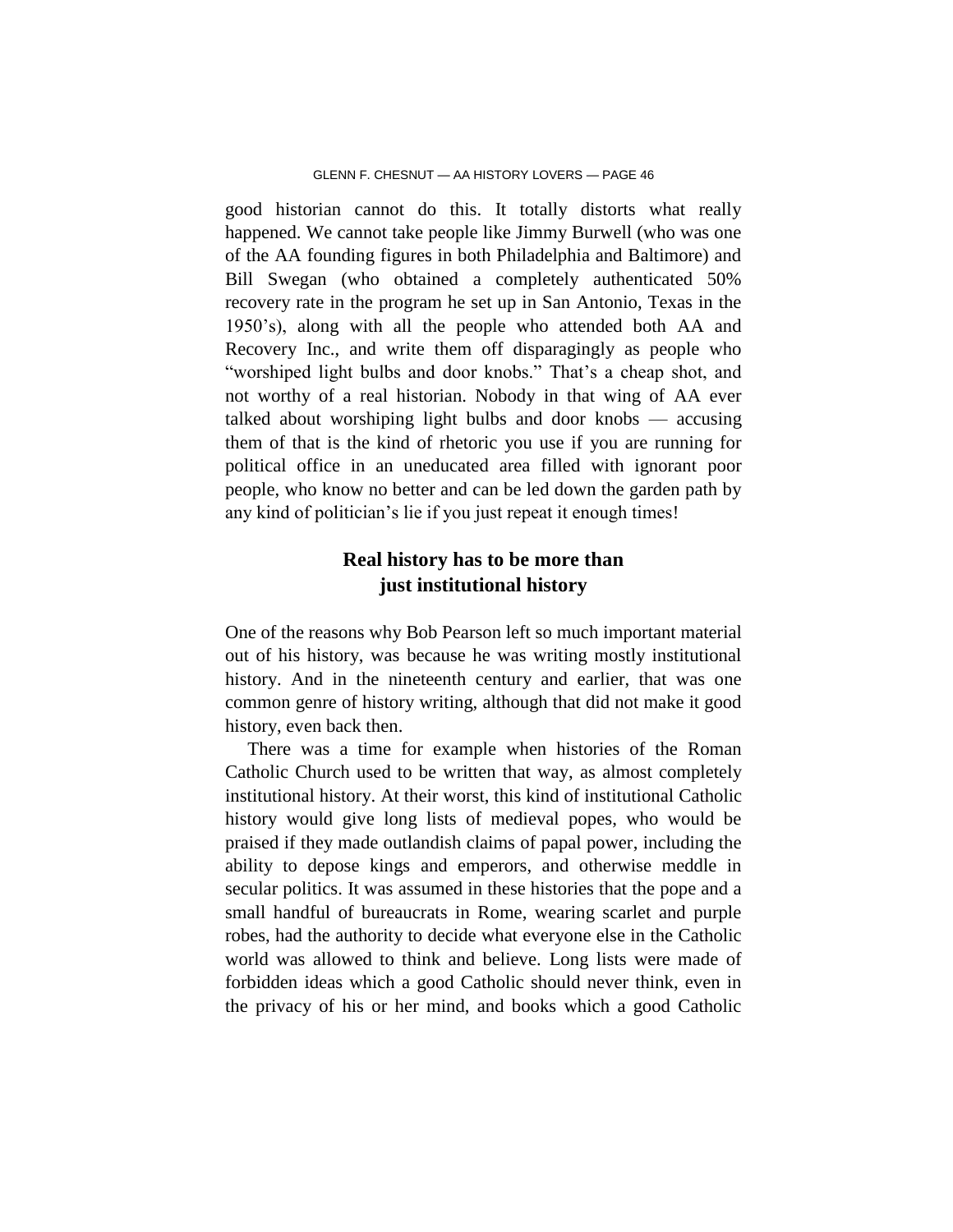good historian cannot do this. It totally distorts what really happened. We cannot take people like Jimmy Burwell (who was one of the AA founding figures in both Philadelphia and Baltimore) and Bill Swegan (who obtained a completely authenticated 50% recovery rate in the program he set up in San Antonio, Texas in the 1950's), along with all the people who attended both AA and Recovery Inc., and write them off disparagingly as people who "worshiped light bulbs and door knobs." That's a cheap shot, and not worthy of a real historian. Nobody in that wing of AA ever talked about worshiping light bulbs and door knobs — accusing them of that is the kind of rhetoric you use if you are running for political office in an uneducated area filled with ignorant poor people, who know no better and can be led down the garden path by any kind of politician's lie if you just repeat it enough times!

## Real history has to be more than just institutional history

One of the reasons why Bob Pearson left so much important material out of his history, was because he was writing mostly institutional history. And in the nineteenth century and earlier, that was one common genre of history writing, although that did not make it good history, even back then.

There was a time for example when histories of the Roman Catholic Church used to be written that way, as almost completely institutional history. At their worst, this kind of institutional Catholic history would give long lists of medieval popes, who would be praised if they made outlandish claims of papal power, including the ability to depose kings and emperors, and otherwise meddle in secular politics. It was assumed in these histories that the pope and a small handful of bureaucrats in Rome, wearing scarlet and purple robes, had the authority to decide what everyone else in the Catholic world was allowed to think and believe. Long lists were made of forbidden ideas which a good Catholic should never think, even in the privacy of his or her mind, and books which a good Catholic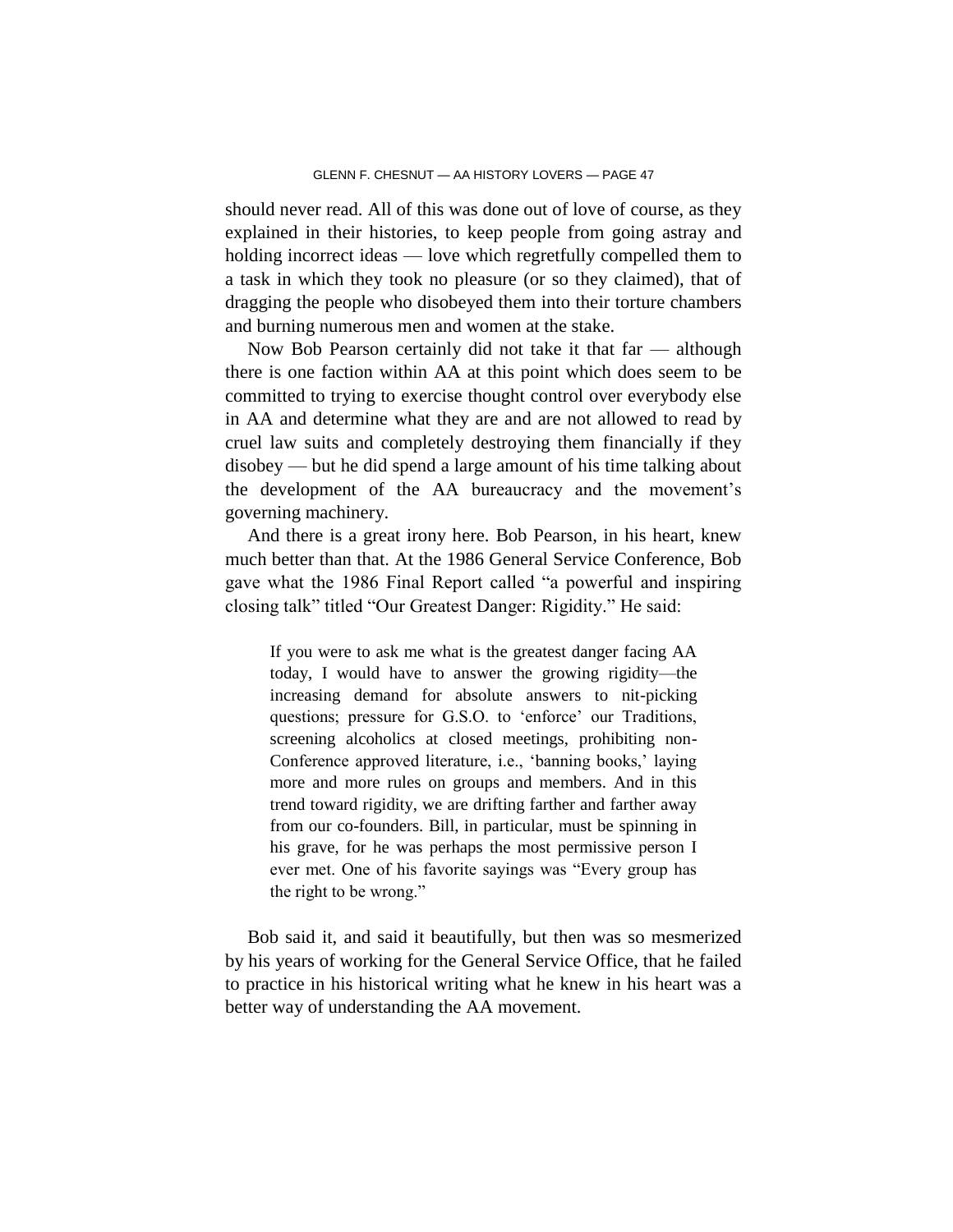should never read. All of this was done out of love of course, as they explained in their histories, to keep people from going astray and holding incorrect ideas — love which regretfully compelled them to a task in which they took no pleasure (or so they claimed), that of dragging the people who disobeyed them into their torture chambers and burning numerous men and women at the stake.

Now Bob Pearson certainly did not take it that far — although there is one faction within AA at this point which does seem to be committed to trying to exercise thought control over everybody else in AA and determine what they are and are not allowed to read by cruel law suits and completely destroying them financially if they disobey — but he did spend a large amount of his time talking about the development of the AA bureaucracy and the movement's governing machinery.

And there is a great irony here. Bob Pearson, in his heart, knew much better than that. At the 1986 General Service Conference, Bob gave what the 1986 Final Report called "a powerful and inspiring closing talk" titled "Our Greatest Danger: Rigidity." He said:

> If you were to ask me what is the greatest danger facing AA today, I would have to answer the growing rigidity—the increasing demand for absolute answers to nit-picking questions; pressure for G.S.O. to 'enforce' our Traditions, screening alcoholics at closed meetings, prohibiting non-Conference approved literature, i.e., 'banning books,' laying more and more rules on groups and members. And in this trend toward rigidity, we are drifting farther and farther away from our co-founders. Bill, in particular, must be spinning in his grave, for he was perhaps the most permissive person I ever met. One of his favorite sayings was "Every group has the right to be wrong."

Bob said it, and said it beautifully, but then was so mesmerized by his years of working for the General Service Office, that he failed to practice in his historical writing what he knew in his heart was a better way of understanding the AA movement.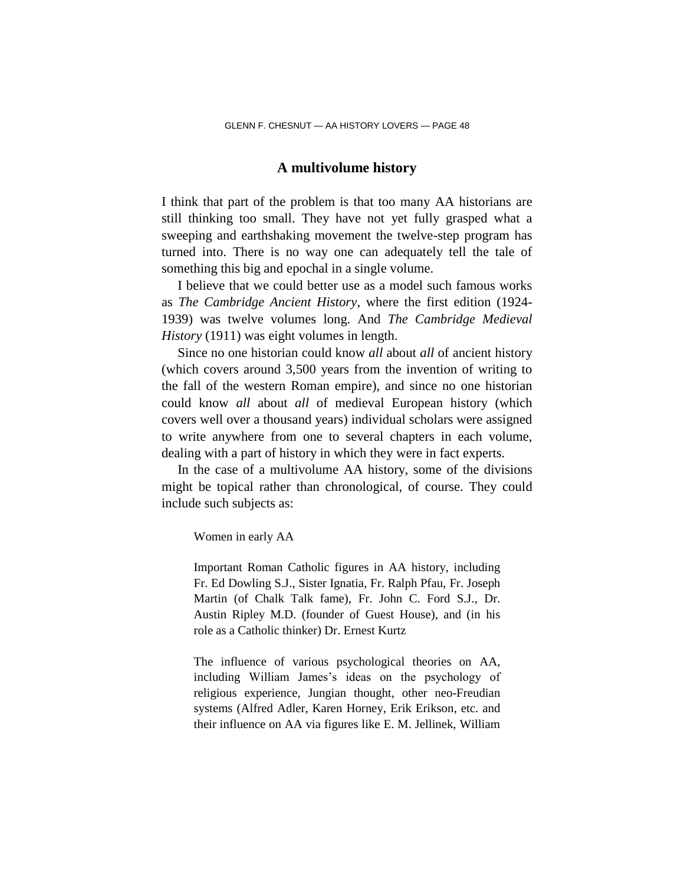## A multivolume history

I think that part of the problem is that too many AA historians are still thinking too small. They have not yet fully grasped what a sweeping and earthshaking movement the twelve-step program has turned into. There is no way one can adequately tell the tale of something this big and epochal in a single volume.

I believe that we could better use as a model such famous works as *The Cambridge Ancient History*, where the first edition (1924-1939) was twelve volumes long. And *The Cambridge Medieval History* (1911) was eight volumes in length.

Since no one historian could know *all* about *all* of ancient history (which covers around 3,500 years from the invention of writing to the fall of the western Roman empire), and since no one historian could know *all* about *all* of medieval European history (which covers well over a thousand years) individual scholars were assigned to write anywhere from one to several chapters in each volume, dealing with a part of history in which they were in fact experts.

In the case of a multivolume AA history, some of the divisions might be topical rather than chronological, of course. They could include such subjects as:

> Women in early AA
>
> Important Roman Catholic figures in AA history, including Fr. Ed Dowling S.J., Sister Ignatia, Fr. Ralph Pfau, Fr. Joseph Martin (of Chalk Talk fame), Fr. John C. Ford S.J., Dr. Austin Ripley M.D. (founder of Guest House), and (in his role as a Catholic thinker) Dr. Ernest Kurtz
>
> The influence of various psychological theories on AA, including William James's ideas on the psychology of religious experience, Jungian thought, other neo-Freudian systems (Alfred Adler, Karen Horney, Erik Erikson, etc. and their influence on AA via figures like E. M. Jellinek, William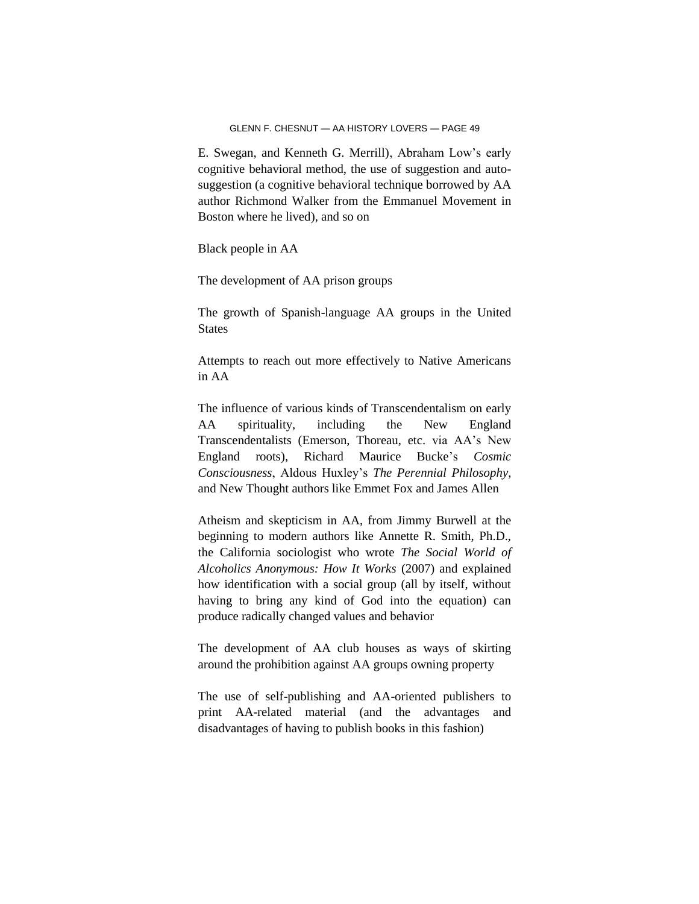E. Swegan, and Kenneth G. Merrill), Abraham Low's early cognitive behavioral method, the use of suggestion and auto-suggestion (a cognitive behavioral technique borrowed by AA author Richmond Walker from the Emmanuel Movement in Boston where he lived), and so on

Black people in AA

The development of AA prison groups

The growth of Spanish-language AA groups in the United States

Attempts to reach out more effectively to Native Americans in AA

The influence of various kinds of Transcendentalism on early AA spirituality, including the New England Transcendentalists (Emerson, Thoreau, etc. via AA's New England roots), Richard Maurice Bucke's *Cosmic Consciousness*, Aldous Huxley's *The Perennial Philosophy*, and New Thought authors like Emmet Fox and James Allen

Atheism and skepticism in AA, from Jimmy Burwell at the beginning to modern authors like Annette R. Smith, Ph.D., the California sociologist who wrote *The Social World of Alcoholics Anonymous: How It Works* (2007) and explained how identification with a social group (all by itself, without having to bring any kind of God into the equation) can produce radically changed values and behavior

The development of AA club houses as ways of skirting around the prohibition against AA groups owning property

The use of self-publishing and AA-oriented publishers to print AA-related material (and the advantages and disadvantages of having to publish books in this fashion)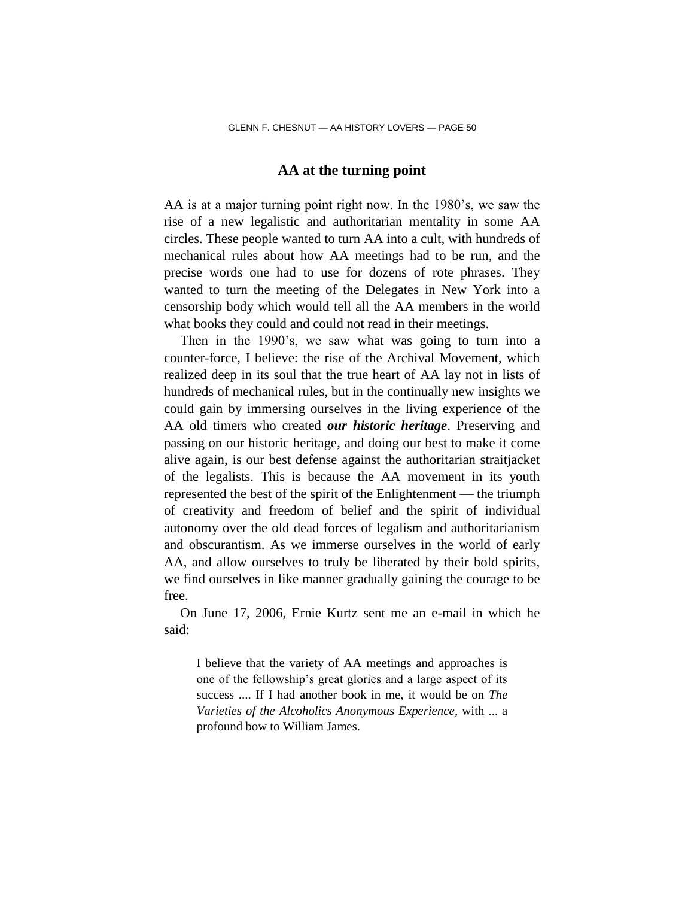## AA at the turning point

AA is at a major turning point right now. In the 1980's, we saw the rise of a new legalistic and authoritarian mentality in some AA circles. These people wanted to turn AA into a cult, with hundreds of mechanical rules about how AA meetings had to be run, and the precise words one had to use for dozens of rote phrases. They wanted to turn the meeting of the Delegates in New York into a censorship body which would tell all the AA members in the world what books they could and could not read in their meetings.

Then in the 1990's, we saw what was going to turn into a counter-force, I believe: the rise of the Archival Movement, which realized deep in its soul that the true heart of AA lay not in lists of hundreds of mechanical rules, but in the continually new insights we could gain by immersing ourselves in the living experience of the AA old timers who created ***our historic heritage***. Preserving and passing on our historic heritage, and doing our best to make it come alive again, is our best defense against the authoritarian straitjacket of the legalists. This is because the AA movement in its youth represented the best of the spirit of the Enlightenment — the triumph of creativity and freedom of belief and the spirit of individual autonomy over the old dead forces of legalism and authoritarianism and obscurantism. As we immerse ourselves in the world of early AA, and allow ourselves to truly be liberated by their bold spirits, we find ourselves in like manner gradually gaining the courage to be free.

On June 17, 2006, Ernie Kurtz sent me an e-mail in which he said:

> I believe that the variety of AA meetings and approaches is one of the fellowship's great glories and a large aspect of its success .... If I had another book in me, it would be on *The Varieties of the Alcoholics Anonymous Experience*, with ... a profound bow to William James.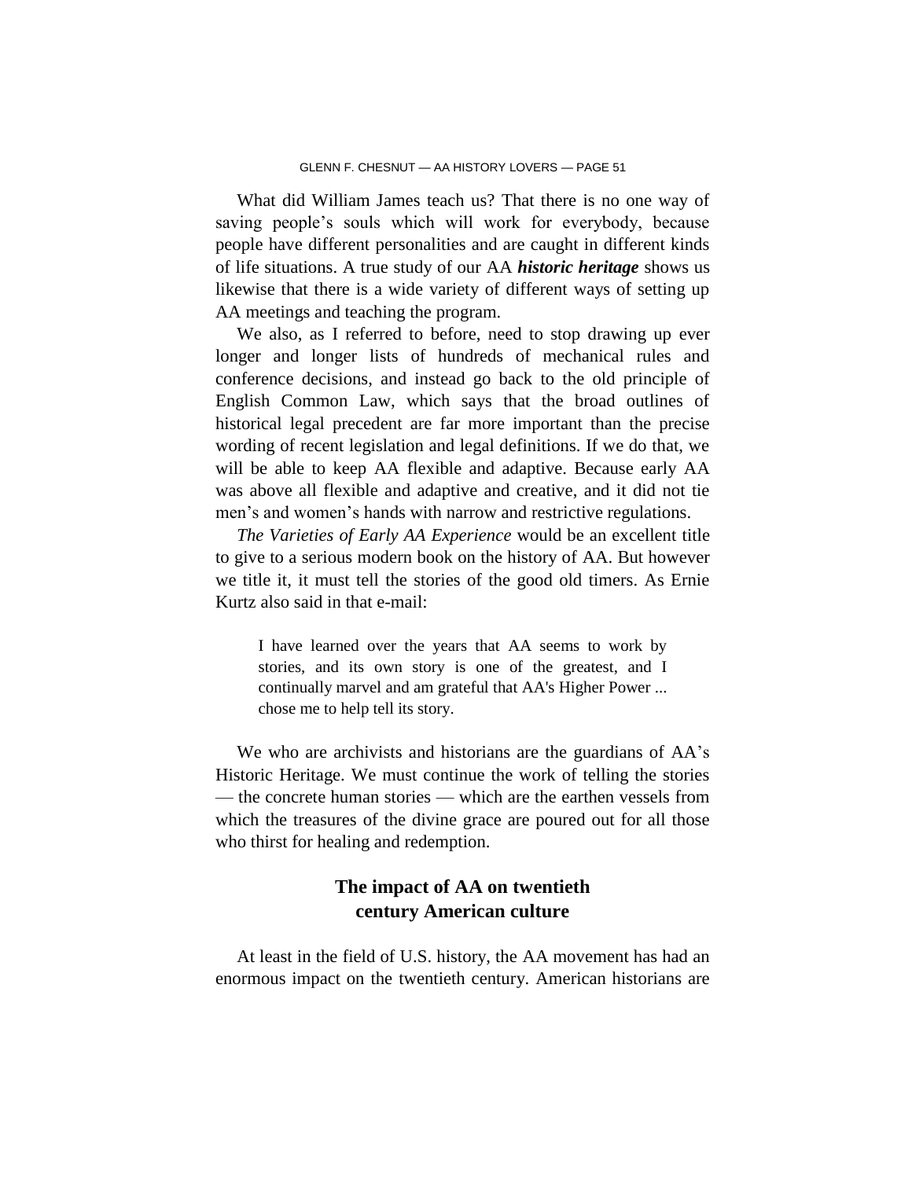What did William James teach us? That there is no one way of saving people's souls which will work for everybody, because people have different personalities and are caught in different kinds of life situations. A true study of our AA ***historic heritage*** shows us likewise that there is a wide variety of different ways of setting up AA meetings and teaching the program.

We also, as I referred to before, need to stop drawing up ever longer and longer lists of hundreds of mechanical rules and conference decisions, and instead go back to the old principle of English Common Law, which says that the broad outlines of historical legal precedent are far more important than the precise wording of recent legislation and legal definitions. If we do that, we will be able to keep AA flexible and adaptive. Because early AA was above all flexible and adaptive and creative, and it did not tie men's and women's hands with narrow and restrictive regulations.

*The Varieties of Early AA Experience* would be an excellent title to give to a serious modern book on the history of AA. But however we title it, it must tell the stories of the good old timers. As Ernie Kurtz also said in that e-mail:

> I have learned over the years that AA seems to work by stories, and its own story is one of the greatest, and I continually marvel and am grateful that AA's Higher Power ... chose me to help tell its story.

We who are archivists and historians are the guardians of AA's Historic Heritage. We must continue the work of telling the stories — the concrete human stories — which are the earthen vessels from which the treasures of the divine grace are poured out for all those who thirst for healing and redemption.

## The impact of AA on twentieth century American culture

At least in the field of U.S. history, the AA movement has had an enormous impact on the twentieth century. American historians are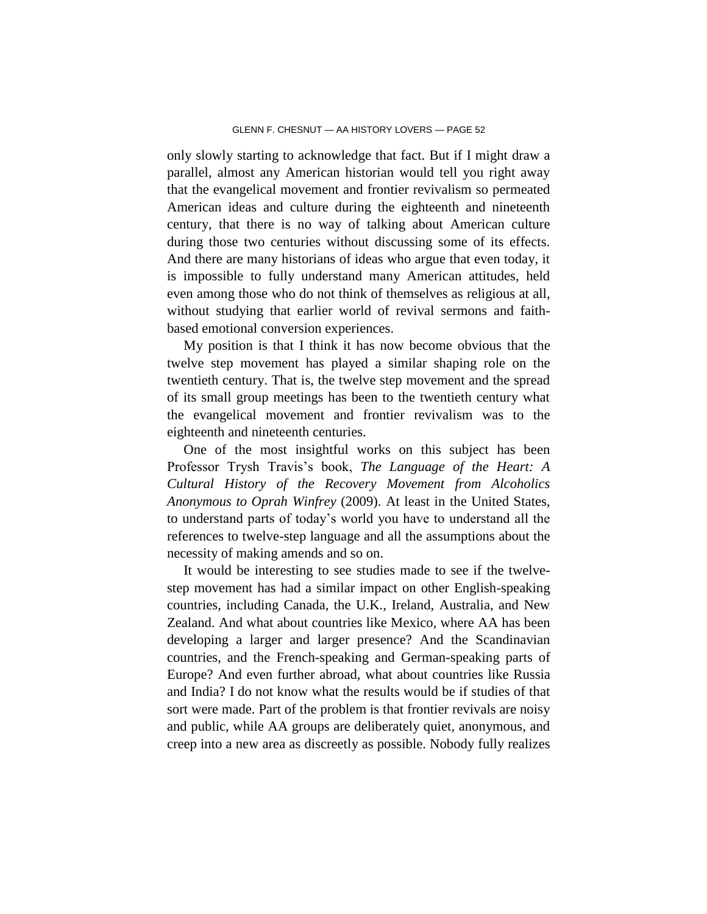only slowly starting to acknowledge that fact. But if I might draw a parallel, almost any American historian would tell you right away that the evangelical movement and frontier revivalism so permeated American ideas and culture during the eighteenth and nineteenth century, that there is no way of talking about American culture during those two centuries without discussing some of its effects. And there are many historians of ideas who argue that even today, it is impossible to fully understand many American attitudes, held even among those who do not think of themselves as religious at all, without studying that earlier world of revival sermons and faith-based emotional conversion experiences.

My position is that I think it has now become obvious that the twelve step movement has played a similar shaping role on the twentieth century. That is, the twelve step movement and the spread of its small group meetings has been to the twentieth century what the evangelical movement and frontier revivalism was to the eighteenth and nineteenth centuries.

One of the most insightful works on this subject has been Professor Trysh Travis's book, *The Language of the Heart: A Cultural History of the Recovery Movement from Alcoholics Anonymous to Oprah Winfrey* (2009). At least in the United States, to understand parts of today's world you have to understand all the references to twelve-step language and all the assumptions about the necessity of making amends and so on.

It would be interesting to see studies made to see if the twelve-step movement has had a similar impact on other English-speaking countries, including Canada, the U.K., Ireland, Australia, and New Zealand. And what about countries like Mexico, where AA has been developing a larger and larger presence? And the Scandinavian countries, and the French-speaking and German-speaking parts of Europe? And even further abroad, what about countries like Russia and India? I do not know what the results would be if studies of that sort were made. Part of the problem is that frontier revivals are noisy and public, while AA groups are deliberately quiet, anonymous, and creep into a new area as discreetly as possible. Nobody fully realizes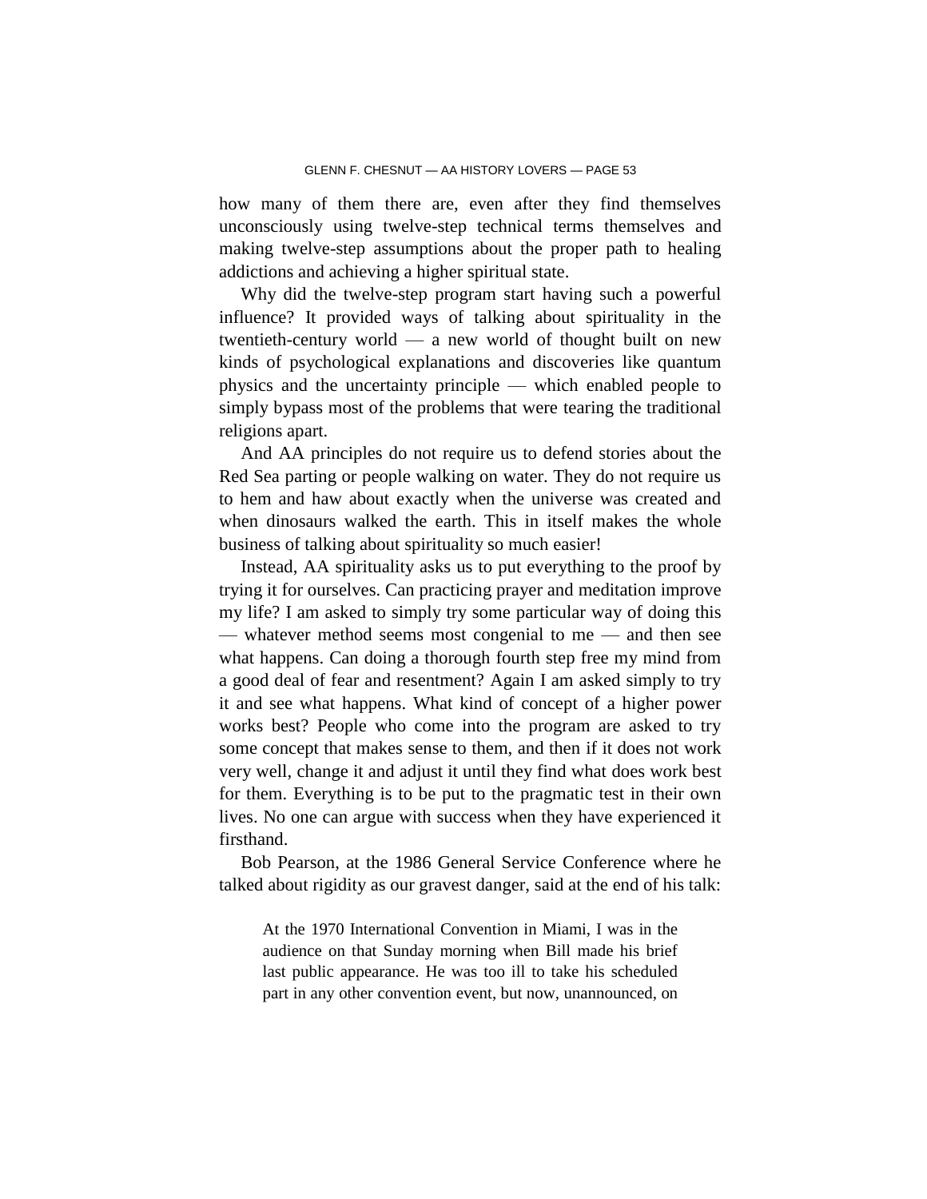how many of them there are, even after they find themselves unconsciously using twelve-step technical terms themselves and making twelve-step assumptions about the proper path to healing addictions and achieving a higher spiritual state.

Why did the twelve-step program start having such a powerful influence? It provided ways of talking about spirituality in the twentieth-century world — a new world of thought built on new kinds of psychological explanations and discoveries like quantum physics and the uncertainty principle — which enabled people to simply bypass most of the problems that were tearing the traditional religions apart.

And AA principles do not require us to defend stories about the Red Sea parting or people walking on water. They do not require us to hem and haw about exactly when the universe was created and when dinosaurs walked the earth. This in itself makes the whole business of talking about spirituality so much easier!

Instead, AA spirituality asks us to put everything to the proof by trying it for ourselves. Can practicing prayer and meditation improve my life? I am asked to simply try some particular way of doing this — whatever method seems most congenial to me — and then see what happens. Can doing a thorough fourth step free my mind from a good deal of fear and resentment? Again I am asked simply to try it and see what happens. What kind of concept of a higher power works best? People who come into the program are asked to try some concept that makes sense to them, and then if it does not work very well, change it and adjust it until they find what does work best for them. Everything is to be put to the pragmatic test in their own lives. No one can argue with success when they have experienced it firsthand.

Bob Pearson, at the 1986 General Service Conference where he talked about rigidity as our gravest danger, said at the end of his talk:

> At the 1970 International Convention in Miami, I was in the audience on that Sunday morning when Bill made his brief last public appearance. He was too ill to take his scheduled part in any other convention event, but now, unannounced, on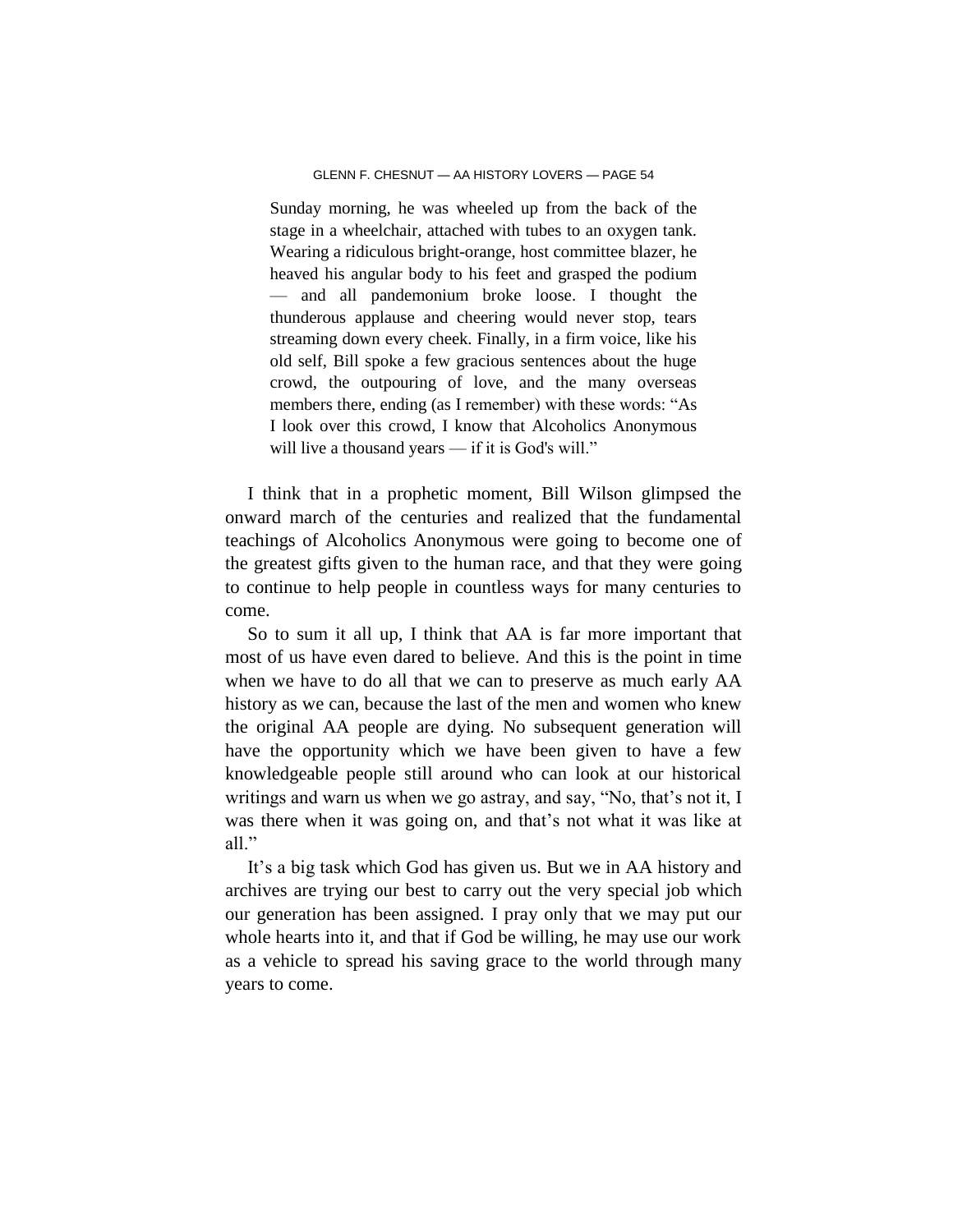> Sunday morning, he was wheeled up from the back of the stage in a wheelchair, attached with tubes to an oxygen tank. Wearing a ridiculous bright-orange, host committee blazer, he heaved his angular body to his feet and grasped the podium — and all pandemonium broke loose. I thought the thunderous applause and cheering would never stop, tears streaming down every cheek. Finally, in a firm voice, like his old self, Bill spoke a few gracious sentences about the huge crowd, the outpouring of love, and the many overseas members there, ending (as I remember) with these words: "As I look over this crowd, I know that Alcoholics Anonymous will live a thousand years — if it is God's will."

I think that in a prophetic moment, Bill Wilson glimpsed the onward march of the centuries and realized that the fundamental teachings of Alcoholics Anonymous were going to become one of the greatest gifts given to the human race, and that they were going to continue to help people in countless ways for many centuries to come.

So to sum it all up, I think that AA is far more important that most of us have even dared to believe. And this is the point in time when we have to do all that we can to preserve as much early AA history as we can, because the last of the men and women who knew the original AA people are dying. No subsequent generation will have the opportunity which we have been given to have a few knowledgeable people still around who can look at our historical writings and warn us when we go astray, and say, "No, that's not it, I was there when it was going on, and that's not what it was like at all."

It's a big task which God has given us. But we in AA history and archives are trying our best to carry out the very special job which our generation has been assigned. I pray only that we may put our whole hearts into it, and that if God be willing, he may use our work as a vehicle to spread his saving grace to the world through many years to come.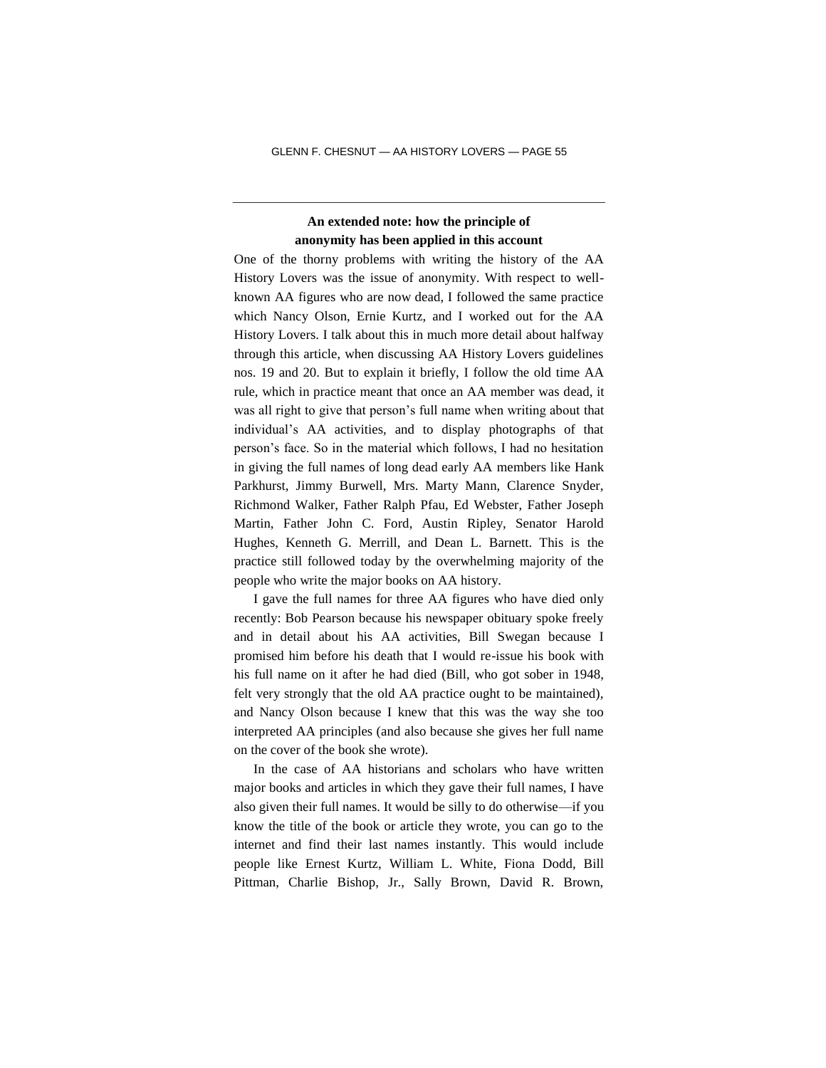## An extended note: how the principle of anonymity has been applied in this account

One of the thorny problems with writing the history of the AA History Lovers was the issue of anonymity. With respect to well-known AA figures who are now dead, I followed the same practice which Nancy Olson, Ernie Kurtz, and I worked out for the AA History Lovers. I talk about this in much more detail about halfway through this article, when discussing AA History Lovers guidelines nos. 19 and 20. But to explain it briefly, I follow the old time AA rule, which in practice meant that once an AA member was dead, it was all right to give that person's full name when writing about that individual's AA activities, and to display photographs of that person's face. So in the material which follows, I had no hesitation in giving the full names of long dead early AA members like Hank Parkhurst, Jimmy Burwell, Mrs. Marty Mann, Clarence Snyder, Richmond Walker, Father Ralph Pfau, Ed Webster, Father Joseph Martin, Father John C. Ford, Austin Ripley, Senator Harold Hughes, Kenneth G. Merrill, and Dean L. Barnett. This is the practice still followed today by the overwhelming majority of the people who write the major books on AA history.

I gave the full names for three AA figures who have died only recently: Bob Pearson because his newspaper obituary spoke freely and in detail about his AA activities, Bill Swegan because I promised him before his death that I would re-issue his book with his full name on it after he had died (Bill, who got sober in 1948, felt very strongly that the old AA practice ought to be maintained), and Nancy Olson because I knew that this was the way she too interpreted AA principles (and also because she gives her full name on the cover of the book she wrote).

In the case of AA historians and scholars who have written major books and articles in which they gave their full names, I have also given their full names. It would be silly to do otherwise—if you know the title of the book or article they wrote, you can go to the internet and find their last names instantly. This would include people like Ernest Kurtz, William L. White, Fiona Dodd, Bill Pittman, Charlie Bishop, Jr., Sally Brown, David R. Brown,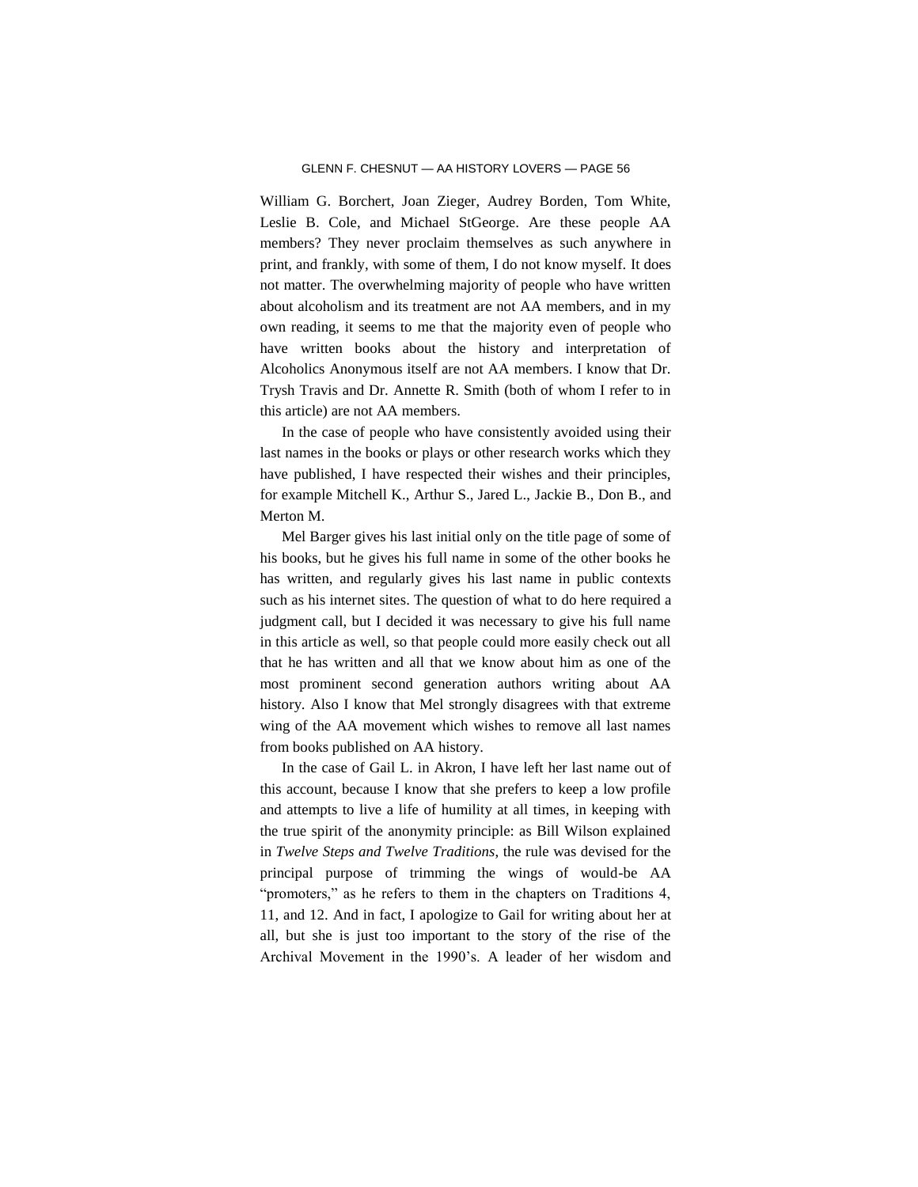William G. Borchert, Joan Zieger, Audrey Borden, Tom White, Leslie B. Cole, and Michael StGeorge. Are these people AA members? They never proclaim themselves as such anywhere in print, and frankly, with some of them, I do not know myself. It does not matter. The overwhelming majority of people who have written about alcoholism and its treatment are not AA members, and in my own reading, it seems to me that the majority even of people who have written books about the history and interpretation of Alcoholics Anonymous itself are not AA members. I know that Dr. Trysh Travis and Dr. Annette R. Smith (both of whom I refer to in this article) are not AA members.

In the case of people who have consistently avoided using their last names in the books or plays or other research works which they have published, I have respected their wishes and their principles, for example Mitchell K., Arthur S., Jared L., Jackie B., Don B., and Merton M.

Mel Barger gives his last initial only on the title page of some of his books, but he gives his full name in some of the other books he has written, and regularly gives his last name in public contexts such as his internet sites. The question of what to do here required a judgment call, but I decided it was necessary to give his full name in this article as well, so that people could more easily check out all that he has written and all that we know about him as one of the most prominent second generation authors writing about AA history. Also I know that Mel strongly disagrees with that extreme wing of the AA movement which wishes to remove all last names from books published on AA history.

In the case of Gail L. in Akron, I have left her last name out of this account, because I know that she prefers to keep a low profile and attempts to live a life of humility at all times, in keeping with the true spirit of the anonymity principle: as Bill Wilson explained in *Twelve Steps and Twelve Traditions*, the rule was devised for the principal purpose of trimming the wings of would-be AA "promoters," as he refers to them in the chapters on Traditions 4, 11, and 12. And in fact, I apologize to Gail for writing about her at all, but she is just too important to the story of the rise of the Archival Movement in the 1990's. A leader of her wisdom and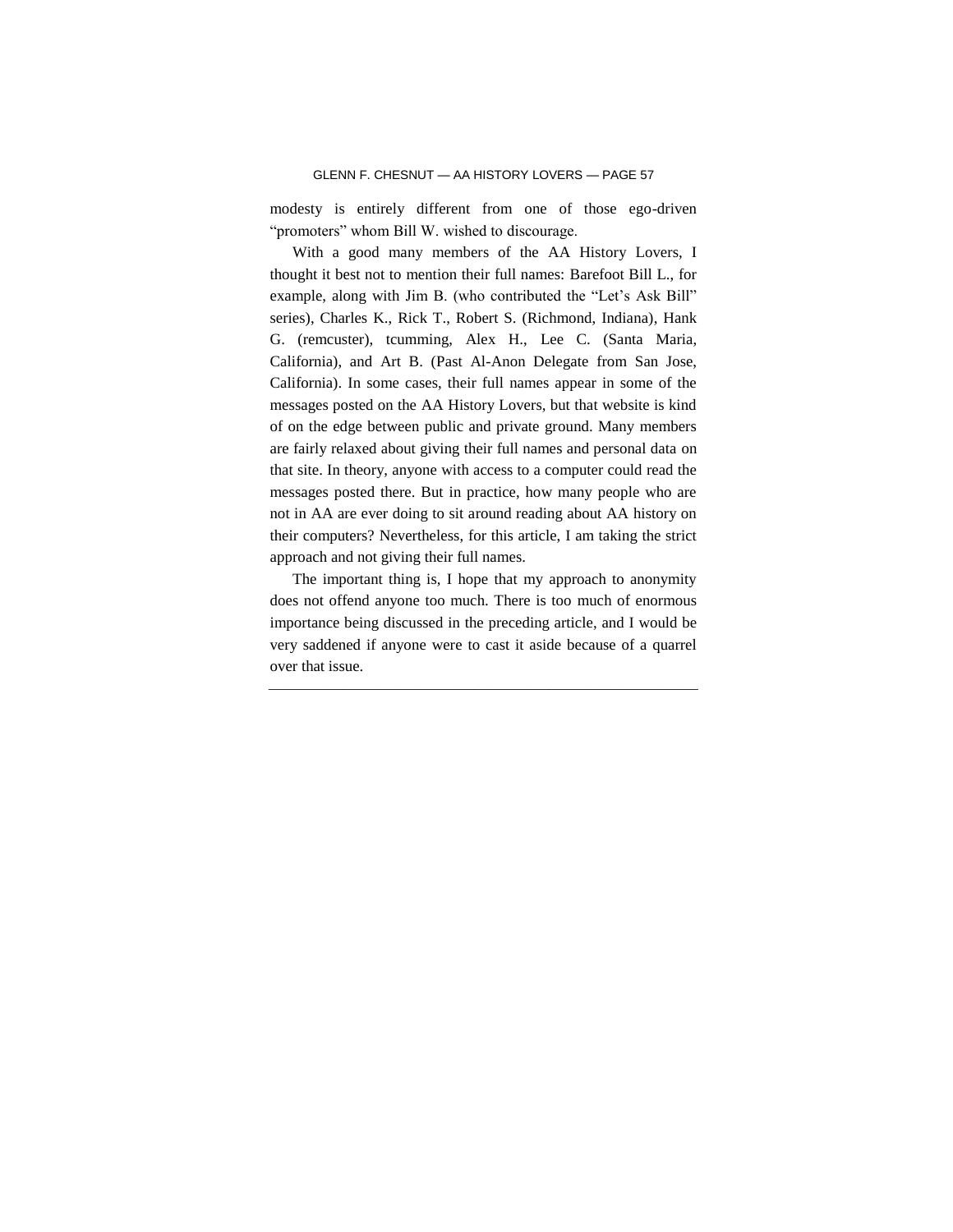modesty is entirely different from one of those ego-driven "promoters" whom Bill W. wished to discourage.

With a good many members of the AA History Lovers, I thought it best not to mention their full names: Barefoot Bill L., for example, along with Jim B. (who contributed the "Let's Ask Bill" series), Charles K., Rick T., Robert S. (Richmond, Indiana), Hank G. (remcuster), tcumming, Alex H., Lee C. (Santa Maria, California), and Art B. (Past Al-Anon Delegate from San Jose, California). In some cases, their full names appear in some of the messages posted on the AA History Lovers, but that website is kind of on the edge between public and private ground. Many members are fairly relaxed about giving their full names and personal data on that site. In theory, anyone with access to a computer could read the messages posted there. But in practice, how many people who are not in AA are ever doing to sit around reading about AA history on their computers? Nevertheless, for this article, I am taking the strict approach and not giving their full names.

The important thing is, I hope that my approach to anonymity does not offend anyone too much. There is too much of enormous importance being discussed in the preceding article, and I would be very saddened if anyone were to cast it aside because of a quarrel over that issue.

---